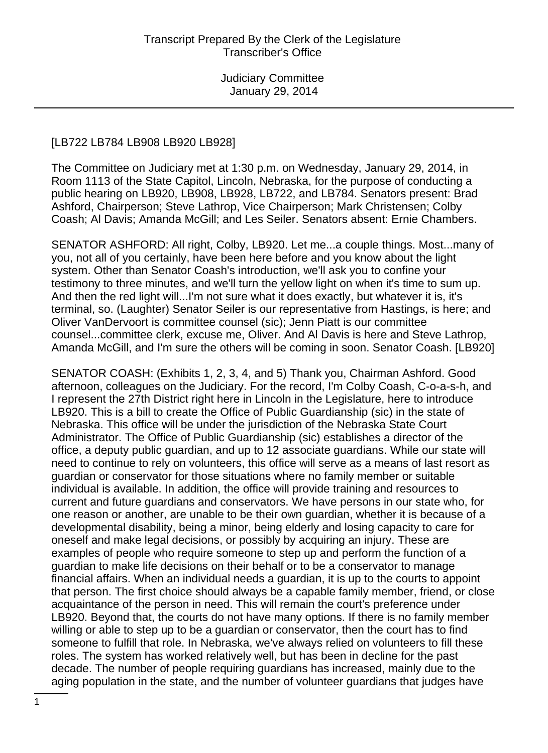[LB722 LB784 LB908 LB920 LB928]

The Committee on Judiciary met at 1:30 p.m. on Wednesday, January 29, 2014, in Room 1113 of the State Capitol, Lincoln, Nebraska, for the purpose of conducting a public hearing on LB920, LB908, LB928, LB722, and LB784. Senators present: Brad Ashford, Chairperson; Steve Lathrop, Vice Chairperson; Mark Christensen; Colby Coash; Al Davis; Amanda McGill; and Les Seiler. Senators absent: Ernie Chambers.

SENATOR ASHFORD: All right, Colby, LB920. Let me...a couple things. Most...many of you, not all of you certainly, have been here before and you know about the light system. Other than Senator Coash's introduction, we'll ask you to confine your testimony to three minutes, and we'll turn the yellow light on when it's time to sum up. And then the red light will...I'm not sure what it does exactly, but whatever it is, it's terminal, so. (Laughter) Senator Seiler is our representative from Hastings, is here; and Oliver VanDervoort is committee counsel (sic); Jenn Piatt is our committee counsel...committee clerk, excuse me, Oliver. And Al Davis is here and Steve Lathrop, Amanda McGill, and I'm sure the others will be coming in soon. Senator Coash. [LB920]

SENATOR COASH: (Exhibits 1, 2, 3, 4, and 5) Thank you, Chairman Ashford. Good afternoon, colleagues on the Judiciary. For the record, I'm Colby Coash, C-o-a-s-h, and I represent the 27th District right here in Lincoln in the Legislature, here to introduce LB920. This is a bill to create the Office of Public Guardianship (sic) in the state of Nebraska. This office will be under the jurisdiction of the Nebraska State Court Administrator. The Office of Public Guardianship (sic) establishes a director of the office, a deputy public guardian, and up to 12 associate guardians. While our state will need to continue to rely on volunteers, this office will serve as a means of last resort as guardian or conservator for those situations where no family member or suitable individual is available. In addition, the office will provide training and resources to current and future guardians and conservators. We have persons in our state who, for one reason or another, are unable to be their own guardian, whether it is because of a developmental disability, being a minor, being elderly and losing capacity to care for oneself and make legal decisions, or possibly by acquiring an injury. These are examples of people who require someone to step up and perform the function of a guardian to make life decisions on their behalf or to be a conservator to manage financial affairs. When an individual needs a guardian, it is up to the courts to appoint that person. The first choice should always be a capable family member, friend, or close acquaintance of the person in need. This will remain the court's preference under LB920. Beyond that, the courts do not have many options. If there is no family member willing or able to step up to be a guardian or conservator, then the court has to find someone to fulfill that role. In Nebraska, we've always relied on volunteers to fill these roles. The system has worked relatively well, but has been in decline for the past decade. The number of people requiring guardians has increased, mainly due to the aging population in the state, and the number of volunteer guardians that judges have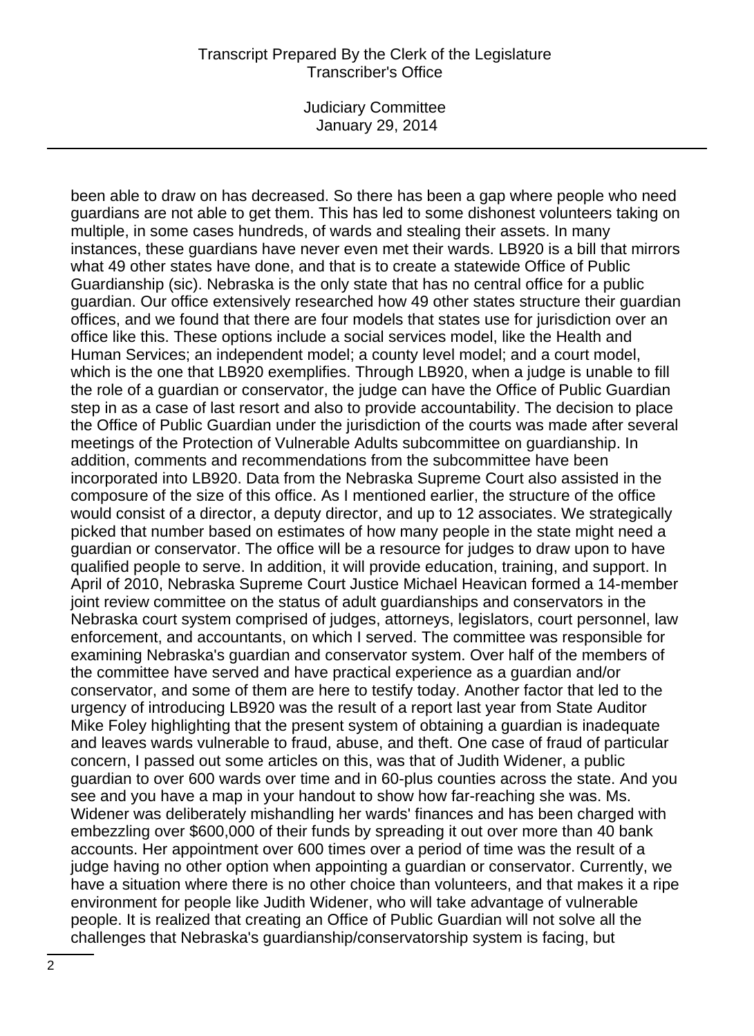been able to draw on has decreased. So there has been a gap where people who need guardians are not able to get them. This has led to some dishonest volunteers taking on multiple, in some cases hundreds, of wards and stealing their assets. In many instances, these guardians have never even met their wards. LB920 is a bill that mirrors what 49 other states have done, and that is to create a statewide Office of Public Guardianship (sic). Nebraska is the only state that has no central office for a public guardian. Our office extensively researched how 49 other states structure their guardian offices, and we found that there are four models that states use for jurisdiction over an office like this. These options include a social services model, like the Health and Human Services; an independent model; a county level model; and a court model, which is the one that LB920 exemplifies. Through LB920, when a judge is unable to fill the role of a guardian or conservator, the judge can have the Office of Public Guardian step in as a case of last resort and also to provide accountability. The decision to place the Office of Public Guardian under the jurisdiction of the courts was made after several meetings of the Protection of Vulnerable Adults subcommittee on guardianship. In addition, comments and recommendations from the subcommittee have been incorporated into LB920. Data from the Nebraska Supreme Court also assisted in the composure of the size of this office. As I mentioned earlier, the structure of the office would consist of a director, a deputy director, and up to 12 associates. We strategically picked that number based on estimates of how many people in the state might need a guardian or conservator. The office will be a resource for judges to draw upon to have qualified people to serve. In addition, it will provide education, training, and support. In April of 2010, Nebraska Supreme Court Justice Michael Heavican formed a 14-member joint review committee on the status of adult guardianships and conservators in the Nebraska court system comprised of judges, attorneys, legislators, court personnel, law enforcement, and accountants, on which I served. The committee was responsible for examining Nebraska's guardian and conservator system. Over half of the members of the committee have served and have practical experience as a guardian and/or conservator, and some of them are here to testify today. Another factor that led to the urgency of introducing LB920 was the result of a report last year from State Auditor Mike Foley highlighting that the present system of obtaining a guardian is inadequate and leaves wards vulnerable to fraud, abuse, and theft. One case of fraud of particular concern, I passed out some articles on this, was that of Judith Widener, a public guardian to over 600 wards over time and in 60-plus counties across the state. And you see and you have a map in your handout to show how far-reaching she was. Ms. Widener was deliberately mishandling her wards' finances and has been charged with embezzling over $600,000 of their funds by spreading it out over more than 40 bank accounts. Her appointment over 600 times over a period of time was the result of a judge having no other option when appointing a guardian or conservator. Currently, we have a situation where there is no other choice than volunteers, and that makes it a ripe environment for people like Judith Widener, who will take advantage of vulnerable people. It is realized that creating an Office of Public Guardian will not solve all the challenges that Nebraska's guardianship/conservatorship system is facing, but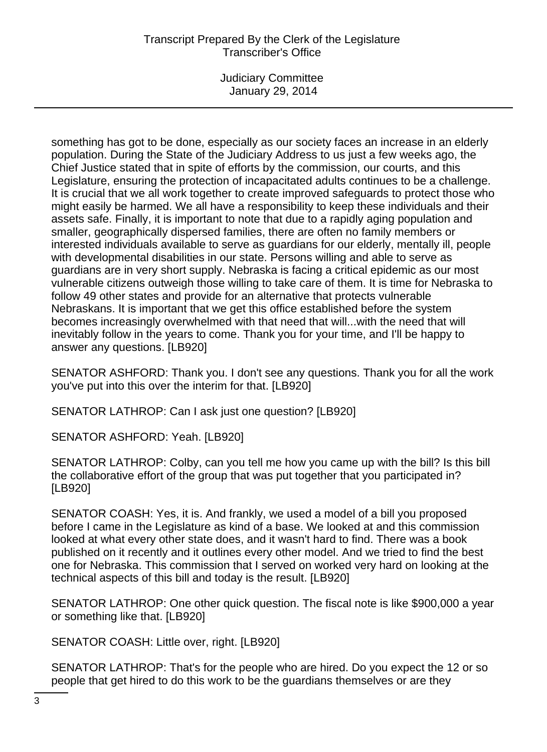something has got to be done, especially as our society faces an increase in an elderly population. During the State of the Judiciary Address to us just a few weeks ago, the Chief Justice stated that in spite of efforts by the commission, our courts, and this Legislature, ensuring the protection of incapacitated adults continues to be a challenge. It is crucial that we all work together to create improved safeguards to protect those who might easily be harmed. We all have a responsibility to keep these individuals and their assets safe. Finally, it is important to note that due to a rapidly aging population and smaller, geographically dispersed families, there are often no family members or interested individuals available to serve as guardians for our elderly, mentally ill, people with developmental disabilities in our state. Persons willing and able to serve as guardians are in very short supply. Nebraska is facing a critical epidemic as our most vulnerable citizens outweigh those willing to take care of them. It is time for Nebraska to follow 49 other states and provide for an alternative that protects vulnerable Nebraskans. It is important that we get this office established before the system becomes increasingly overwhelmed with that need that will...with the need that will inevitably follow in the years to come. Thank you for your time, and I'll be happy to answer any questions. [LB920]

SENATOR ASHFORD: Thank you. I don't see any questions. Thank you for all the work you've put into this over the interim for that. [LB920]

SENATOR LATHROP: Can I ask just one question? [LB920]

SENATOR ASHFORD: Yeah. [LB920]

SENATOR LATHROP: Colby, can you tell me how you came up with the bill? Is this bill the collaborative effort of the group that was put together that you participated in? [LB920]

SENATOR COASH: Yes, it is. And frankly, we used a model of a bill you proposed before I came in the Legislature as kind of a base. We looked at and this commission looked at what every other state does, and it wasn't hard to find. There was a book published on it recently and it outlines every other model. And we tried to find the best one for Nebraska. This commission that I served on worked very hard on looking at the technical aspects of this bill and today is the result. [LB920]

SENATOR LATHROP: One other quick question. The fiscal note is like $900,000 a year or something like that. [LB920]

SENATOR COASH: Little over, right. [LB920]

SENATOR LATHROP: That's for the people who are hired. Do you expect the 12 or so people that get hired to do this work to be the guardians themselves or are they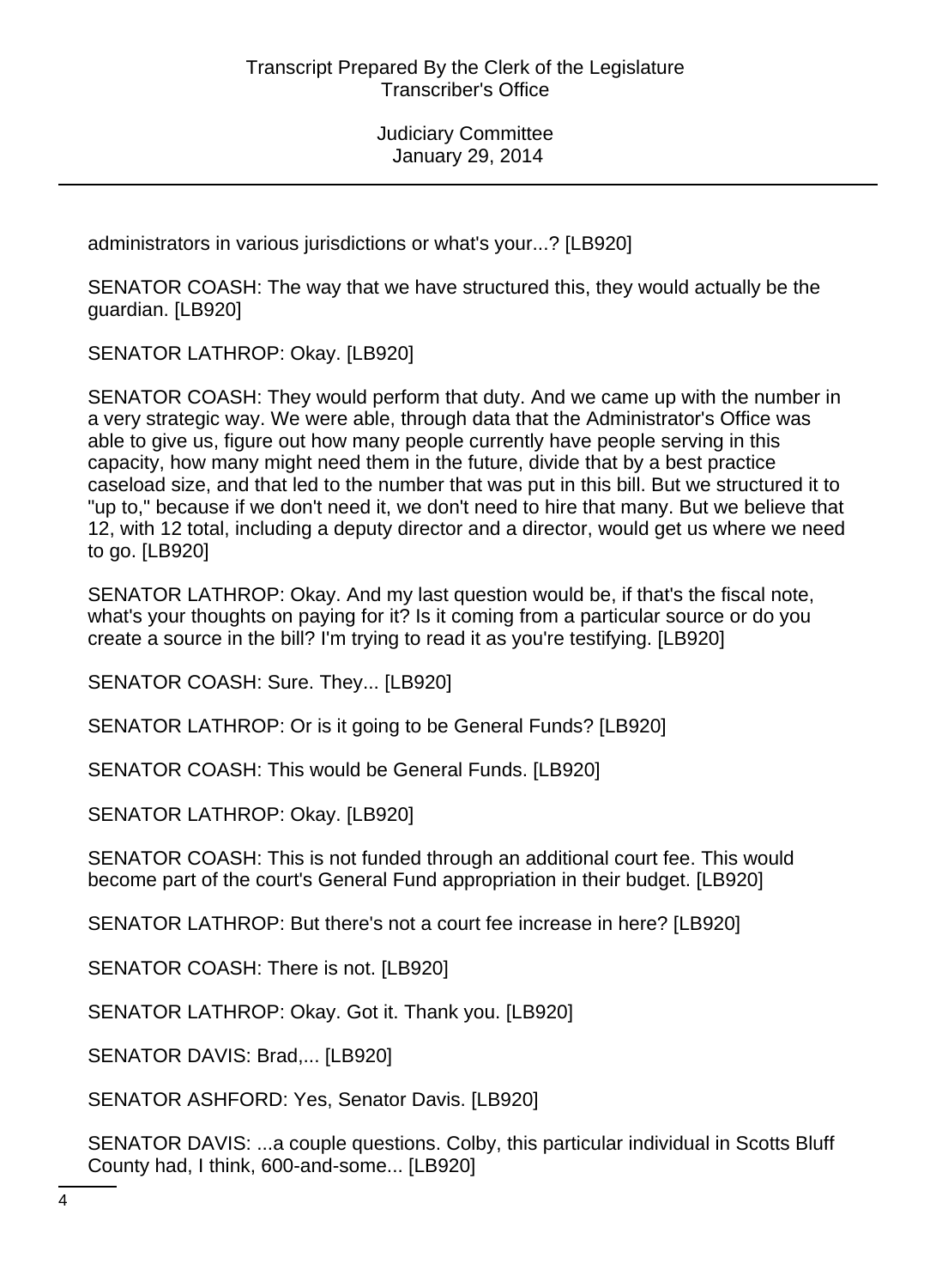administrators in various jurisdictions or what's your...? [LB920]

SENATOR COASH: The way that we have structured this, they would actually be the guardian. [LB920]

SENATOR LATHROP: Okay. [LB920]

SENATOR COASH: They would perform that duty. And we came up with the number in a very strategic way. We were able, through data that the Administrator's Office was able to give us, figure out how many people currently have people serving in this capacity, how many might need them in the future, divide that by a best practice caseload size, and that led to the number that was put in this bill. But we structured it to "up to," because if we don't need it, we don't need to hire that many. But we believe that 12, with 12 total, including a deputy director and a director, would get us where we need to go. [LB920]

SENATOR LATHROP: Okay. And my last question would be, if that's the fiscal note, what's your thoughts on paying for it? Is it coming from a particular source or do you create a source in the bill? I'm trying to read it as you're testifying. [LB920]

SENATOR COASH: Sure. They... [LB920]

SENATOR LATHROP: Or is it going to be General Funds? [LB920]

SENATOR COASH: This would be General Funds. [LB920]

SENATOR LATHROP: Okay. [LB920]

SENATOR COASH: This is not funded through an additional court fee. This would become part of the court's General Fund appropriation in their budget. [LB920]

SENATOR LATHROP: But there's not a court fee increase in here? [LB920]

SENATOR COASH: There is not. [LB920]

SENATOR LATHROP: Okay. Got it. Thank you. [LB920]

SENATOR DAVIS: Brad,... [LB920]

SENATOR ASHFORD: Yes, Senator Davis. [LB920]

SENATOR DAVIS: ...a couple questions. Colby, this particular individual in Scotts Bluff County had, I think, 600-and-some... [LB920]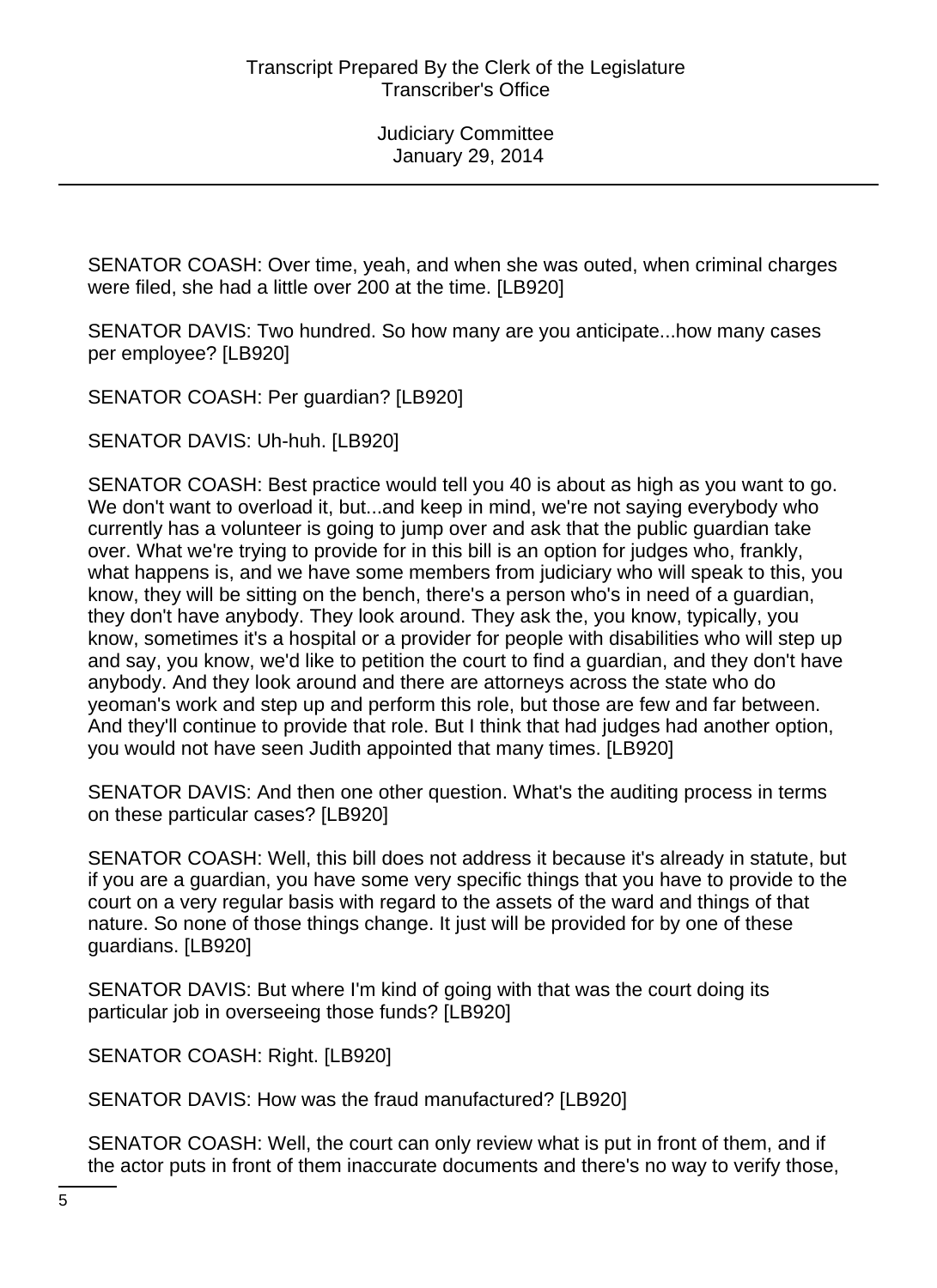SENATOR COASH: Over time, yeah, and when she was outed, when criminal charges were filed, she had a little over 200 at the time. [LB920]

SENATOR DAVIS: Two hundred. So how many are you anticipate...how many cases per employee? [LB920]

SENATOR COASH: Per guardian? [LB920]

SENATOR DAVIS: Uh-huh. [LB920]

SENATOR COASH: Best practice would tell you 40 is about as high as you want to go. We don't want to overload it, but...and keep in mind, we're not saying everybody who currently has a volunteer is going to jump over and ask that the public guardian take over. What we're trying to provide for in this bill is an option for judges who, frankly, what happens is, and we have some members from judiciary who will speak to this, you know, they will be sitting on the bench, there's a person who's in need of a guardian, they don't have anybody. They look around. They ask the, you know, typically, you know, sometimes it's a hospital or a provider for people with disabilities who will step up and say, you know, we'd like to petition the court to find a guardian, and they don't have anybody. And they look around and there are attorneys across the state who do yeoman's work and step up and perform this role, but those are few and far between. And they'll continue to provide that role. But I think that had judges had another option, you would not have seen Judith appointed that many times. [LB920]

SENATOR DAVIS: And then one other question. What's the auditing process in terms on these particular cases? [LB920]

SENATOR COASH: Well, this bill does not address it because it's already in statute, but if you are a guardian, you have some very specific things that you have to provide to the court on a very regular basis with regard to the assets of the ward and things of that nature. So none of those things change. It just will be provided for by one of these guardians. [LB920]

SENATOR DAVIS: But where I'm kind of going with that was the court doing its particular job in overseeing those funds? [LB920]

SENATOR COASH: Right. [LB920]

SENATOR DAVIS: How was the fraud manufactured? [LB920]

SENATOR COASH: Well, the court can only review what is put in front of them, and if the actor puts in front of them inaccurate documents and there's no way to verify those,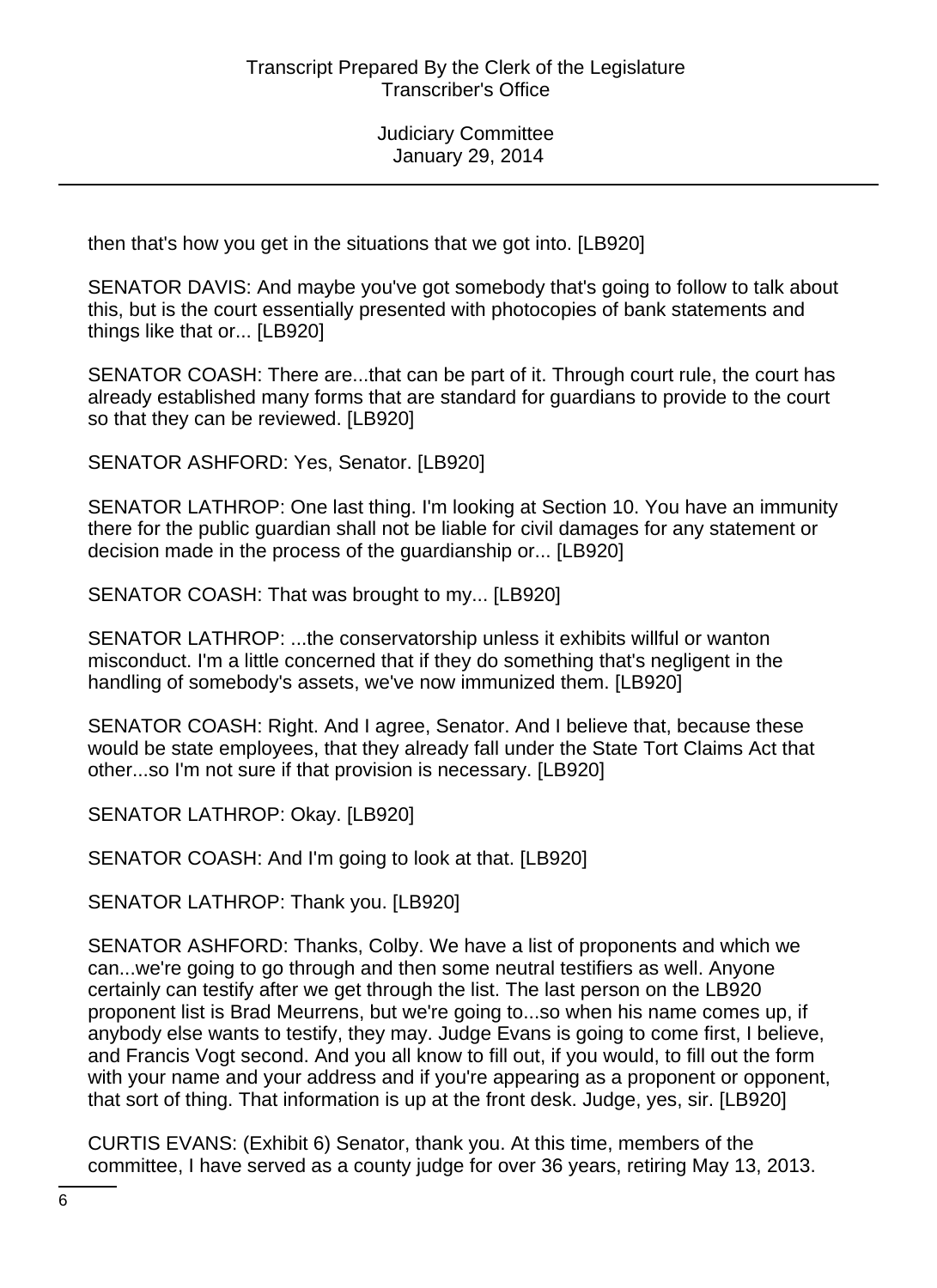then that's how you get in the situations that we got into. [LB920]

SENATOR DAVIS: And maybe you've got somebody that's going to follow to talk about this, but is the court essentially presented with photocopies of bank statements and things like that or... [LB920]

SENATOR COASH: There are...that can be part of it. Through court rule, the court has already established many forms that are standard for guardians to provide to the court so that they can be reviewed. [LB920]

SENATOR ASHFORD: Yes, Senator. [LB920]

SENATOR LATHROP: One last thing. I'm looking at Section 10. You have an immunity there for the public guardian shall not be liable for civil damages for any statement or decision made in the process of the guardianship or... [LB920]

SENATOR COASH: That was brought to my... [LB920]

SENATOR LATHROP: ...the conservatorship unless it exhibits willful or wanton misconduct. I'm a little concerned that if they do something that's negligent in the handling of somebody's assets, we've now immunized them. [LB920]

SENATOR COASH: Right. And I agree, Senator. And I believe that, because these would be state employees, that they already fall under the State Tort Claims Act that other...so I'm not sure if that provision is necessary. [LB920]

SENATOR LATHROP: Okay. [LB920]

SENATOR COASH: And I'm going to look at that. [LB920]

SENATOR LATHROP: Thank you. [LB920]

SENATOR ASHFORD: Thanks, Colby. We have a list of proponents and which we can...we're going to go through and then some neutral testifiers as well. Anyone certainly can testify after we get through the list. The last person on the LB920 proponent list is Brad Meurrens, but we're going to...so when his name comes up, if anybody else wants to testify, they may. Judge Evans is going to come first, I believe, and Francis Vogt second. And you all know to fill out, if you would, to fill out the form with your name and your address and if you're appearing as a proponent or opponent, that sort of thing. That information is up at the front desk. Judge, yes, sir. [LB920]

CURTIS EVANS: (Exhibit 6) Senator, thank you. At this time, members of the committee, I have served as a county judge for over 36 years, retiring May 13, 2013.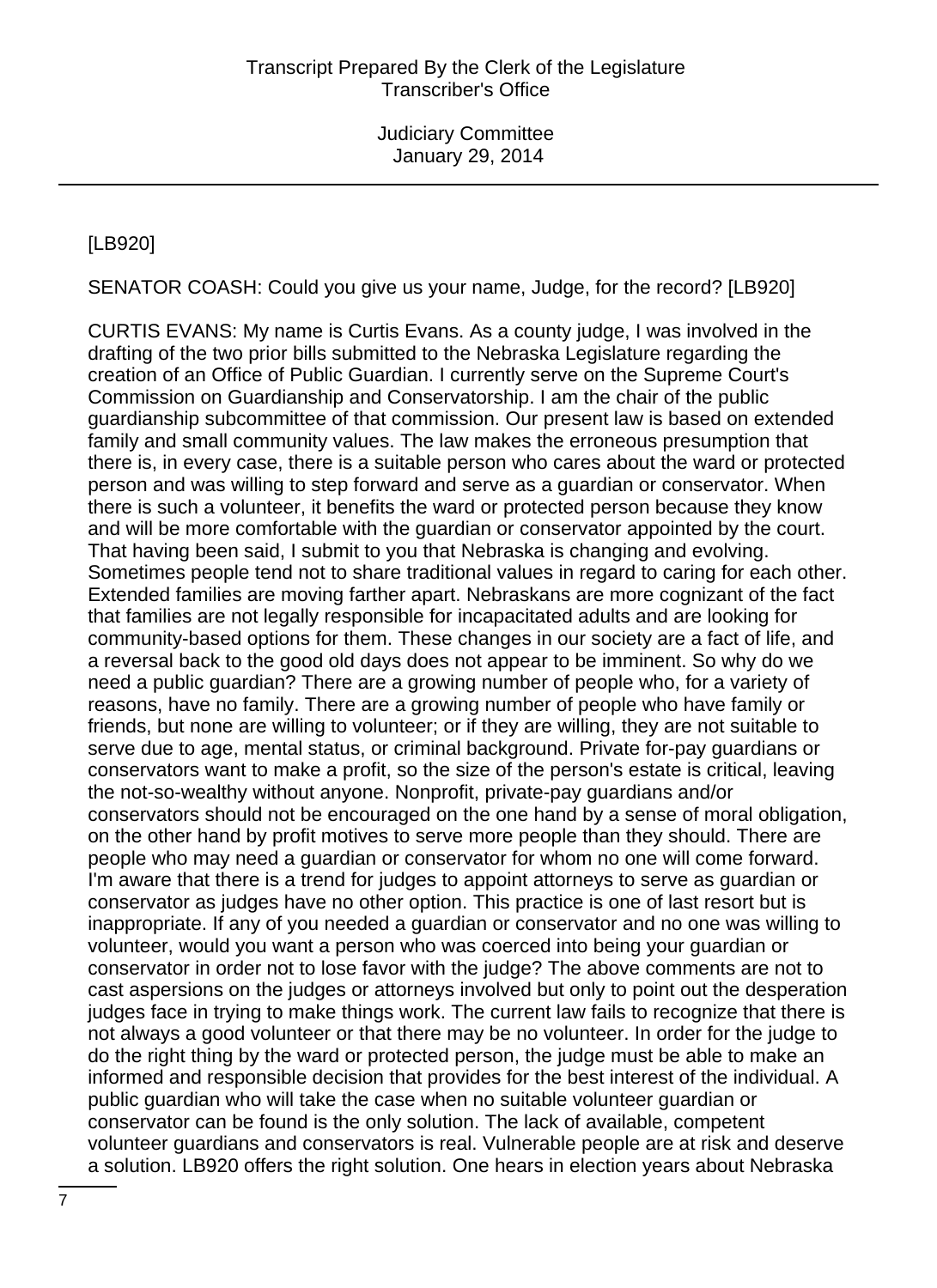[LB920]

SENATOR COASH: Could you give us your name, Judge, for the record? [LB920]

CURTIS EVANS: My name is Curtis Evans. As a county judge, I was involved in the drafting of the two prior bills submitted to the Nebraska Legislature regarding the creation of an Office of Public Guardian. I currently serve on the Supreme Court's Commission on Guardianship and Conservatorship. I am the chair of the public guardianship subcommittee of that commission. Our present law is based on extended family and small community values. The law makes the erroneous presumption that there is, in every case, there is a suitable person who cares about the ward or protected person and was willing to step forward and serve as a guardian or conservator. When there is such a volunteer, it benefits the ward or protected person because they know and will be more comfortable with the guardian or conservator appointed by the court. That having been said, I submit to you that Nebraska is changing and evolving. Sometimes people tend not to share traditional values in regard to caring for each other. Extended families are moving farther apart. Nebraskans are more cognizant of the fact that families are not legally responsible for incapacitated adults and are looking for community-based options for them. These changes in our society are a fact of life, and a reversal back to the good old days does not appear to be imminent. So why do we need a public guardian? There are a growing number of people who, for a variety of reasons, have no family. There are a growing number of people who have family or friends, but none are willing to volunteer; or if they are willing, they are not suitable to serve due to age, mental status, or criminal background. Private for-pay guardians or conservators want to make a profit, so the size of the person's estate is critical, leaving the not-so-wealthy without anyone. Nonprofit, private-pay guardians and/or conservators should not be encouraged on the one hand by a sense of moral obligation, on the other hand by profit motives to serve more people than they should. There are people who may need a guardian or conservator for whom no one will come forward. I'm aware that there is a trend for judges to appoint attorneys to serve as guardian or conservator as judges have no other option. This practice is one of last resort but is inappropriate. If any of you needed a guardian or conservator and no one was willing to volunteer, would you want a person who was coerced into being your guardian or conservator in order not to lose favor with the judge? The above comments are not to cast aspersions on the judges or attorneys involved but only to point out the desperation judges face in trying to make things work. The current law fails to recognize that there is not always a good volunteer or that there may be no volunteer. In order for the judge to do the right thing by the ward or protected person, the judge must be able to make an informed and responsible decision that provides for the best interest of the individual. A public guardian who will take the case when no suitable volunteer guardian or conservator can be found is the only solution. The lack of available, competent volunteer guardians and conservators is real. Vulnerable people are at risk and deserve a solution. LB920 offers the right solution. One hears in election years about Nebraska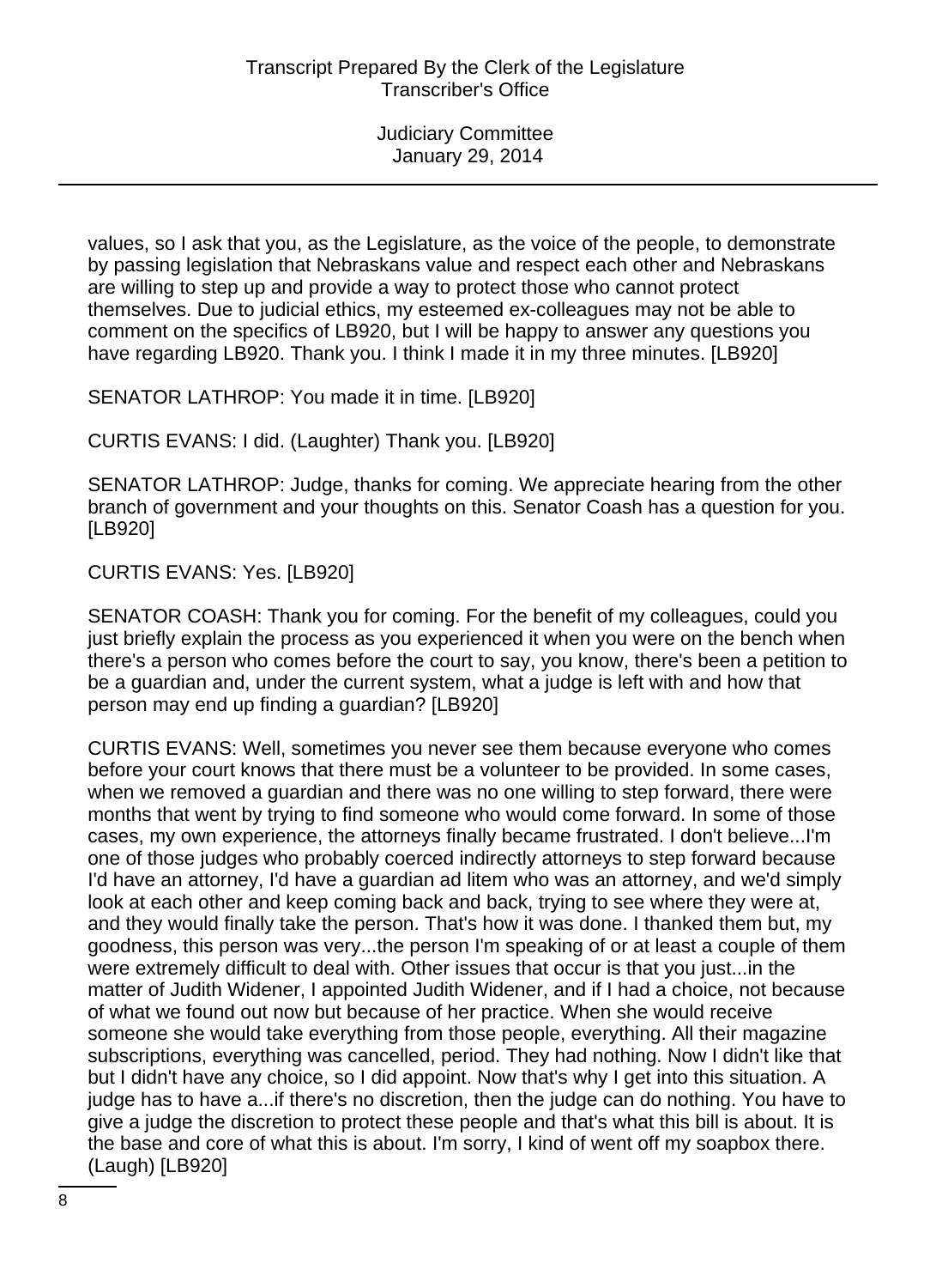values, so I ask that you, as the Legislature, as the voice of the people, to demonstrate by passing legislation that Nebraskans value and respect each other and Nebraskans are willing to step up and provide a way to protect those who cannot protect themselves. Due to judicial ethics, my esteemed ex-colleagues may not be able to comment on the specifics of LB920, but I will be happy to answer any questions you have regarding LB920. Thank you. I think I made it in my three minutes. [LB920]

SENATOR LATHROP: You made it in time. [LB920]

CURTIS EVANS: I did. (Laughter) Thank you. [LB920]

SENATOR LATHROP: Judge, thanks for coming. We appreciate hearing from the other branch of government and your thoughts on this. Senator Coash has a question for you. [LB920]

CURTIS EVANS: Yes. [LB920]

SENATOR COASH: Thank you for coming. For the benefit of my colleagues, could you just briefly explain the process as you experienced it when you were on the bench when there's a person who comes before the court to say, you know, there's been a petition to be a guardian and, under the current system, what a judge is left with and how that person may end up finding a guardian? [LB920]

CURTIS EVANS: Well, sometimes you never see them because everyone who comes before your court knows that there must be a volunteer to be provided. In some cases, when we removed a guardian and there was no one willing to step forward, there were months that went by trying to find someone who would come forward. In some of those cases, my own experience, the attorneys finally became frustrated. I don't believe...I'm one of those judges who probably coerced indirectly attorneys to step forward because I'd have an attorney, I'd have a guardian ad litem who was an attorney, and we'd simply look at each other and keep coming back and back, trying to see where they were at, and they would finally take the person. That's how it was done. I thanked them but, my goodness, this person was very...the person I'm speaking of or at least a couple of them were extremely difficult to deal with. Other issues that occur is that you just...in the matter of Judith Widener, I appointed Judith Widener, and if I had a choice, not because of what we found out now but because of her practice. When she would receive someone she would take everything from those people, everything. All their magazine subscriptions, everything was cancelled, period. They had nothing. Now I didn't like that but I didn't have any choice, so I did appoint. Now that's why I get into this situation. A judge has to have a...if there's no discretion, then the judge can do nothing. You have to give a judge the discretion to protect these people and that's what this bill is about. It is the base and core of what this is about. I'm sorry, I kind of went off my soapbox there. (Laugh) [LB920]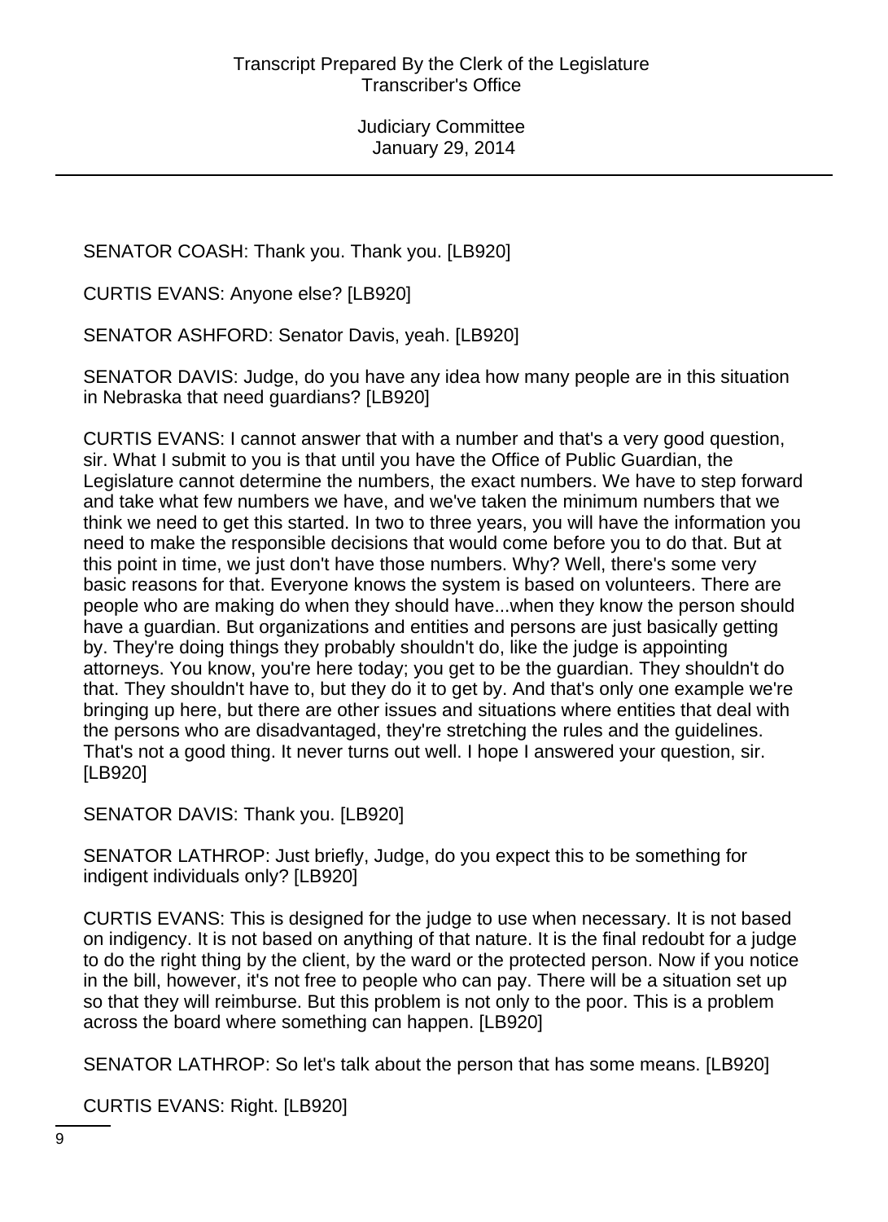SENATOR COASH: Thank you. Thank you. [LB920]

CURTIS EVANS: Anyone else? [LB920]

SENATOR ASHFORD: Senator Davis, yeah. [LB920]

SENATOR DAVIS: Judge, do you have any idea how many people are in this situation in Nebraska that need guardians? [LB920]

CURTIS EVANS: I cannot answer that with a number and that's a very good question, sir. What I submit to you is that until you have the Office of Public Guardian, the Legislature cannot determine the numbers, the exact numbers. We have to step forward and take what few numbers we have, and we've taken the minimum numbers that we think we need to get this started. In two to three years, you will have the information you need to make the responsible decisions that would come before you to do that. But at this point in time, we just don't have those numbers. Why? Well, there's some very basic reasons for that. Everyone knows the system is based on volunteers. There are people who are making do when they should have...when they know the person should have a guardian. But organizations and entities and persons are just basically getting by. They're doing things they probably shouldn't do, like the judge is appointing attorneys. You know, you're here today; you get to be the guardian. They shouldn't do that. They shouldn't have to, but they do it to get by. And that's only one example we're bringing up here, but there are other issues and situations where entities that deal with the persons who are disadvantaged, they're stretching the rules and the guidelines. That's not a good thing. It never turns out well. I hope I answered your question, sir. [LB920]

SENATOR DAVIS: Thank you. [LB920]

SENATOR LATHROP: Just briefly, Judge, do you expect this to be something for indigent individuals only? [LB920]

CURTIS EVANS: This is designed for the judge to use when necessary. It is not based on indigency. It is not based on anything of that nature. It is the final redoubt for a judge to do the right thing by the client, by the ward or the protected person. Now if you notice in the bill, however, it's not free to people who can pay. There will be a situation set up so that they will reimburse. But this problem is not only to the poor. This is a problem across the board where something can happen. [LB920]

SENATOR LATHROP: So let's talk about the person that has some means. [LB920]

CURTIS EVANS: Right. [LB920]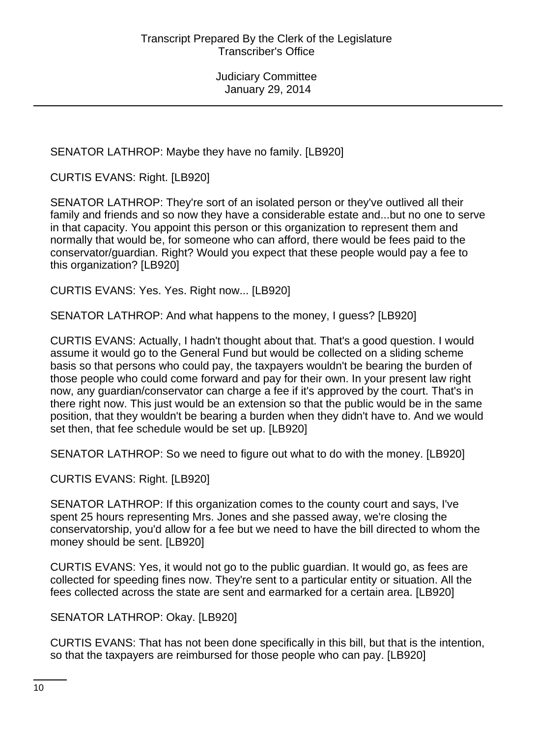SENATOR LATHROP: Maybe they have no family. [LB920]

CURTIS EVANS: Right. [LB920]

SENATOR LATHROP: They're sort of an isolated person or they've outlived all their family and friends and so now they have a considerable estate and...but no one to serve in that capacity. You appoint this person or this organization to represent them and normally that would be, for someone who can afford, there would be fees paid to the conservator/guardian. Right? Would you expect that these people would pay a fee to this organization? [LB920]

CURTIS EVANS: Yes. Yes. Right now... [LB920]

SENATOR LATHROP: And what happens to the money, I guess? [LB920]

CURTIS EVANS: Actually, I hadn't thought about that. That's a good question. I would assume it would go to the General Fund but would be collected on a sliding scheme basis so that persons who could pay, the taxpayers wouldn't be bearing the burden of those people who could come forward and pay for their own. In your present law right now, any guardian/conservator can charge a fee if it's approved by the court. That's in there right now. This just would be an extension so that the public would be in the same position, that they wouldn't be bearing a burden when they didn't have to. And we would set then, that fee schedule would be set up. [LB920]

SENATOR LATHROP: So we need to figure out what to do with the money. [LB920]

CURTIS EVANS: Right. [LB920]

SENATOR LATHROP: If this organization comes to the county court and says, I've spent 25 hours representing Mrs. Jones and she passed away, we're closing the conservatorship, you'd allow for a fee but we need to have the bill directed to whom the money should be sent. [LB920]

CURTIS EVANS: Yes, it would not go to the public guardian. It would go, as fees are collected for speeding fines now. They're sent to a particular entity or situation. All the fees collected across the state are sent and earmarked for a certain area. [LB920]

SENATOR LATHROP: Okay. [LB920]

CURTIS EVANS: That has not been done specifically in this bill, but that is the intention, so that the taxpayers are reimbursed for those people who can pay. [LB920]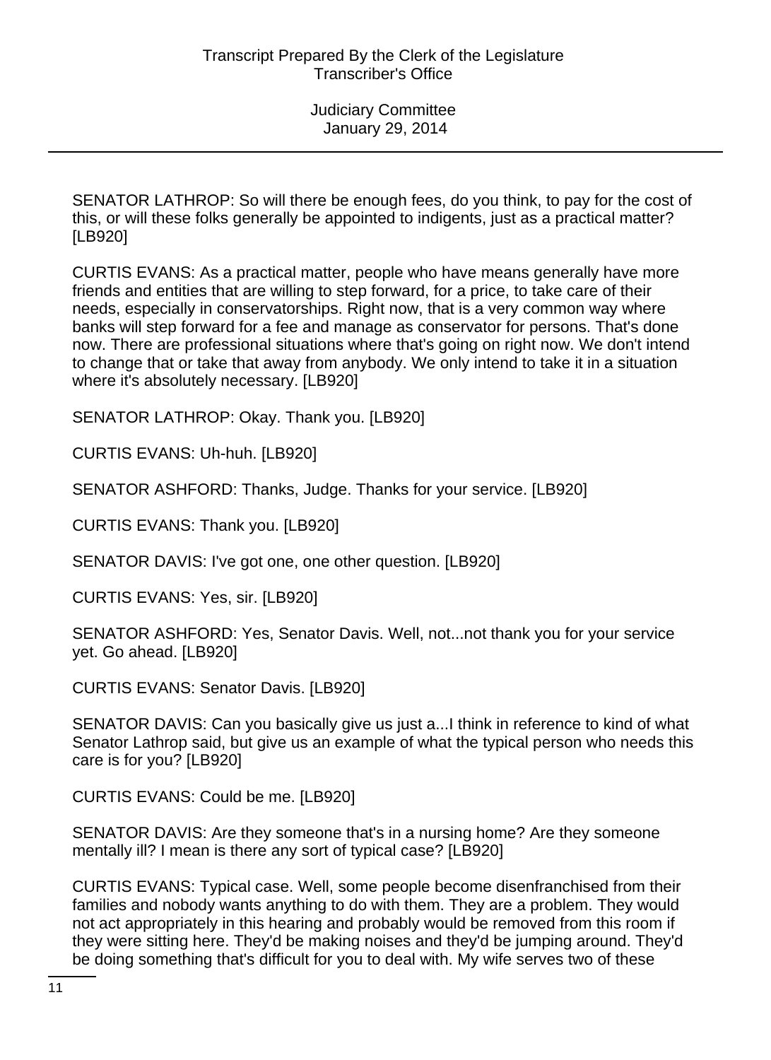SENATOR LATHROP: So will there be enough fees, do you think, to pay for the cost of this, or will these folks generally be appointed to indigents, just as a practical matter? [LB920]

CURTIS EVANS: As a practical matter, people who have means generally have more friends and entities that are willing to step forward, for a price, to take care of their needs, especially in conservatorships. Right now, that is a very common way where banks will step forward for a fee and manage as conservator for persons. That's done now. There are professional situations where that's going on right now. We don't intend to change that or take that away from anybody. We only intend to take it in a situation where it's absolutely necessary. [LB920]

SENATOR LATHROP: Okay. Thank you. [LB920]

CURTIS EVANS: Uh-huh. [LB920]

SENATOR ASHFORD: Thanks, Judge. Thanks for your service. [LB920]

CURTIS EVANS: Thank you. [LB920]

SENATOR DAVIS: I've got one, one other question. [LB920]

CURTIS EVANS: Yes, sir. [LB920]

SENATOR ASHFORD: Yes, Senator Davis. Well, not...not thank you for your service yet. Go ahead. [LB920]

CURTIS EVANS: Senator Davis. [LB920]

SENATOR DAVIS: Can you basically give us just a...I think in reference to kind of what Senator Lathrop said, but give us an example of what the typical person who needs this care is for you? [LB920]

CURTIS EVANS: Could be me. [LB920]

SENATOR DAVIS: Are they someone that's in a nursing home? Are they someone mentally ill? I mean is there any sort of typical case? [LB920]

CURTIS EVANS: Typical case. Well, some people become disenfranchised from their families and nobody wants anything to do with them. They are a problem. They would not act appropriately in this hearing and probably would be removed from this room if they were sitting here. They'd be making noises and they'd be jumping around. They'd be doing something that's difficult for you to deal with. My wife serves two of these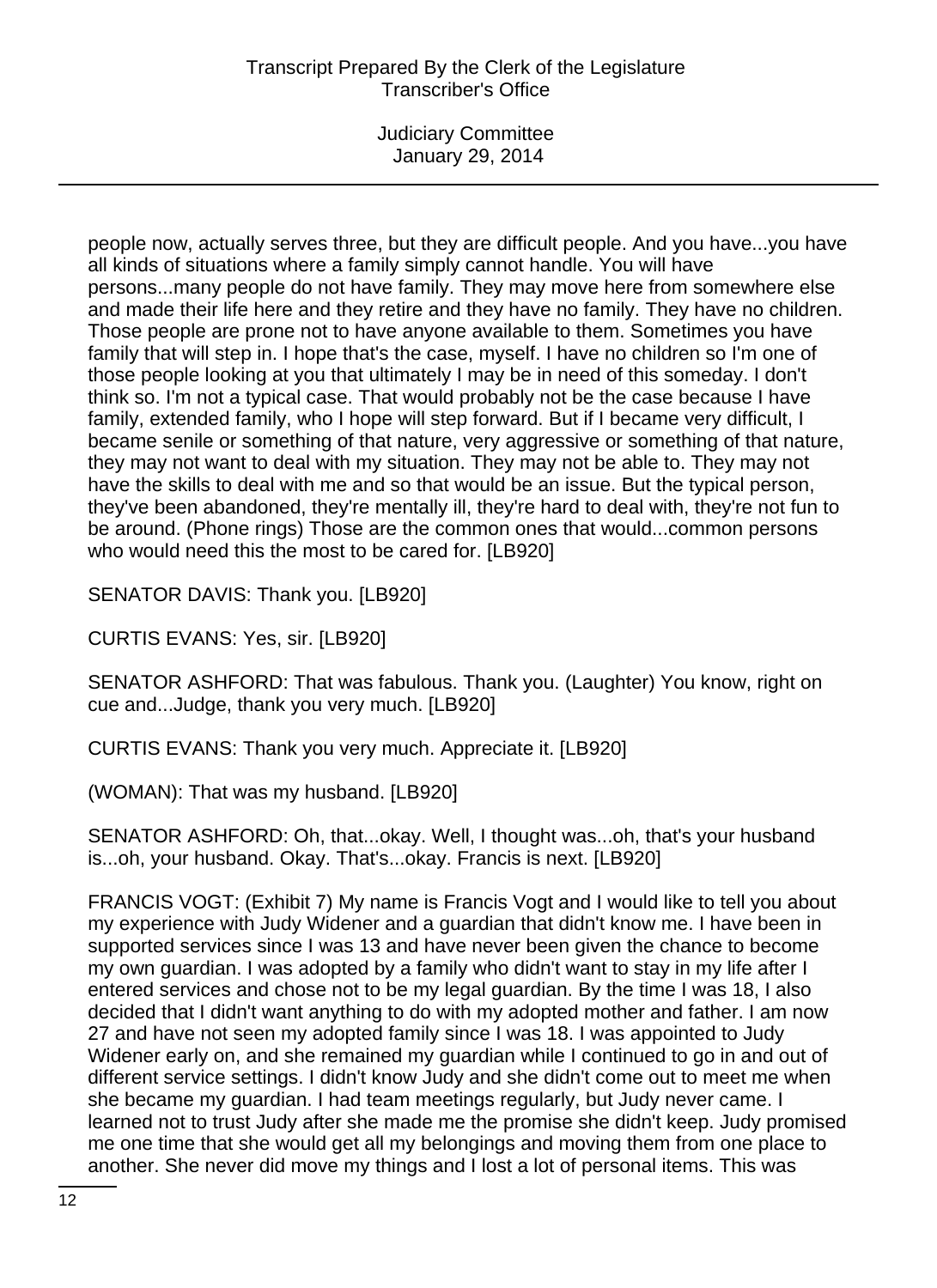people now, actually serves three, but they are difficult people. And you have...you have all kinds of situations where a family simply cannot handle. You will have persons...many people do not have family. They may move here from somewhere else and made their life here and they retire and they have no family. They have no children. Those people are prone not to have anyone available to them. Sometimes you have family that will step in. I hope that's the case, myself. I have no children so I'm one of those people looking at you that ultimately I may be in need of this someday. I don't think so. I'm not a typical case. That would probably not be the case because I have family, extended family, who I hope will step forward. But if I became very difficult, I became senile or something of that nature, very aggressive or something of that nature, they may not want to deal with my situation. They may not be able to. They may not have the skills to deal with me and so that would be an issue. But the typical person, they've been abandoned, they're mentally ill, they're hard to deal with, they're not fun to be around. (Phone rings) Those are the common ones that would...common persons who would need this the most to be cared for. [LB920]

SENATOR DAVIS: Thank you. [LB920]

CURTIS EVANS: Yes, sir. [LB920]

SENATOR ASHFORD: That was fabulous. Thank you. (Laughter) You know, right on cue and...Judge, thank you very much. [LB920]

CURTIS EVANS: Thank you very much. Appreciate it. [LB920]

(WOMAN): That was my husband. [LB920]

SENATOR ASHFORD: Oh, that...okay. Well, I thought was...oh, that's your husband is...oh, your husband. Okay. That's...okay. Francis is next. [LB920]

FRANCIS VOGT: (Exhibit 7) My name is Francis Vogt and I would like to tell you about my experience with Judy Widener and a guardian that didn't know me. I have been in supported services since I was 13 and have never been given the chance to become my own guardian. I was adopted by a family who didn't want to stay in my life after I entered services and chose not to be my legal guardian. By the time I was 18, I also decided that I didn't want anything to do with my adopted mother and father. I am now 27 and have not seen my adopted family since I was 18. I was appointed to Judy Widener early on, and she remained my guardian while I continued to go in and out of different service settings. I didn't know Judy and she didn't come out to meet me when she became my guardian. I had team meetings regularly, but Judy never came. I learned not to trust Judy after she made me the promise she didn't keep. Judy promised me one time that she would get all my belongings and moving them from one place to another. She never did move my things and I lost a lot of personal items. This was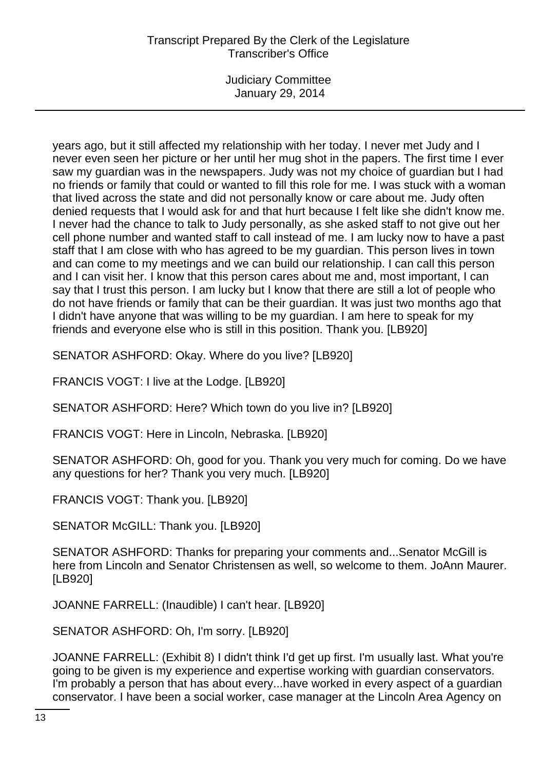years ago, but it still affected my relationship with her today. I never met Judy and I never even seen her picture or her until her mug shot in the papers. The first time I ever saw my guardian was in the newspapers. Judy was not my choice of guardian but I had no friends or family that could or wanted to fill this role for me. I was stuck with a woman that lived across the state and did not personally know or care about me. Judy often denied requests that I would ask for and that hurt because I felt like she didn't know me. I never had the chance to talk to Judy personally, as she asked staff to not give out her cell phone number and wanted staff to call instead of me. I am lucky now to have a past staff that I am close with who has agreed to be my guardian. This person lives in town and can come to my meetings and we can build our relationship. I can call this person and I can visit her. I know that this person cares about me and, most important, I can say that I trust this person. I am lucky but I know that there are still a lot of people who do not have friends or family that can be their guardian. It was just two months ago that I didn't have anyone that was willing to be my guardian. I am here to speak for my friends and everyone else who is still in this position. Thank you. [LB920]

SENATOR ASHFORD: Okay. Where do you live? [LB920]

FRANCIS VOGT: I live at the Lodge. [LB920]

SENATOR ASHFORD: Here? Which town do you live in? [LB920]

FRANCIS VOGT: Here in Lincoln, Nebraska. [LB920]

SENATOR ASHFORD: Oh, good for you. Thank you very much for coming. Do we have any questions for her? Thank you very much. [LB920]

FRANCIS VOGT: Thank you. [LB920]

SENATOR McGILL: Thank you. [LB920]

SENATOR ASHFORD: Thanks for preparing your comments and...Senator McGill is here from Lincoln and Senator Christensen as well, so welcome to them. JoAnn Maurer. [LB920]

JOANNE FARRELL: (Inaudible) I can't hear. [LB920]

SENATOR ASHFORD: Oh, I'm sorry. [LB920]

JOANNE FARRELL: (Exhibit 8) I didn't think I'd get up first. I'm usually last. What you're going to be given is my experience and expertise working with guardian conservators. I'm probably a person that has about every...have worked in every aspect of a guardian conservator. I have been a social worker, case manager at the Lincoln Area Agency on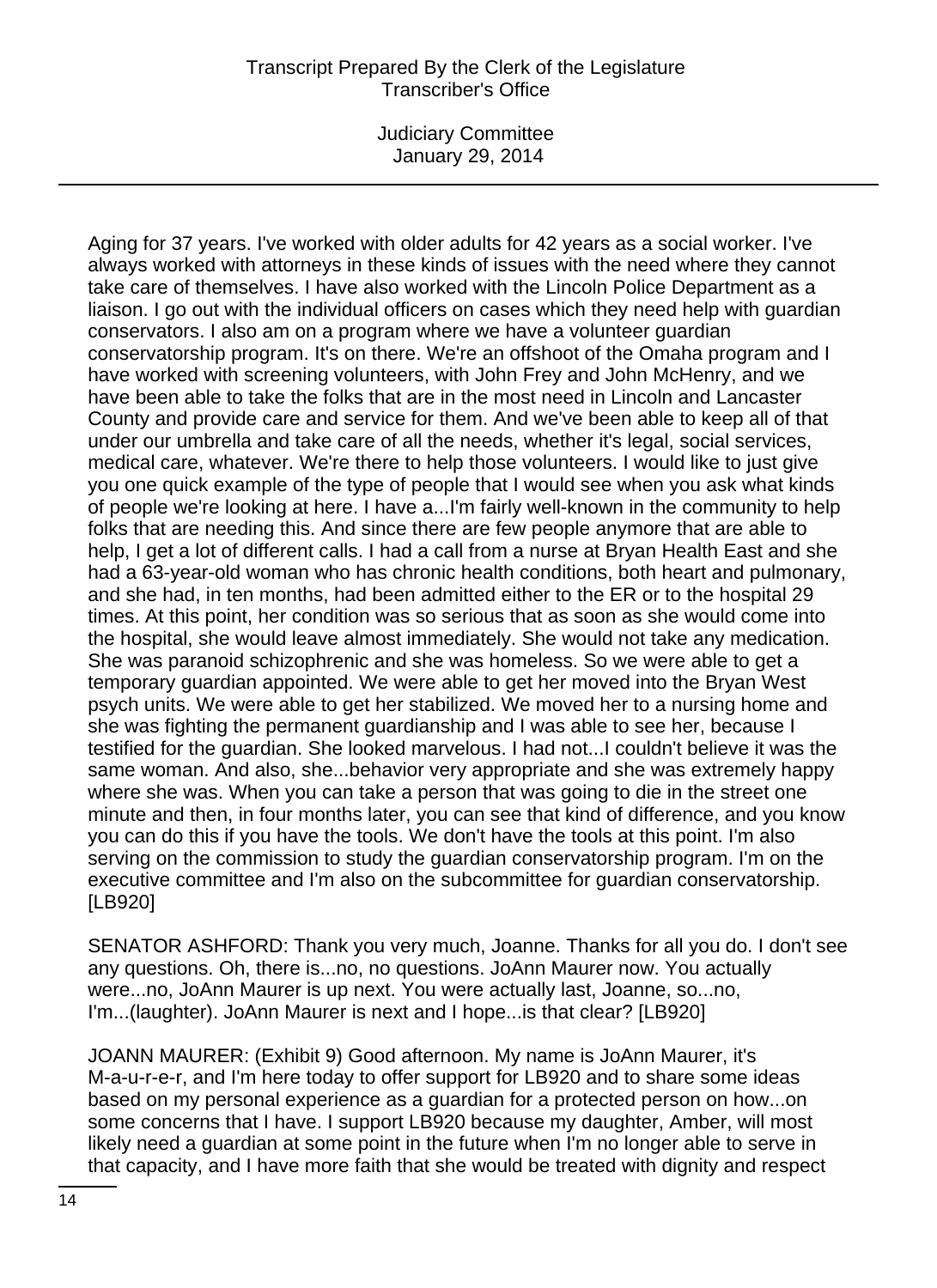Aging for 37 years. I've worked with older adults for 42 years as a social worker. I've always worked with attorneys in these kinds of issues with the need where they cannot take care of themselves. I have also worked with the Lincoln Police Department as a liaison. I go out with the individual officers on cases which they need help with guardian conservators. I also am on a program where we have a volunteer guardian conservatorship program. It's on there. We're an offshoot of the Omaha program and I have worked with screening volunteers, with John Frey and John McHenry, and we have been able to take the folks that are in the most need in Lincoln and Lancaster County and provide care and service for them. And we've been able to keep all of that under our umbrella and take care of all the needs, whether it's legal, social services, medical care, whatever. We're there to help those volunteers. I would like to just give you one quick example of the type of people that I would see when you ask what kinds of people we're looking at here. I have a...I'm fairly well-known in the community to help folks that are needing this. And since there are few people anymore that are able to help, I get a lot of different calls. I had a call from a nurse at Bryan Health East and she had a 63-year-old woman who has chronic health conditions, both heart and pulmonary, and she had, in ten months, had been admitted either to the ER or to the hospital 29 times. At this point, her condition was so serious that as soon as she would come into the hospital, she would leave almost immediately. She would not take any medication. She was paranoid schizophrenic and she was homeless. So we were able to get a temporary guardian appointed. We were able to get her moved into the Bryan West psych units. We were able to get her stabilized. We moved her to a nursing home and she was fighting the permanent guardianship and I was able to see her, because I testified for the guardian. She looked marvelous. I had not...I couldn't believe it was the same woman. And also, she...behavior very appropriate and she was extremely happy where she was. When you can take a person that was going to die in the street one minute and then, in four months later, you can see that kind of difference, and you know you can do this if you have the tools. We don't have the tools at this point. I'm also serving on the commission to study the guardian conservatorship program. I'm on the executive committee and I'm also on the subcommittee for guardian conservatorship. [LB920]

SENATOR ASHFORD: Thank you very much, Joanne. Thanks for all you do. I don't see any questions. Oh, there is...no, no questions. JoAnn Maurer now. You actually were...no, JoAnn Maurer is up next. You were actually last, Joanne, so...no, I'm...(laughter). JoAnn Maurer is next and I hope...is that clear? [LB920]

JOANN MAURER: (Exhibit 9) Good afternoon. My name is JoAnn Maurer, it's M-a-u-r-e-r, and I'm here today to offer support for LB920 and to share some ideas based on my personal experience as a guardian for a protected person on how...on some concerns that I have. I support LB920 because my daughter, Amber, will most likely need a guardian at some point in the future when I'm no longer able to serve in that capacity, and I have more faith that she would be treated with dignity and respect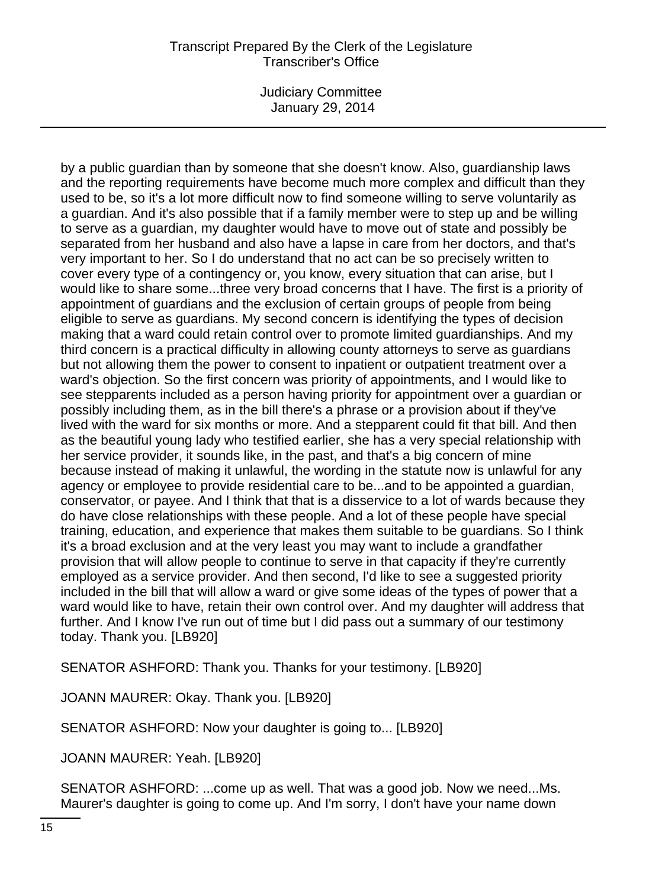by a public guardian than by someone that she doesn't know. Also, guardianship laws and the reporting requirements have become much more complex and difficult than they used to be, so it's a lot more difficult now to find someone willing to serve voluntarily as a guardian. And it's also possible that if a family member were to step up and be willing to serve as a guardian, my daughter would have to move out of state and possibly be separated from her husband and also have a lapse in care from her doctors, and that's very important to her. So I do understand that no act can be so precisely written to cover every type of a contingency or, you know, every situation that can arise, but I would like to share some...three very broad concerns that I have. The first is a priority of appointment of guardians and the exclusion of certain groups of people from being eligible to serve as guardians. My second concern is identifying the types of decision making that a ward could retain control over to promote limited guardianships. And my third concern is a practical difficulty in allowing county attorneys to serve as guardians but not allowing them the power to consent to inpatient or outpatient treatment over a ward's objection. So the first concern was priority of appointments, and I would like to see stepparents included as a person having priority for appointment over a guardian or possibly including them, as in the bill there's a phrase or a provision about if they've lived with the ward for six months or more. And a stepparent could fit that bill. And then as the beautiful young lady who testified earlier, she has a very special relationship with her service provider, it sounds like, in the past, and that's a big concern of mine because instead of making it unlawful, the wording in the statute now is unlawful for any agency or employee to provide residential care to be...and to be appointed a guardian, conservator, or payee. And I think that that is a disservice to a lot of wards because they do have close relationships with these people. And a lot of these people have special training, education, and experience that makes them suitable to be guardians. So I think it's a broad exclusion and at the very least you may want to include a grandfather provision that will allow people to continue to serve in that capacity if they're currently employed as a service provider. And then second, I'd like to see a suggested priority included in the bill that will allow a ward or give some ideas of the types of power that a ward would like to have, retain their own control over. And my daughter will address that further. And I know I've run out of time but I did pass out a summary of our testimony today. Thank you. [LB920]

SENATOR ASHFORD: Thank you. Thanks for your testimony. [LB920]

JOANN MAURER: Okay. Thank you. [LB920]

SENATOR ASHFORD: Now your daughter is going to... [LB920]

JOANN MAURER: Yeah. [LB920]

SENATOR ASHFORD: ...come up as well. That was a good job. Now we need...Ms. Maurer's daughter is going to come up. And I'm sorry, I don't have your name down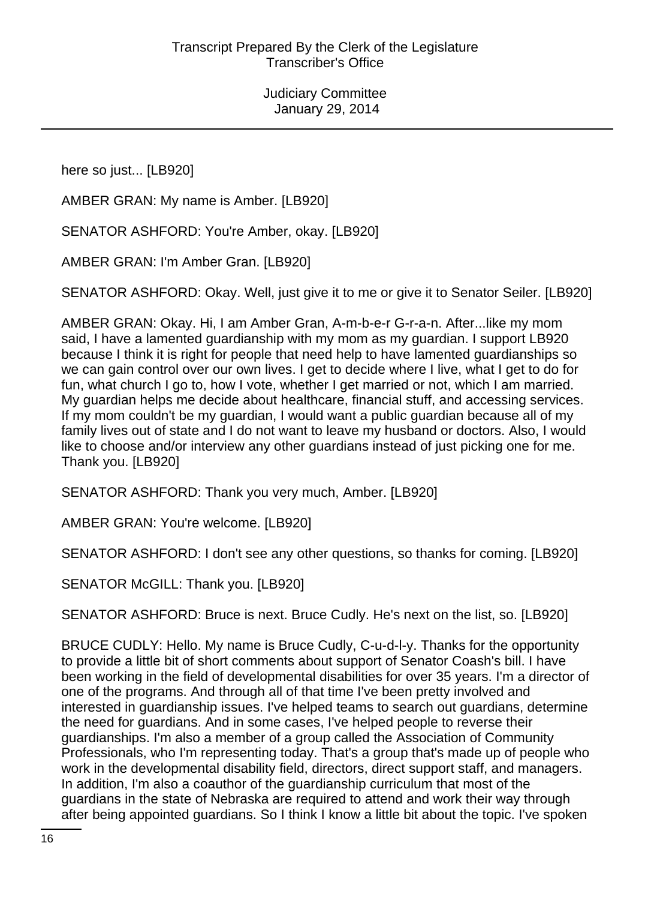here so just... [LB920]

AMBER GRAN: My name is Amber. [LB920]

SENATOR ASHFORD: You're Amber, okay. [LB920]

AMBER GRAN: I'm Amber Gran. [LB920]

SENATOR ASHFORD: Okay. Well, just give it to me or give it to Senator Seiler. [LB920]

AMBER GRAN: Okay. Hi, I am Amber Gran, A-m-b-e-r G-r-a-n. After...like my mom said, I have a lamented guardianship with my mom as my guardian. I support LB920 because I think it is right for people that need help to have lamented guardianships so we can gain control over our own lives. I get to decide where I live, what I get to do for fun, what church I go to, how I vote, whether I get married or not, which I am married. My guardian helps me decide about healthcare, financial stuff, and accessing services. If my mom couldn't be my guardian, I would want a public guardian because all of my family lives out of state and I do not want to leave my husband or doctors. Also, I would like to choose and/or interview any other guardians instead of just picking one for me. Thank you. [LB920]

SENATOR ASHFORD: Thank you very much, Amber. [LB920]

AMBER GRAN: You're welcome. [LB920]

SENATOR ASHFORD: I don't see any other questions, so thanks for coming. [LB920]

SENATOR McGILL: Thank you. [LB920]

SENATOR ASHFORD: Bruce is next. Bruce Cudly. He's next on the list, so. [LB920]

BRUCE CUDLY: Hello. My name is Bruce Cudly, C-u-d-l-y. Thanks for the opportunity to provide a little bit of short comments about support of Senator Coash's bill. I have been working in the field of developmental disabilities for over 35 years. I'm a director of one of the programs. And through all of that time I've been pretty involved and interested in guardianship issues. I've helped teams to search out guardians, determine the need for guardians. And in some cases, I've helped people to reverse their guardianships. I'm also a member of a group called the Association of Community Professionals, who I'm representing today. That's a group that's made up of people who work in the developmental disability field, directors, direct support staff, and managers. In addition, I'm also a coauthor of the guardianship curriculum that most of the guardians in the state of Nebraska are required to attend and work their way through after being appointed guardians. So I think I know a little bit about the topic. I've spoken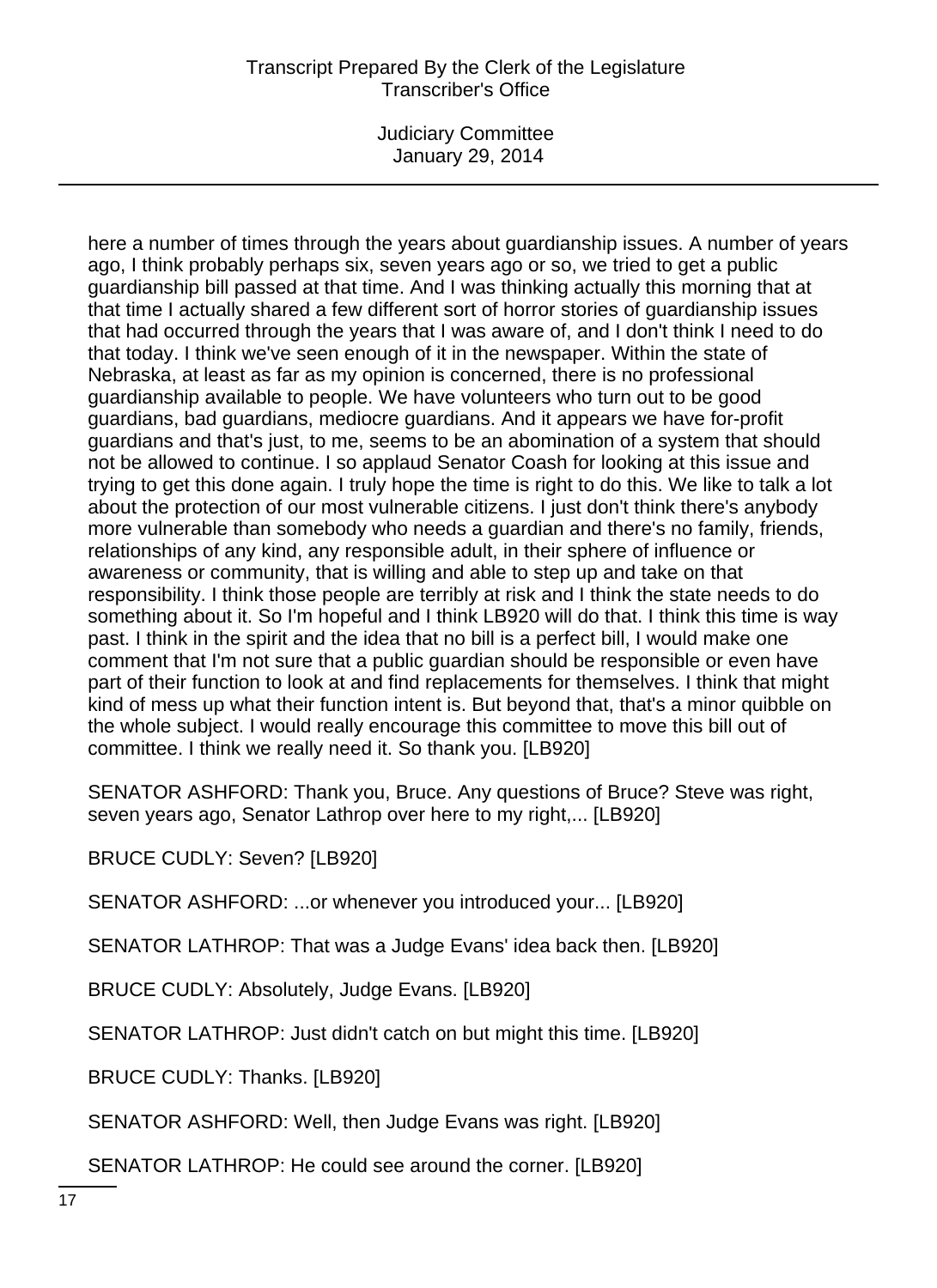here a number of times through the years about guardianship issues. A number of years ago, I think probably perhaps six, seven years ago or so, we tried to get a public guardianship bill passed at that time. And I was thinking actually this morning that at that time I actually shared a few different sort of horror stories of guardianship issues that had occurred through the years that I was aware of, and I don't think I need to do that today. I think we've seen enough of it in the newspaper. Within the state of Nebraska, at least as far as my opinion is concerned, there is no professional guardianship available to people. We have volunteers who turn out to be good guardians, bad guardians, mediocre guardians. And it appears we have for-profit guardians and that's just, to me, seems to be an abomination of a system that should not be allowed to continue. I so applaud Senator Coash for looking at this issue and trying to get this done again. I truly hope the time is right to do this. We like to talk a lot about the protection of our most vulnerable citizens. I just don't think there's anybody more vulnerable than somebody who needs a guardian and there's no family, friends, relationships of any kind, any responsible adult, in their sphere of influence or awareness or community, that is willing and able to step up and take on that responsibility. I think those people are terribly at risk and I think the state needs to do something about it. So I'm hopeful and I think LB920 will do that. I think this time is way past. I think in the spirit and the idea that no bill is a perfect bill, I would make one comment that I'm not sure that a public guardian should be responsible or even have part of their function to look at and find replacements for themselves. I think that might kind of mess up what their function intent is. But beyond that, that's a minor quibble on the whole subject. I would really encourage this committee to move this bill out of committee. I think we really need it. So thank you. [LB920]

SENATOR ASHFORD: Thank you, Bruce. Any questions of Bruce? Steve was right, seven years ago, Senator Lathrop over here to my right,... [LB920]

BRUCE CUDLY: Seven? [LB920]

SENATOR ASHFORD: ...or whenever you introduced your... [LB920]

SENATOR LATHROP: That was a Judge Evans' idea back then. [LB920]

BRUCE CUDLY: Absolutely, Judge Evans. [LB920]

SENATOR LATHROP: Just didn't catch on but might this time. [LB920]

BRUCE CUDLY: Thanks. [LB920]

SENATOR ASHFORD: Well, then Judge Evans was right. [LB920]

SENATOR LATHROP: He could see around the corner. [LB920]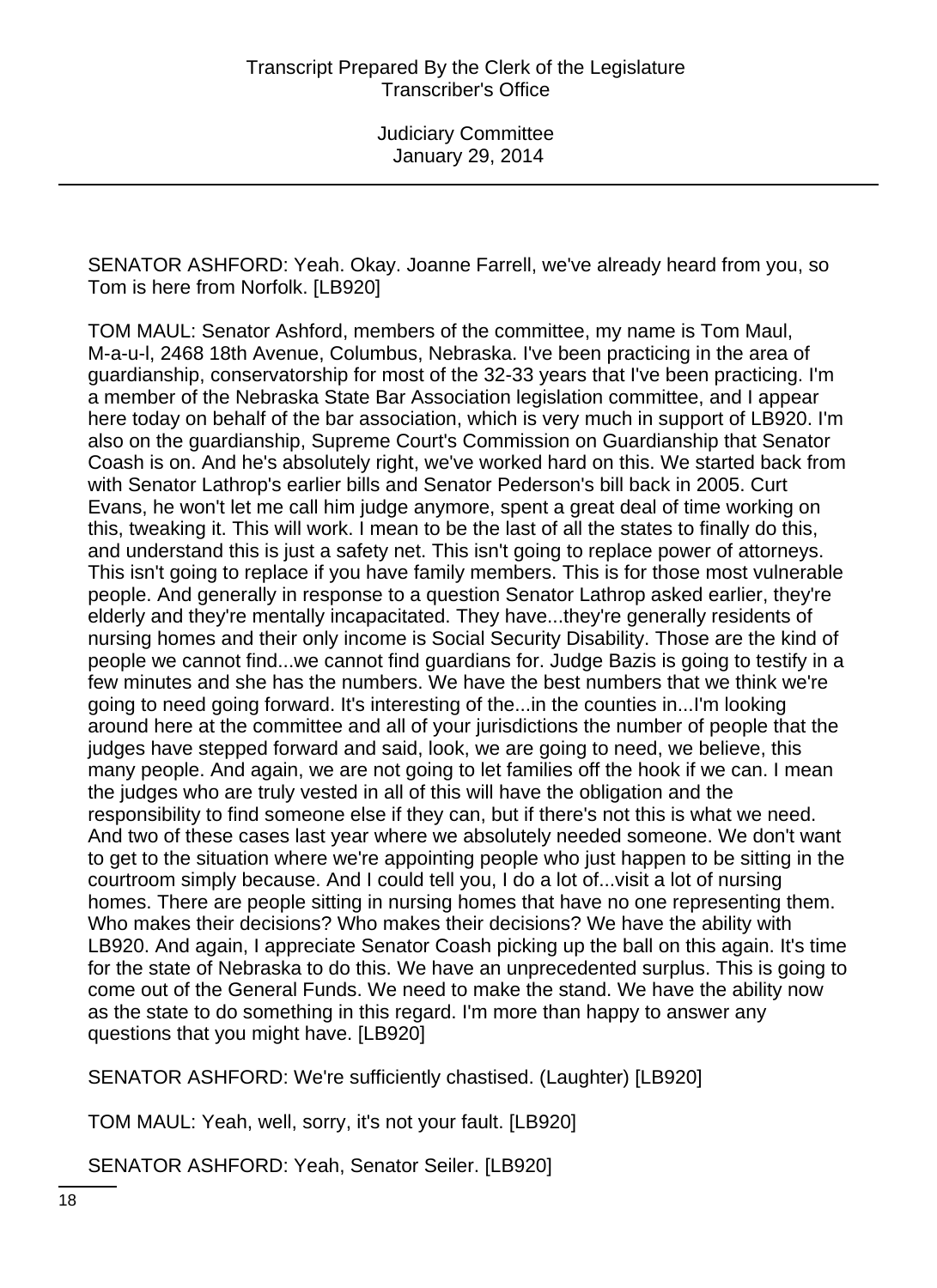SENATOR ASHFORD: Yeah. Okay. Joanne Farrell, we've already heard from you, so Tom is here from Norfolk. [LB920]

TOM MAUL: Senator Ashford, members of the committee, my name is Tom Maul, M-a-u-l, 2468 18th Avenue, Columbus, Nebraska. I've been practicing in the area of guardianship, conservatorship for most of the 32-33 years that I've been practicing. I'm a member of the Nebraska State Bar Association legislation committee, and I appear here today on behalf of the bar association, which is very much in support of LB920. I'm also on the guardianship, Supreme Court's Commission on Guardianship that Senator Coash is on. And he's absolutely right, we've worked hard on this. We started back from with Senator Lathrop's earlier bills and Senator Pederson's bill back in 2005. Curt Evans, he won't let me call him judge anymore, spent a great deal of time working on this, tweaking it. This will work. I mean to be the last of all the states to finally do this, and understand this is just a safety net. This isn't going to replace power of attorneys. This isn't going to replace if you have family members. This is for those most vulnerable people. And generally in response to a question Senator Lathrop asked earlier, they're elderly and they're mentally incapacitated. They have...they're generally residents of nursing homes and their only income is Social Security Disability. Those are the kind of people we cannot find...we cannot find guardians for. Judge Bazis is going to testify in a few minutes and she has the numbers. We have the best numbers that we think we're going to need going forward. It's interesting of the...in the counties in...I'm looking around here at the committee and all of your jurisdictions the number of people that the judges have stepped forward and said, look, we are going to need, we believe, this many people. And again, we are not going to let families off the hook if we can. I mean the judges who are truly vested in all of this will have the obligation and the responsibility to find someone else if they can, but if there's not this is what we need. And two of these cases last year where we absolutely needed someone. We don't want to get to the situation where we're appointing people who just happen to be sitting in the courtroom simply because. And I could tell you, I do a lot of...visit a lot of nursing homes. There are people sitting in nursing homes that have no one representing them. Who makes their decisions? Who makes their decisions? We have the ability with LB920. And again, I appreciate Senator Coash picking up the ball on this again. It's time for the state of Nebraska to do this. We have an unprecedented surplus. This is going to come out of the General Funds. We need to make the stand. We have the ability now as the state to do something in this regard. I'm more than happy to answer any questions that you might have. [LB920]

SENATOR ASHFORD: We're sufficiently chastised. (Laughter) [LB920]

TOM MAUL: Yeah, well, sorry, it's not your fault. [LB920]

SENATOR ASHFORD: Yeah, Senator Seiler. [LB920]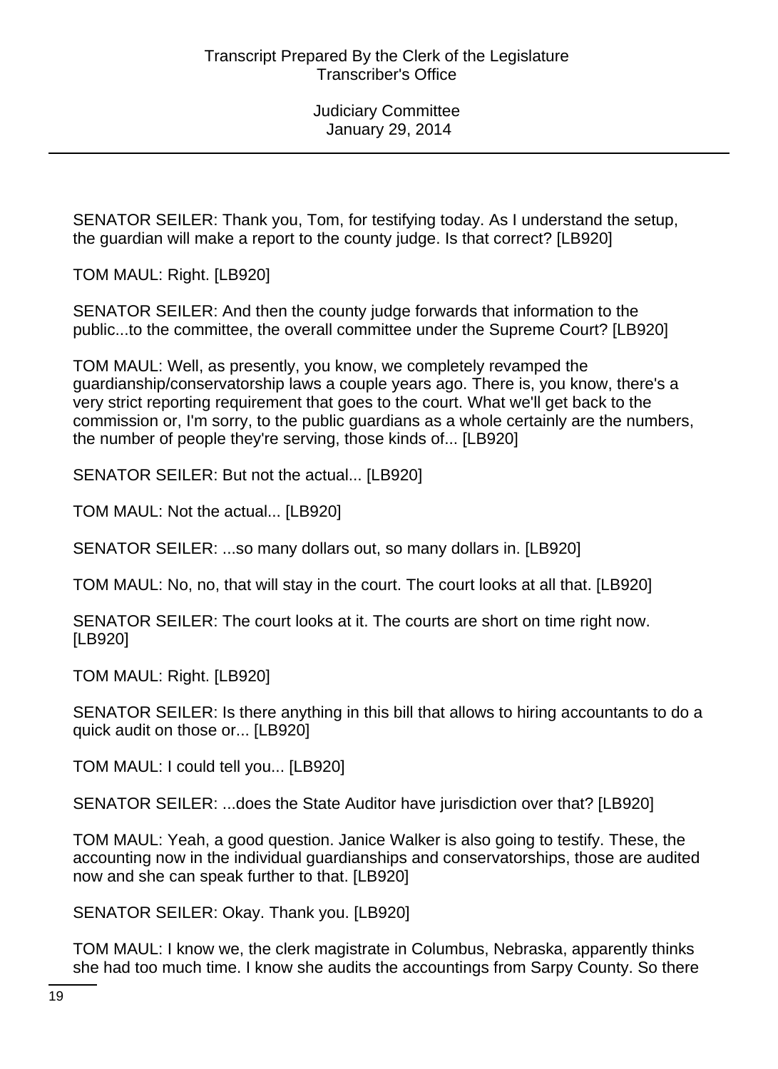SENATOR SEILER: Thank you, Tom, for testifying today. As I understand the setup, the guardian will make a report to the county judge. Is that correct? [LB920]

TOM MAUL: Right. [LB920]

SENATOR SEILER: And then the county judge forwards that information to the public...to the committee, the overall committee under the Supreme Court? [LB920]

TOM MAUL: Well, as presently, you know, we completely revamped the guardianship/conservatorship laws a couple years ago. There is, you know, there's a very strict reporting requirement that goes to the court. What we'll get back to the commission or, I'm sorry, to the public guardians as a whole certainly are the numbers, the number of people they're serving, those kinds of... [LB920]

SENATOR SEILER: But not the actual... [LB920]

TOM MAUL: Not the actual... [LB920]

SENATOR SEILER: ...so many dollars out, so many dollars in. [LB920]

TOM MAUL: No, no, that will stay in the court. The court looks at all that. [LB920]

SENATOR SEILER: The court looks at it. The courts are short on time right now. [LB920]

TOM MAUL: Right. [LB920]

SENATOR SEILER: Is there anything in this bill that allows to hiring accountants to do a quick audit on those or... [LB920]

TOM MAUL: I could tell you... [LB920]

SENATOR SEILER: ...does the State Auditor have jurisdiction over that? [LB920]

TOM MAUL: Yeah, a good question. Janice Walker is also going to testify. These, the accounting now in the individual guardianships and conservatorships, those are audited now and she can speak further to that. [LB920]

SENATOR SEILER: Okay. Thank you. [LB920]

TOM MAUL: I know we, the clerk magistrate in Columbus, Nebraska, apparently thinks she had too much time. I know she audits the accountings from Sarpy County. So there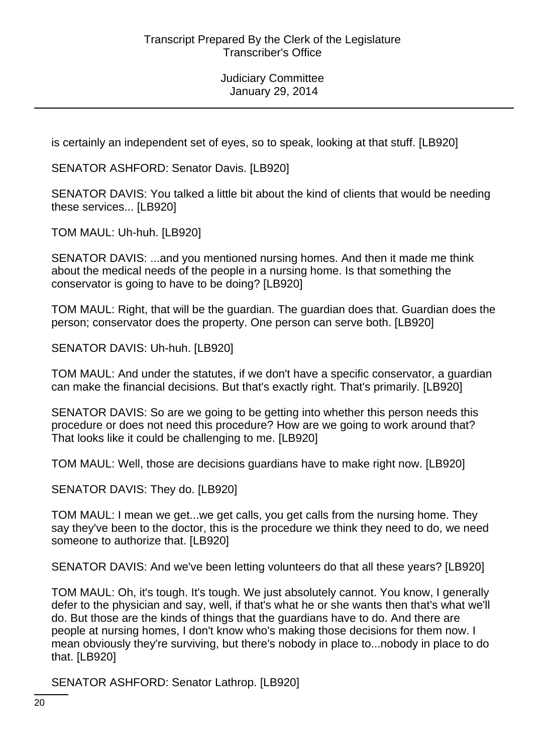is certainly an independent set of eyes, so to speak, looking at that stuff. [LB920]

SENATOR ASHFORD: Senator Davis. [LB920]

SENATOR DAVIS: You talked a little bit about the kind of clients that would be needing these services... [LB920]

TOM MAUL: Uh-huh. [LB920]

SENATOR DAVIS: ...and you mentioned nursing homes. And then it made me think about the medical needs of the people in a nursing home. Is that something the conservator is going to have to be doing? [LB920]

TOM MAUL: Right, that will be the guardian. The guardian does that. Guardian does the person; conservator does the property. One person can serve both. [LB920]

SENATOR DAVIS: Uh-huh. [LB920]

TOM MAUL: And under the statutes, if we don't have a specific conservator, a guardian can make the financial decisions. But that's exactly right. That's primarily. [LB920]

SENATOR DAVIS: So are we going to be getting into whether this person needs this procedure or does not need this procedure? How are we going to work around that? That looks like it could be challenging to me. [LB920]

TOM MAUL: Well, those are decisions guardians have to make right now. [LB920]

SENATOR DAVIS: They do. [LB920]

TOM MAUL: I mean we get...we get calls, you get calls from the nursing home. They say they've been to the doctor, this is the procedure we think they need to do, we need someone to authorize that. [LB920]

SENATOR DAVIS: And we've been letting volunteers do that all these years? [LB920]

TOM MAUL: Oh, it's tough. It's tough. We just absolutely cannot. You know, I generally defer to the physician and say, well, if that's what he or she wants then that's what we'll do. But those are the kinds of things that the guardians have to do. And there are people at nursing homes, I don't know who's making those decisions for them now. I mean obviously they're surviving, but there's nobody in place to...nobody in place to do that. [LB920]

SENATOR ASHFORD: Senator Lathrop. [LB920]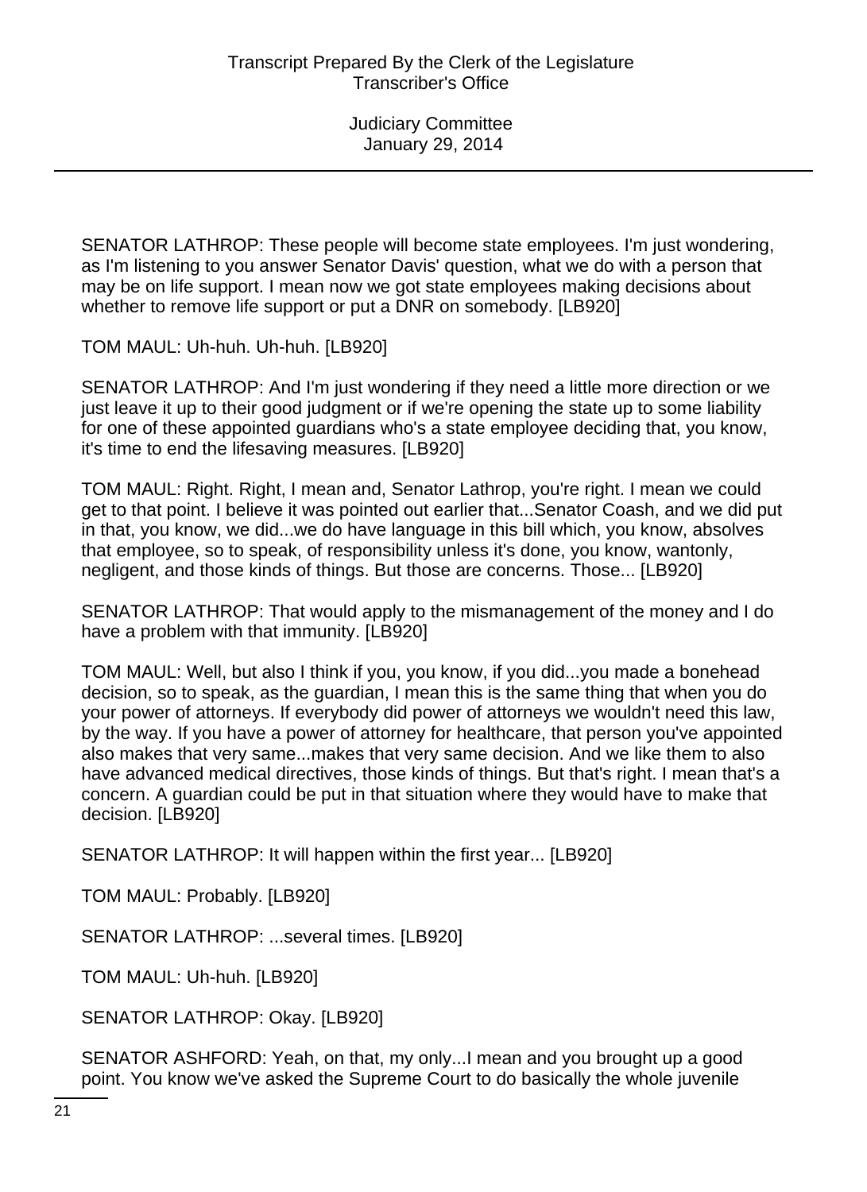SENATOR LATHROP: These people will become state employees. I'm just wondering, as I'm listening to you answer Senator Davis' question, what we do with a person that may be on life support. I mean now we got state employees making decisions about whether to remove life support or put a DNR on somebody. [LB920]

TOM MAUL: Uh-huh. Uh-huh. [LB920]

SENATOR LATHROP: And I'm just wondering if they need a little more direction or we just leave it up to their good judgment or if we're opening the state up to some liability for one of these appointed guardians who's a state employee deciding that, you know, it's time to end the lifesaving measures. [LB920]

TOM MAUL: Right. Right, I mean and, Senator Lathrop, you're right. I mean we could get to that point. I believe it was pointed out earlier that...Senator Coash, and we did put in that, you know, we did...we do have language in this bill which, you know, absolves that employee, so to speak, of responsibility unless it's done, you know, wantonly, negligent, and those kinds of things. But those are concerns. Those... [LB920]

SENATOR LATHROP: That would apply to the mismanagement of the money and I do have a problem with that immunity. [LB920]

TOM MAUL: Well, but also I think if you, you know, if you did...you made a bonehead decision, so to speak, as the guardian, I mean this is the same thing that when you do your power of attorneys. If everybody did power of attorneys we wouldn't need this law, by the way. If you have a power of attorney for healthcare, that person you've appointed also makes that very same...makes that very same decision. And we like them to also have advanced medical directives, those kinds of things. But that's right. I mean that's a concern. A guardian could be put in that situation where they would have to make that decision. [LB920]

SENATOR LATHROP: It will happen within the first year... [LB920]

TOM MAUL: Probably. [LB920]

SENATOR LATHROP: ...several times. [LB920]

TOM MAUL: Uh-huh. [LB920]

SENATOR LATHROP: Okay. [LB920]

SENATOR ASHFORD: Yeah, on that, my only...I mean and you brought up a good point. You know we've asked the Supreme Court to do basically the whole juvenile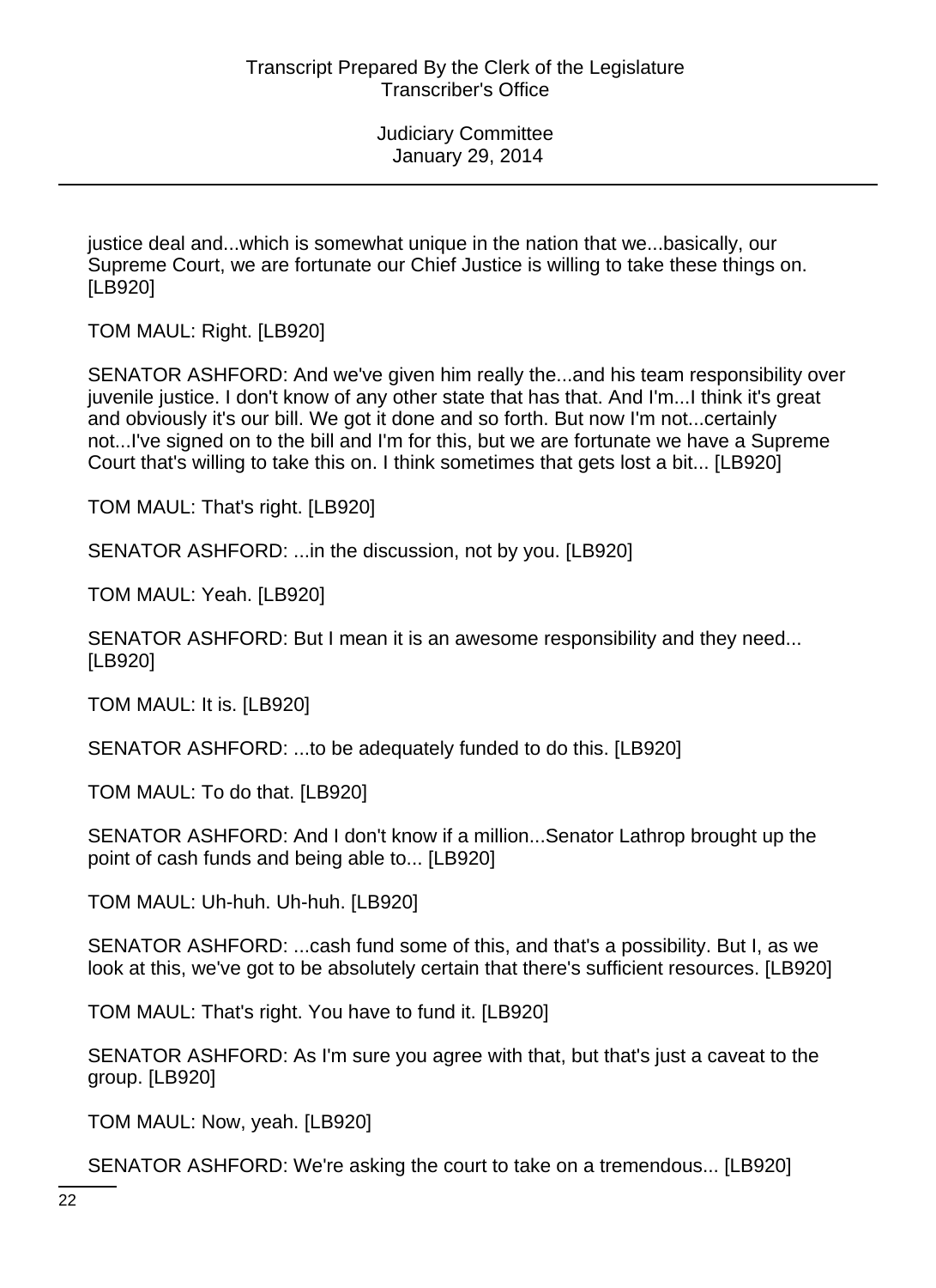justice deal and...which is somewhat unique in the nation that we...basically, our Supreme Court, we are fortunate our Chief Justice is willing to take these things on. [LB920]

TOM MAUL: Right. [LB920]

SENATOR ASHFORD: And we've given him really the...and his team responsibility over juvenile justice. I don't know of any other state that has that. And I'm...I think it's great and obviously it's our bill. We got it done and so forth. But now I'm not...certainly not...I've signed on to the bill and I'm for this, but we are fortunate we have a Supreme Court that's willing to take this on. I think sometimes that gets lost a bit... [LB920]

TOM MAUL: That's right. [LB920]

SENATOR ASHFORD: ...in the discussion, not by you. [LB920]

TOM MAUL: Yeah. [LB920]

SENATOR ASHFORD: But I mean it is an awesome responsibility and they need... [LB920]

TOM MAUL: It is. [LB920]

SENATOR ASHFORD: ...to be adequately funded to do this. [LB920]

TOM MAUL: To do that. [LB920]

SENATOR ASHFORD: And I don't know if a million...Senator Lathrop brought up the point of cash funds and being able to... [LB920]

TOM MAUL: Uh-huh. Uh-huh. [LB920]

SENATOR ASHFORD: ...cash fund some of this, and that's a possibility. But I, as we look at this, we've got to be absolutely certain that there's sufficient resources. [LB920]

TOM MAUL: That's right. You have to fund it. [LB920]

SENATOR ASHFORD: As I'm sure you agree with that, but that's just a caveat to the group. [LB920]

TOM MAUL: Now, yeah. [LB920]

SENATOR ASHFORD: We're asking the court to take on a tremendous... [LB920]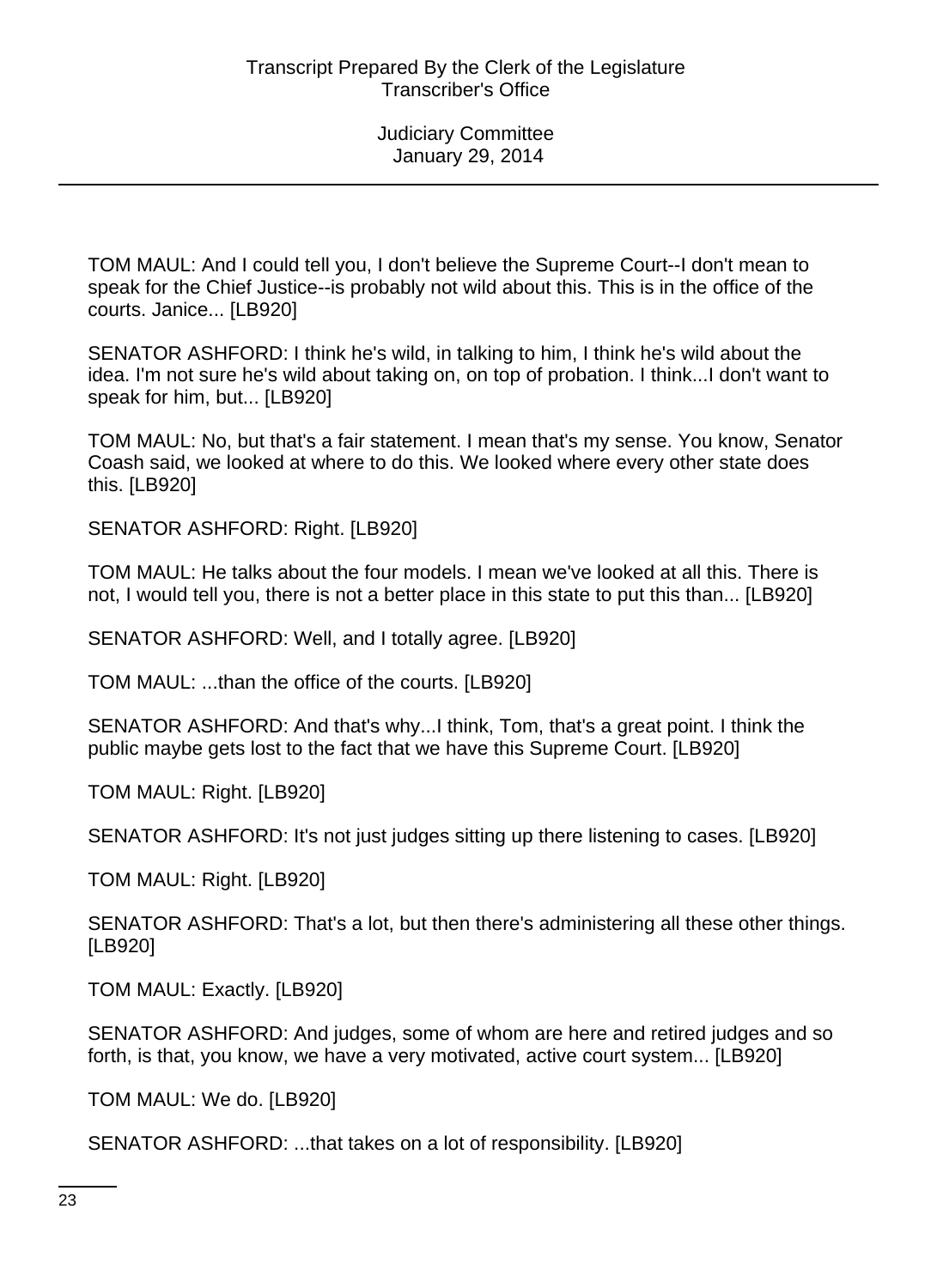TOM MAUL: And I could tell you, I don't believe the Supreme Court--I don't mean to speak for the Chief Justice--is probably not wild about this. This is in the office of the courts. Janice... [LB920]

SENATOR ASHFORD: I think he's wild, in talking to him, I think he's wild about the idea. I'm not sure he's wild about taking on, on top of probation. I think...I don't want to speak for him, but... [LB920]

TOM MAUL: No, but that's a fair statement. I mean that's my sense. You know, Senator Coash said, we looked at where to do this. We looked where every other state does this. [LB920]

SENATOR ASHFORD: Right. [LB920]

TOM MAUL: He talks about the four models. I mean we've looked at all this. There is not, I would tell you, there is not a better place in this state to put this than... [LB920]

SENATOR ASHFORD: Well, and I totally agree. [LB920]

TOM MAUL: ...than the office of the courts. [LB920]

SENATOR ASHFORD: And that's why...I think, Tom, that's a great point. I think the public maybe gets lost to the fact that we have this Supreme Court. [LB920]

TOM MAUL: Right. [LB920]

SENATOR ASHFORD: It's not just judges sitting up there listening to cases. [LB920]

TOM MAUL: Right. [LB920]

SENATOR ASHFORD: That's a lot, but then there's administering all these other things. [LB920]

TOM MAUL: Exactly. [LB920]

SENATOR ASHFORD: And judges, some of whom are here and retired judges and so forth, is that, you know, we have a very motivated, active court system... [LB920]

TOM MAUL: We do. [LB920]

SENATOR ASHFORD: ...that takes on a lot of responsibility. [LB920]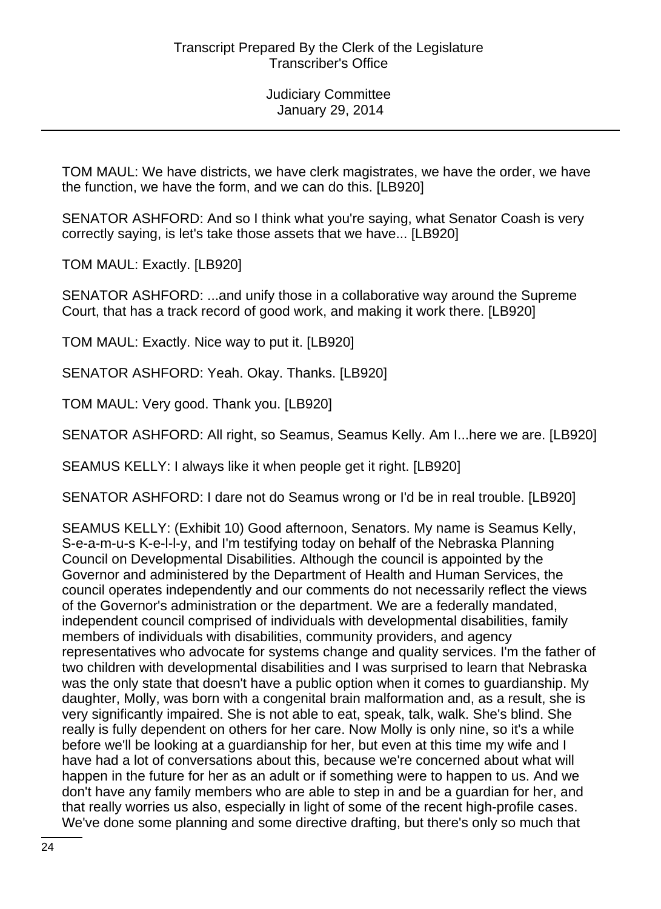TOM MAUL: We have districts, we have clerk magistrates, we have the order, we have the function, we have the form, and we can do this. [LB920]

SENATOR ASHFORD: And so I think what you're saying, what Senator Coash is very correctly saying, is let's take those assets that we have... [LB920]

TOM MAUL: Exactly. [LB920]

SENATOR ASHFORD: ...and unify those in a collaborative way around the Supreme Court, that has a track record of good work, and making it work there. [LB920]

TOM MAUL: Exactly. Nice way to put it. [LB920]

SENATOR ASHFORD: Yeah. Okay. Thanks. [LB920]

TOM MAUL: Very good. Thank you. [LB920]

SENATOR ASHFORD: All right, so Seamus, Seamus Kelly. Am I...here we are. [LB920]

SEAMUS KELLY: I always like it when people get it right. [LB920]

SENATOR ASHFORD: I dare not do Seamus wrong or I'd be in real trouble. [LB920]

SEAMUS KELLY: (Exhibit 10) Good afternoon, Senators. My name is Seamus Kelly, S-e-a-m-u-s K-e-l-l-y, and I'm testifying today on behalf of the Nebraska Planning Council on Developmental Disabilities. Although the council is appointed by the Governor and administered by the Department of Health and Human Services, the council operates independently and our comments do not necessarily reflect the views of the Governor's administration or the department. We are a federally mandated, independent council comprised of individuals with developmental disabilities, family members of individuals with disabilities, community providers, and agency representatives who advocate for systems change and quality services. I'm the father of two children with developmental disabilities and I was surprised to learn that Nebraska was the only state that doesn't have a public option when it comes to guardianship. My daughter, Molly, was born with a congenital brain malformation and, as a result, she is very significantly impaired. She is not able to eat, speak, talk, walk. She's blind. She really is fully dependent on others for her care. Now Molly is only nine, so it's a while before we'll be looking at a guardianship for her, but even at this time my wife and I have had a lot of conversations about this, because we're concerned about what will happen in the future for her as an adult or if something were to happen to us. And we don't have any family members who are able to step in and be a guardian for her, and that really worries us also, especially in light of some of the recent high-profile cases. We've done some planning and some directive drafting, but there's only so much that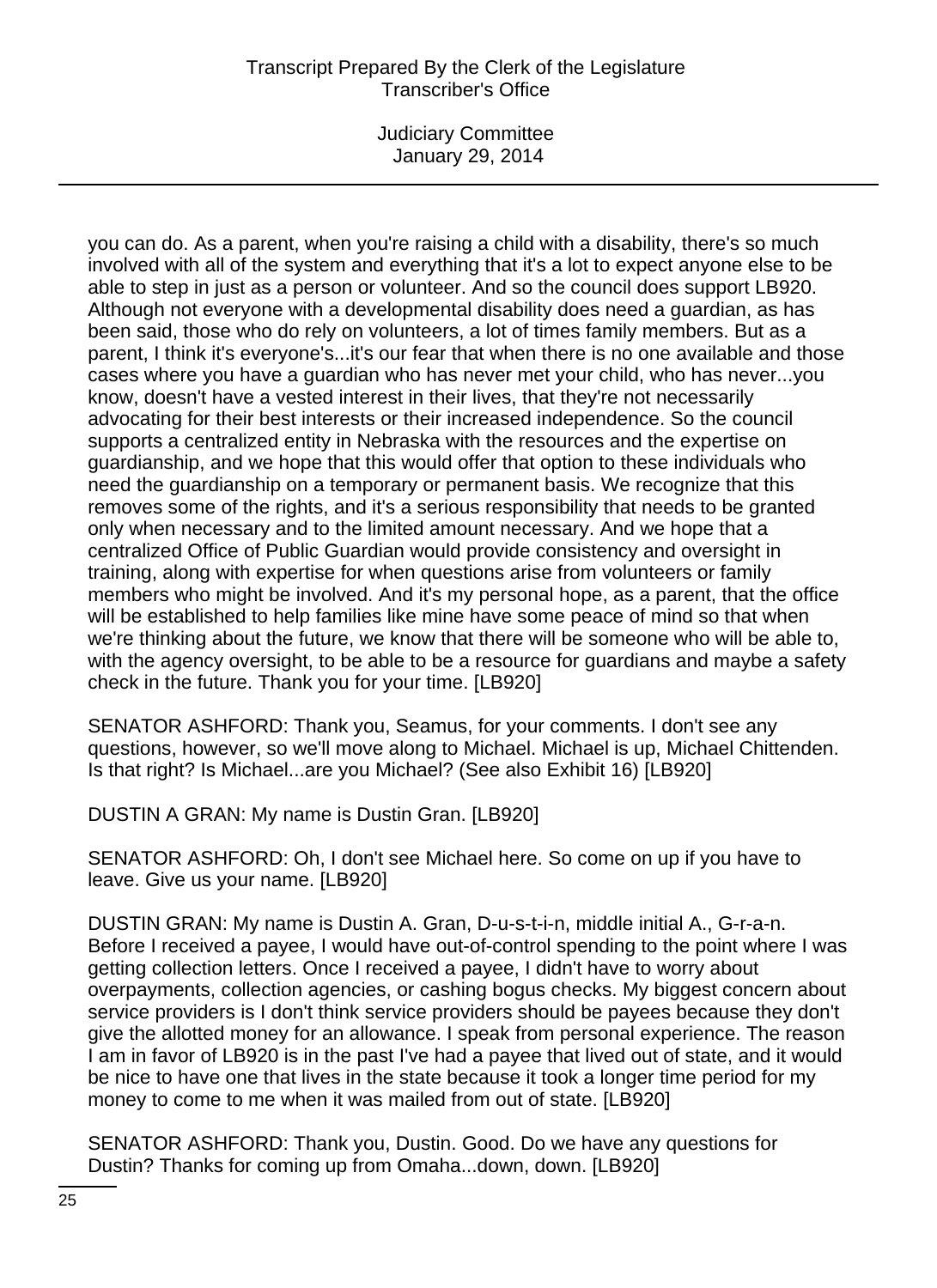you can do. As a parent, when you're raising a child with a disability, there's so much involved with all of the system and everything that it's a lot to expect anyone else to be able to step in just as a person or volunteer. And so the council does support LB920. Although not everyone with a developmental disability does need a guardian, as has been said, those who do rely on volunteers, a lot of times family members. But as a parent, I think it's everyone's...it's our fear that when there is no one available and those cases where you have a guardian who has never met your child, who has never...you know, doesn't have a vested interest in their lives, that they're not necessarily advocating for their best interests or their increased independence. So the council supports a centralized entity in Nebraska with the resources and the expertise on guardianship, and we hope that this would offer that option to these individuals who need the guardianship on a temporary or permanent basis. We recognize that this removes some of the rights, and it's a serious responsibility that needs to be granted only when necessary and to the limited amount necessary. And we hope that a centralized Office of Public Guardian would provide consistency and oversight in training, along with expertise for when questions arise from volunteers or family members who might be involved. And it's my personal hope, as a parent, that the office will be established to help families like mine have some peace of mind so that when we're thinking about the future, we know that there will be someone who will be able to, with the agency oversight, to be able to be a resource for guardians and maybe a safety check in the future. Thank you for your time. [LB920]

SENATOR ASHFORD: Thank you, Seamus, for your comments. I don't see any questions, however, so we'll move along to Michael. Michael is up, Michael Chittenden. Is that right? Is Michael...are you Michael? (See also Exhibit 16) [LB920]

DUSTIN A GRAN: My name is Dustin Gran. [LB920]

SENATOR ASHFORD: Oh, I don't see Michael here. So come on up if you have to leave. Give us your name. [LB920]

DUSTIN GRAN: My name is Dustin A. Gran, D-u-s-t-i-n, middle initial A., G-r-a-n. Before I received a payee, I would have out-of-control spending to the point where I was getting collection letters. Once I received a payee, I didn't have to worry about overpayments, collection agencies, or cashing bogus checks. My biggest concern about service providers is I don't think service providers should be payees because they don't give the allotted money for an allowance. I speak from personal experience. The reason I am in favor of LB920 is in the past I've had a payee that lived out of state, and it would be nice to have one that lives in the state because it took a longer time period for my money to come to me when it was mailed from out of state. [LB920]

SENATOR ASHFORD: Thank you, Dustin. Good. Do we have any questions for Dustin? Thanks for coming up from Omaha...down, down. [LB920]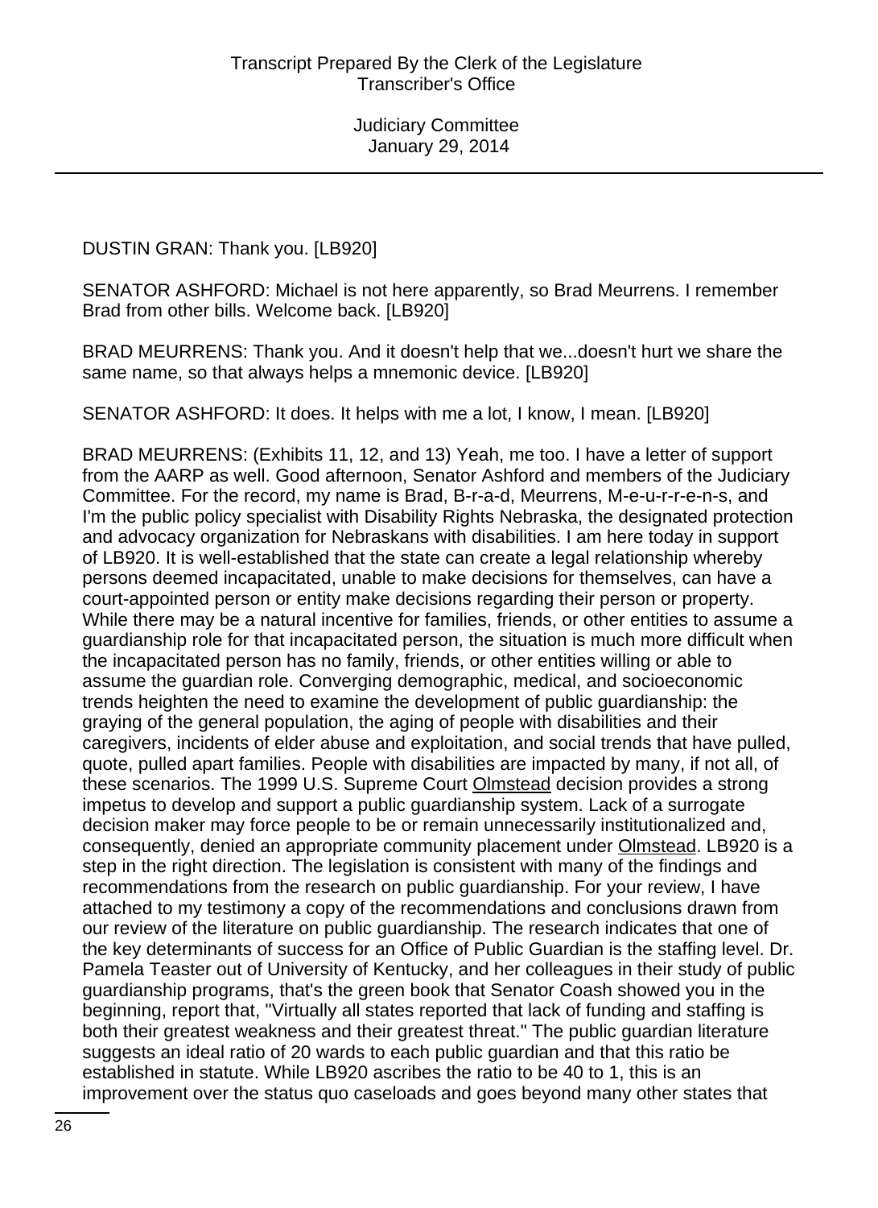DUSTIN GRAN: Thank you. [LB920]

SENATOR ASHFORD: Michael is not here apparently, so Brad Meurrens. I remember Brad from other bills. Welcome back. [LB920]

BRAD MEURRENS: Thank you. And it doesn't help that we...doesn't hurt we share the same name, so that always helps a mnemonic device. [LB920]

SENATOR ASHFORD: It does. It helps with me a lot, I know, I mean. [LB920]

BRAD MEURRENS: (Exhibits 11, 12, and 13) Yeah, me too. I have a letter of support from the AARP as well. Good afternoon, Senator Ashford and members of the Judiciary Committee. For the record, my name is Brad, B-r-a-d, Meurrens, M-e-u-r-r-e-n-s, and I'm the public policy specialist with Disability Rights Nebraska, the designated protection and advocacy organization for Nebraskans with disabilities. I am here today in support of LB920. It is well-established that the state can create a legal relationship whereby persons deemed incapacitated, unable to make decisions for themselves, can have a court-appointed person or entity make decisions regarding their person or property. While there may be a natural incentive for families, friends, or other entities to assume a guardianship role for that incapacitated person, the situation is much more difficult when the incapacitated person has no family, friends, or other entities willing or able to assume the guardian role. Converging demographic, medical, and socioeconomic trends heighten the need to examine the development of public guardianship: the graying of the general population, the aging of people with disabilities and their caregivers, incidents of elder abuse and exploitation, and social trends that have pulled, quote, pulled apart families. People with disabilities are impacted by many, if not all, of these scenarios. The 1999 U.S. Supreme Court Olmstead decision provides a strong impetus to develop and support a public guardianship system. Lack of a surrogate decision maker may force people to be or remain unnecessarily institutionalized and, consequently, denied an appropriate community placement under Olmstead. LB920 is a step in the right direction. The legislation is consistent with many of the findings and recommendations from the research on public guardianship. For your review, I have attached to my testimony a copy of the recommendations and conclusions drawn from our review of the literature on public guardianship. The research indicates that one of the key determinants of success for an Office of Public Guardian is the staffing level. Dr. Pamela Teaster out of University of Kentucky, and her colleagues in their study of public guardianship programs, that's the green book that Senator Coash showed you in the beginning, report that, "Virtually all states reported that lack of funding and staffing is both their greatest weakness and their greatest threat." The public guardian literature suggests an ideal ratio of 20 wards to each public guardian and that this ratio be established in statute. While LB920 ascribes the ratio to be 40 to 1, this is an improvement over the status quo caseloads and goes beyond many other states that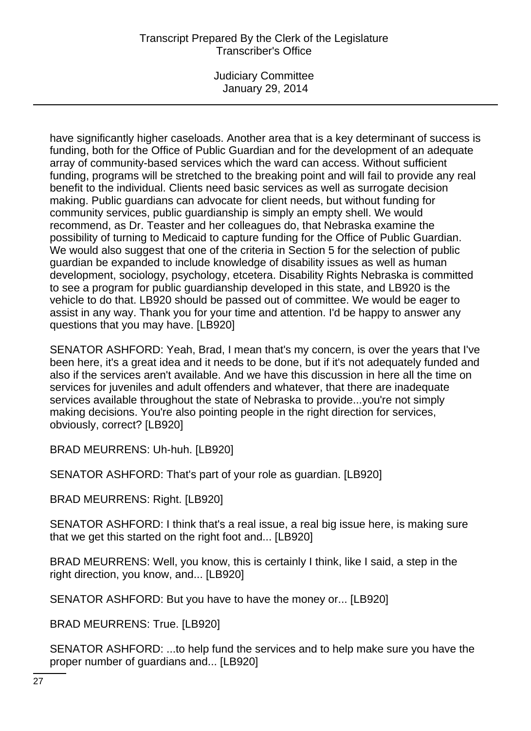have significantly higher caseloads. Another area that is a key determinant of success is funding, both for the Office of Public Guardian and for the development of an adequate array of community-based services which the ward can access. Without sufficient funding, programs will be stretched to the breaking point and will fail to provide any real benefit to the individual. Clients need basic services as well as surrogate decision making. Public guardians can advocate for client needs, but without funding for community services, public guardianship is simply an empty shell. We would recommend, as Dr. Teaster and her colleagues do, that Nebraska examine the possibility of turning to Medicaid to capture funding for the Office of Public Guardian. We would also suggest that one of the criteria in Section 5 for the selection of public guardian be expanded to include knowledge of disability issues as well as human development, sociology, psychology, etcetera. Disability Rights Nebraska is committed to see a program for public guardianship developed in this state, and LB920 is the vehicle to do that. LB920 should be passed out of committee. We would be eager to assist in any way. Thank you for your time and attention. I'd be happy to answer any questions that you may have. [LB920]

SENATOR ASHFORD: Yeah, Brad, I mean that's my concern, is over the years that I've been here, it's a great idea and it needs to be done, but if it's not adequately funded and also if the services aren't available. And we have this discussion in here all the time on services for juveniles and adult offenders and whatever, that there are inadequate services available throughout the state of Nebraska to provide...you're not simply making decisions. You're also pointing people in the right direction for services, obviously, correct? [LB920]

BRAD MEURRENS: Uh-huh. [LB920]

SENATOR ASHFORD: That's part of your role as guardian. [LB920]

BRAD MEURRENS: Right. [LB920]

SENATOR ASHFORD: I think that's a real issue, a real big issue here, is making sure that we get this started on the right foot and... [LB920]

BRAD MEURRENS: Well, you know, this is certainly I think, like I said, a step in the right direction, you know, and... [LB920]

SENATOR ASHFORD: But you have to have the money or... [LB920]

BRAD MEURRENS: True. [LB920]

SENATOR ASHFORD: ...to help fund the services and to help make sure you have the proper number of guardians and... [LB920]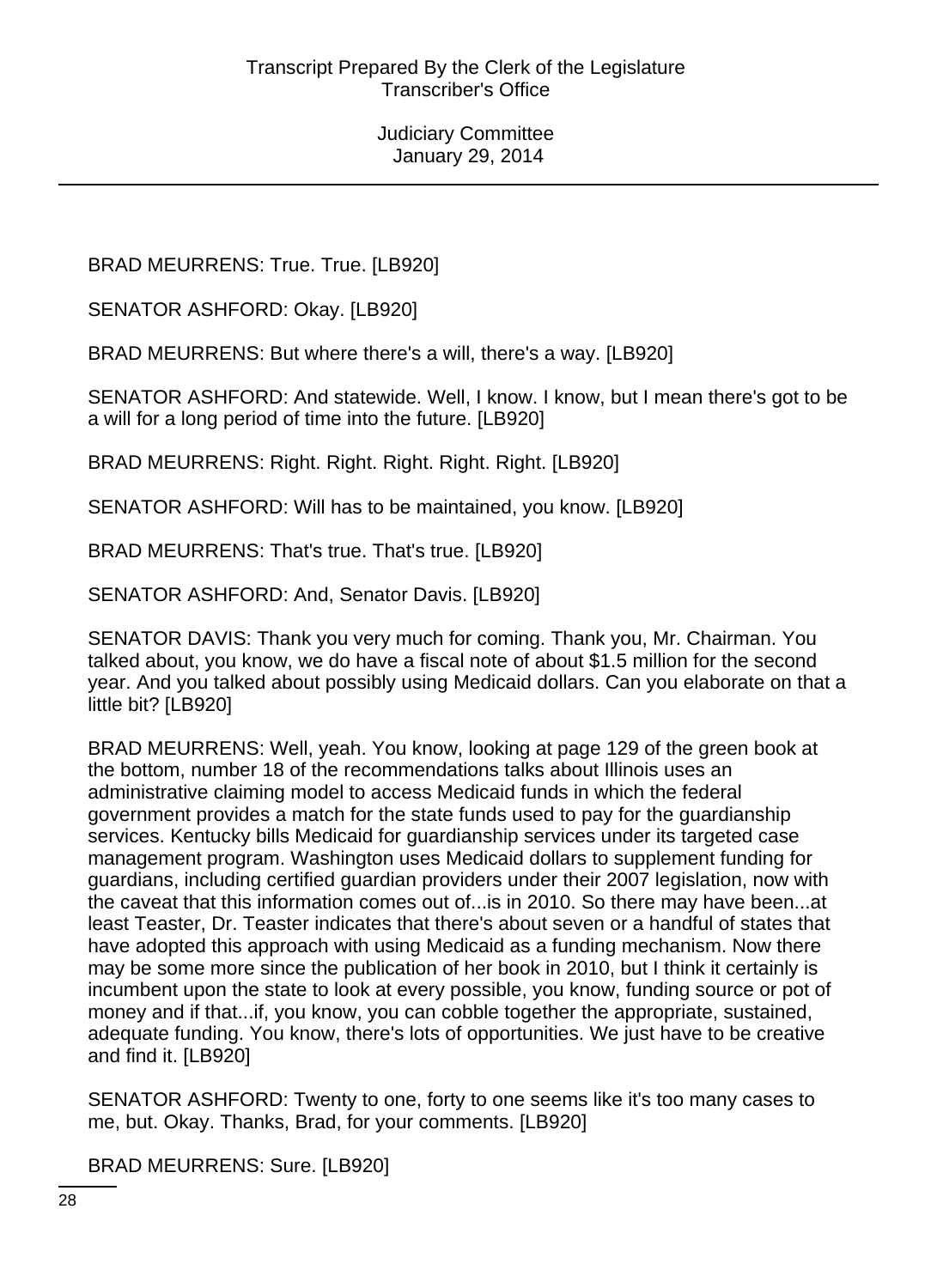BRAD MEURRENS: True. True. [LB920]

SENATOR ASHFORD: Okay. [LB920]

BRAD MEURRENS: But where there's a will, there's a way. [LB920]

SENATOR ASHFORD: And statewide. Well, I know. I know, but I mean there's got to be a will for a long period of time into the future. [LB920]

BRAD MEURRENS: Right. Right. Right. Right. Right. [LB920]

SENATOR ASHFORD: Will has to be maintained, you know. [LB920]

BRAD MEURRENS: That's true. That's true. [LB920]

SENATOR ASHFORD: And, Senator Davis. [LB920]

SENATOR DAVIS: Thank you very much for coming. Thank you, Mr. Chairman. You talked about, you know, we do have a fiscal note of about $1.5 million for the second year. And you talked about possibly using Medicaid dollars. Can you elaborate on that a little bit? [LB920]

BRAD MEURRENS: Well, yeah. You know, looking at page 129 of the green book at the bottom, number 18 of the recommendations talks about Illinois uses an administrative claiming model to access Medicaid funds in which the federal government provides a match for the state funds used to pay for the guardianship services. Kentucky bills Medicaid for guardianship services under its targeted case management program. Washington uses Medicaid dollars to supplement funding for guardians, including certified guardian providers under their 2007 legislation, now with the caveat that this information comes out of...is in 2010. So there may have been...at least Teaster, Dr. Teaster indicates that there's about seven or a handful of states that have adopted this approach with using Medicaid as a funding mechanism. Now there may be some more since the publication of her book in 2010, but I think it certainly is incumbent upon the state to look at every possible, you know, funding source or pot of money and if that...if, you know, you can cobble together the appropriate, sustained, adequate funding. You know, there's lots of opportunities. We just have to be creative and find it. [LB920]

SENATOR ASHFORD: Twenty to one, forty to one seems like it's too many cases to me, but. Okay. Thanks, Brad, for your comments. [LB920]

BRAD MEURRENS: Sure. [LB920]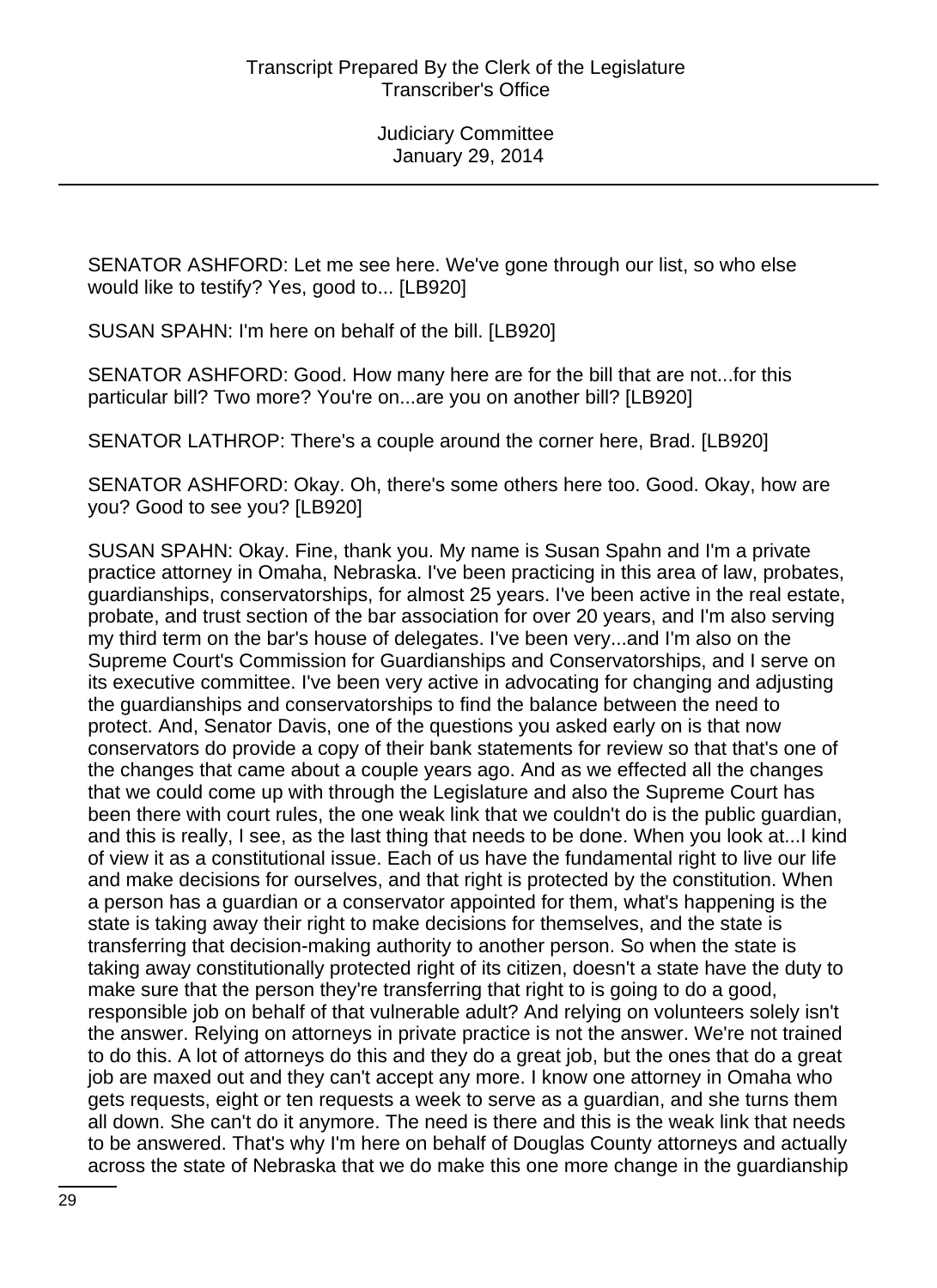SENATOR ASHFORD: Let me see here. We've gone through our list, so who else would like to testify? Yes, good to... [LB920]

SUSAN SPAHN: I'm here on behalf of the bill. [LB920]

SENATOR ASHFORD: Good. How many here are for the bill that are not...for this particular bill? Two more? You're on...are you on another bill? [LB920]

SENATOR LATHROP: There's a couple around the corner here, Brad. [LB920]

SENATOR ASHFORD: Okay. Oh, there's some others here too. Good. Okay, how are you? Good to see you? [LB920]

SUSAN SPAHN: Okay. Fine, thank you. My name is Susan Spahn and I'm a private practice attorney in Omaha, Nebraska. I've been practicing in this area of law, probates, guardianships, conservatorships, for almost 25 years. I've been active in the real estate, probate, and trust section of the bar association for over 20 years, and I'm also serving my third term on the bar's house of delegates. I've been very...and I'm also on the Supreme Court's Commission for Guardianships and Conservatorships, and I serve on its executive committee. I've been very active in advocating for changing and adjusting the guardianships and conservatorships to find the balance between the need to protect. And, Senator Davis, one of the questions you asked early on is that now conservators do provide a copy of their bank statements for review so that that's one of the changes that came about a couple years ago. And as we effected all the changes that we could come up with through the Legislature and also the Supreme Court has been there with court rules, the one weak link that we couldn't do is the public guardian, and this is really, I see, as the last thing that needs to be done. When you look at...I kind of view it as a constitutional issue. Each of us have the fundamental right to live our life and make decisions for ourselves, and that right is protected by the constitution. When a person has a guardian or a conservator appointed for them, what's happening is the state is taking away their right to make decisions for themselves, and the state is transferring that decision-making authority to another person. So when the state is taking away constitutionally protected right of its citizen, doesn't a state have the duty to make sure that the person they're transferring that right to is going to do a good, responsible job on behalf of that vulnerable adult? And relying on volunteers solely isn't the answer. Relying on attorneys in private practice is not the answer. We're not trained to do this. A lot of attorneys do this and they do a great job, but the ones that do a great job are maxed out and they can't accept any more. I know one attorney in Omaha who gets requests, eight or ten requests a week to serve as a guardian, and she turns them all down. She can't do it anymore. The need is there and this is the weak link that needs to be answered. That's why I'm here on behalf of Douglas County attorneys and actually across the state of Nebraska that we do make this one more change in the guardianship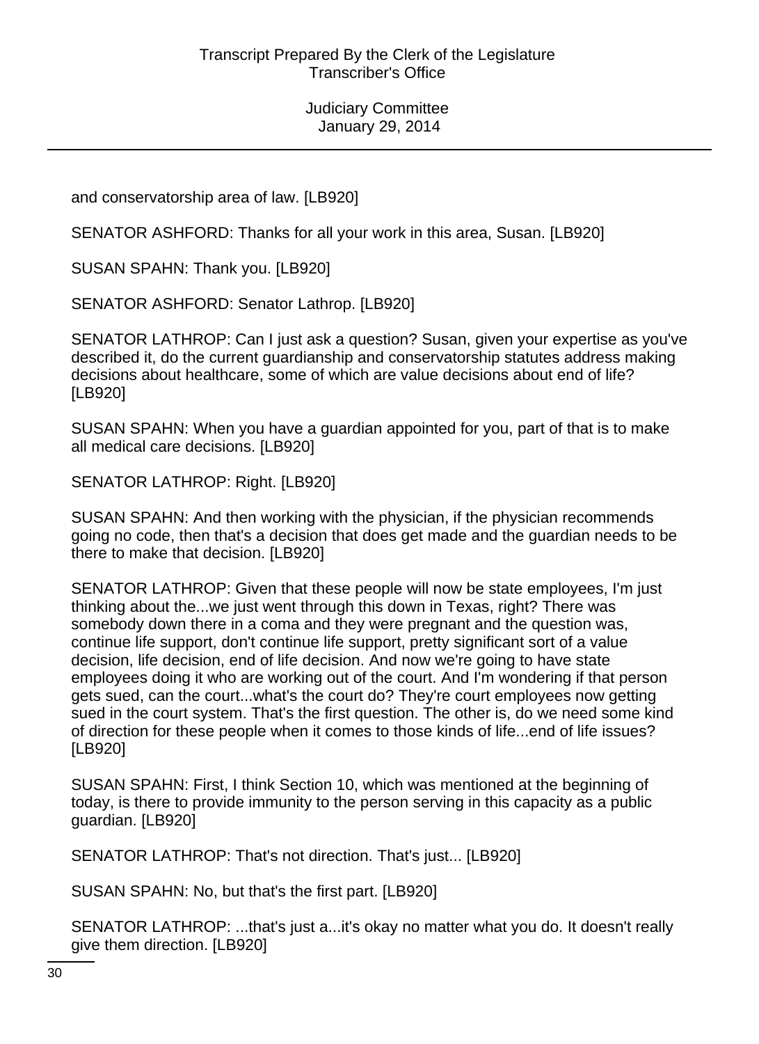and conservatorship area of law. [LB920]

SENATOR ASHFORD: Thanks for all your work in this area, Susan. [LB920]

SUSAN SPAHN: Thank you. [LB920]

SENATOR ASHFORD: Senator Lathrop. [LB920]

SENATOR LATHROP: Can I just ask a question? Susan, given your expertise as you've described it, do the current guardianship and conservatorship statutes address making decisions about healthcare, some of which are value decisions about end of life? [LB920]

SUSAN SPAHN: When you have a guardian appointed for you, part of that is to make all medical care decisions. [LB920]

SENATOR LATHROP: Right. [LB920]

SUSAN SPAHN: And then working with the physician, if the physician recommends going no code, then that's a decision that does get made and the guardian needs to be there to make that decision. [LB920]

SENATOR LATHROP: Given that these people will now be state employees, I'm just thinking about the...we just went through this down in Texas, right? There was somebody down there in a coma and they were pregnant and the question was, continue life support, don't continue life support, pretty significant sort of a value decision, life decision, end of life decision. And now we're going to have state employees doing it who are working out of the court. And I'm wondering if that person gets sued, can the court...what's the court do? They're court employees now getting sued in the court system. That's the first question. The other is, do we need some kind of direction for these people when it comes to those kinds of life...end of life issues? [LB920]

SUSAN SPAHN: First, I think Section 10, which was mentioned at the beginning of today, is there to provide immunity to the person serving in this capacity as a public guardian. [LB920]

SENATOR LATHROP: That's not direction. That's just... [LB920]

SUSAN SPAHN: No, but that's the first part. [LB920]

SENATOR LATHROP: ...that's just a...it's okay no matter what you do. It doesn't really give them direction. [LB920]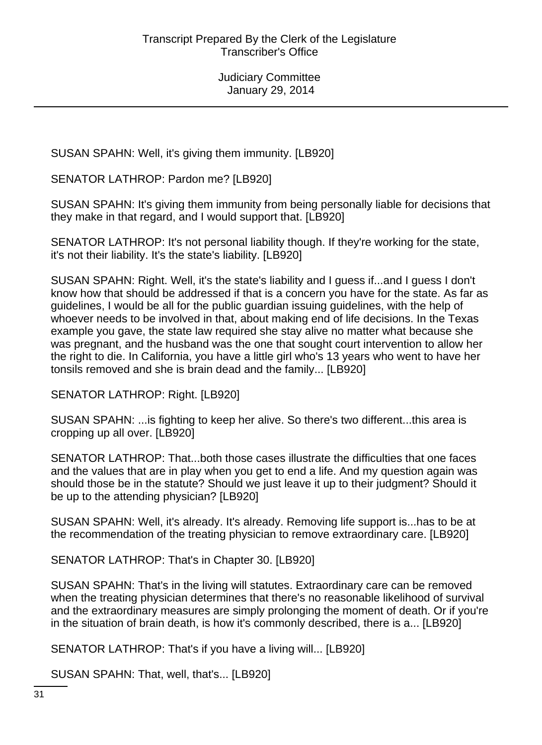SUSAN SPAHN: Well, it's giving them immunity. [LB920]

SENATOR LATHROP: Pardon me? [LB920]

SUSAN SPAHN: It's giving them immunity from being personally liable for decisions that they make in that regard, and I would support that. [LB920]

SENATOR LATHROP: It's not personal liability though. If they're working for the state, it's not their liability. It's the state's liability. [LB920]

SUSAN SPAHN: Right. Well, it's the state's liability and I guess if...and I guess I don't know how that should be addressed if that is a concern you have for the state. As far as guidelines, I would be all for the public guardian issuing guidelines, with the help of whoever needs to be involved in that, about making end of life decisions. In the Texas example you gave, the state law required she stay alive no matter what because she was pregnant, and the husband was the one that sought court intervention to allow her the right to die. In California, you have a little girl who's 13 years who went to have her tonsils removed and she is brain dead and the family... [LB920]

SENATOR LATHROP: Right. [LB920]

SUSAN SPAHN: ...is fighting to keep her alive. So there's two different...this area is cropping up all over. [LB920]

SENATOR LATHROP: That...both those cases illustrate the difficulties that one faces and the values that are in play when you get to end a life. And my question again was should those be in the statute? Should we just leave it up to their judgment? Should it be up to the attending physician? [LB920]

SUSAN SPAHN: Well, it's already. It's already. Removing life support is...has to be at the recommendation of the treating physician to remove extraordinary care. [LB920]

SENATOR LATHROP: That's in Chapter 30. [LB920]

SUSAN SPAHN: That's in the living will statutes. Extraordinary care can be removed when the treating physician determines that there's no reasonable likelihood of survival and the extraordinary measures are simply prolonging the moment of death. Or if you're in the situation of brain death, is how it's commonly described, there is a... [LB920]

SENATOR LATHROP: That's if you have a living will... [LB920]

SUSAN SPAHN: That, well, that's... [LB920]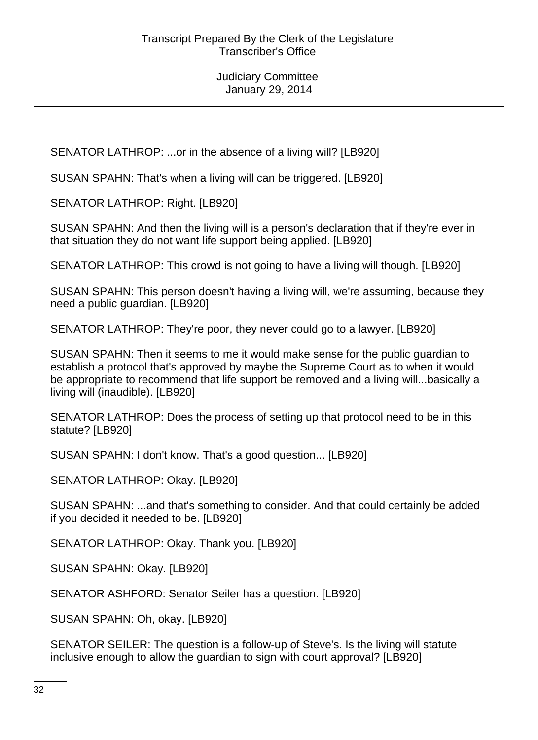SENATOR LATHROP: ...or in the absence of a living will? [LB920]

SUSAN SPAHN: That's when a living will can be triggered. [LB920]

SENATOR LATHROP: Right. [LB920]

SUSAN SPAHN: And then the living will is a person's declaration that if they're ever in that situation they do not want life support being applied. [LB920]

SENATOR LATHROP: This crowd is not going to have a living will though. [LB920]

SUSAN SPAHN: This person doesn't having a living will, we're assuming, because they need a public guardian. [LB920]

SENATOR LATHROP: They're poor, they never could go to a lawyer. [LB920]

SUSAN SPAHN: Then it seems to me it would make sense for the public guardian to establish a protocol that's approved by maybe the Supreme Court as to when it would be appropriate to recommend that life support be removed and a living will...basically a living will (inaudible). [LB920]

SENATOR LATHROP: Does the process of setting up that protocol need to be in this statute? [LB920]

SUSAN SPAHN: I don't know. That's a good question... [LB920]

SENATOR LATHROP: Okay. [LB920]

SUSAN SPAHN: ...and that's something to consider. And that could certainly be added if you decided it needed to be. [LB920]

SENATOR LATHROP: Okay. Thank you. [LB920]

SUSAN SPAHN: Okay. [LB920]

SENATOR ASHFORD: Senator Seiler has a question. [LB920]

SUSAN SPAHN: Oh, okay. [LB920]

SENATOR SEILER: The question is a follow-up of Steve's. Is the living will statute inclusive enough to allow the guardian to sign with court approval? [LB920]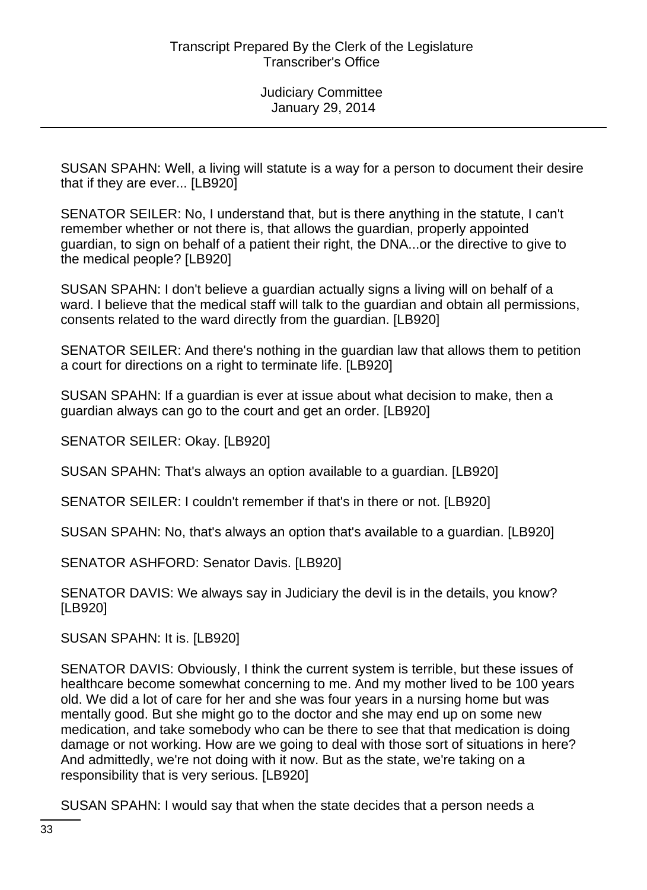SUSAN SPAHN: Well, a living will statute is a way for a person to document their desire that if they are ever... [LB920]

SENATOR SEILER: No, I understand that, but is there anything in the statute, I can't remember whether or not there is, that allows the guardian, properly appointed guardian, to sign on behalf of a patient their right, the DNA...or the directive to give to the medical people? [LB920]

SUSAN SPAHN: I don't believe a guardian actually signs a living will on behalf of a ward. I believe that the medical staff will talk to the guardian and obtain all permissions, consents related to the ward directly from the guardian. [LB920]

SENATOR SEILER: And there's nothing in the guardian law that allows them to petition a court for directions on a right to terminate life. [LB920]

SUSAN SPAHN: If a guardian is ever at issue about what decision to make, then a guardian always can go to the court and get an order. [LB920]

SENATOR SEILER: Okay. [LB920]

SUSAN SPAHN: That's always an option available to a guardian. [LB920]

SENATOR SEILER: I couldn't remember if that's in there or not. [LB920]

SUSAN SPAHN: No, that's always an option that's available to a guardian. [LB920]

SENATOR ASHFORD: Senator Davis. [LB920]

SENATOR DAVIS: We always say in Judiciary the devil is in the details, you know? [LB920]

SUSAN SPAHN: It is. [LB920]

SENATOR DAVIS: Obviously, I think the current system is terrible, but these issues of healthcare become somewhat concerning to me. And my mother lived to be 100 years old. We did a lot of care for her and she was four years in a nursing home but was mentally good. But she might go to the doctor and she may end up on some new medication, and take somebody who can be there to see that that medication is doing damage or not working. How are we going to deal with those sort of situations in here? And admittedly, we're not doing with it now. But as the state, we're taking on a responsibility that is very serious. [LB920]

SUSAN SPAHN: I would say that when the state decides that a person needs a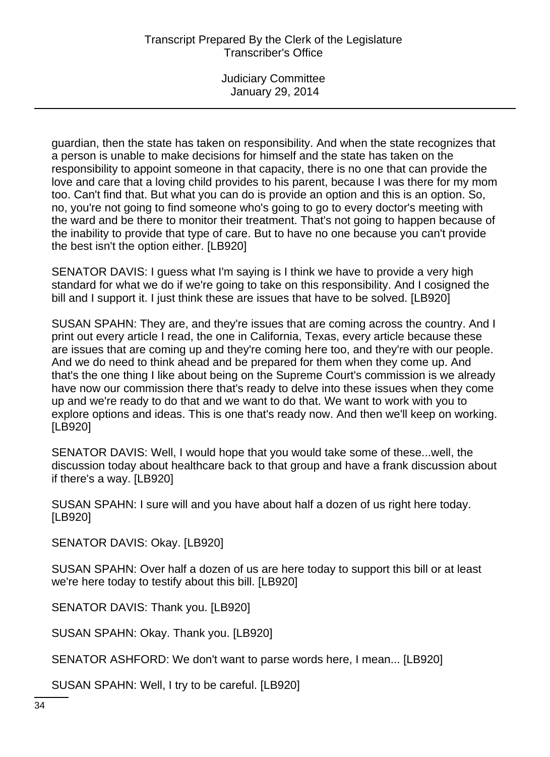guardian, then the state has taken on responsibility. And when the state recognizes that a person is unable to make decisions for himself and the state has taken on the responsibility to appoint someone in that capacity, there is no one that can provide the love and care that a loving child provides to his parent, because I was there for my mom too. Can't find that. But what you can do is provide an option and this is an option. So, no, you're not going to find someone who's going to go to every doctor's meeting with the ward and be there to monitor their treatment. That's not going to happen because of the inability to provide that type of care. But to have no one because you can't provide the best isn't the option either. [LB920]

SENATOR DAVIS: I guess what I'm saying is I think we have to provide a very high standard for what we do if we're going to take on this responsibility. And I cosigned the bill and I support it. I just think these are issues that have to be solved. [LB920]

SUSAN SPAHN: They are, and they're issues that are coming across the country. And I print out every article I read, the one in California, Texas, every article because these are issues that are coming up and they're coming here too, and they're with our people. And we do need to think ahead and be prepared for them when they come up. And that's the one thing I like about being on the Supreme Court's commission is we already have now our commission there that's ready to delve into these issues when they come up and we're ready to do that and we want to do that. We want to work with you to explore options and ideas. This is one that's ready now. And then we'll keep on working. [LB920]

SENATOR DAVIS: Well, I would hope that you would take some of these...well, the discussion today about healthcare back to that group and have a frank discussion about if there's a way. [LB920]

SUSAN SPAHN: I sure will and you have about half a dozen of us right here today. [LB920]

SENATOR DAVIS: Okay. [LB920]

SUSAN SPAHN: Over half a dozen of us are here today to support this bill or at least we're here today to testify about this bill. [LB920]

SENATOR DAVIS: Thank you. [LB920]

SUSAN SPAHN: Okay. Thank you. [LB920]

SENATOR ASHFORD: We don't want to parse words here, I mean... [LB920]

SUSAN SPAHN: Well, I try to be careful. [LB920]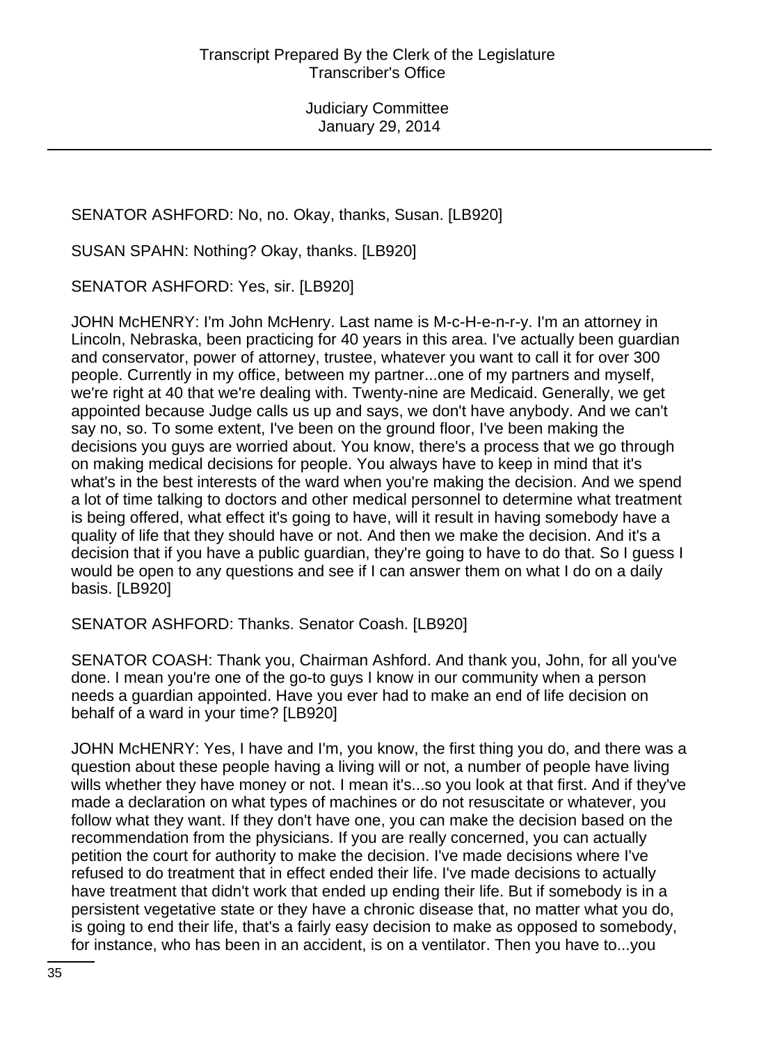SENATOR ASHFORD: No, no. Okay, thanks, Susan. [LB920]

SUSAN SPAHN: Nothing? Okay, thanks. [LB920]

SENATOR ASHFORD: Yes, sir. [LB920]

JOHN McHENRY: I'm John McHenry. Last name is M-c-H-e-n-r-y. I'm an attorney in Lincoln, Nebraska, been practicing for 40 years in this area. I've actually been guardian and conservator, power of attorney, trustee, whatever you want to call it for over 300 people. Currently in my office, between my partner...one of my partners and myself, we're right at 40 that we're dealing with. Twenty-nine are Medicaid. Generally, we get appointed because Judge calls us up and says, we don't have anybody. And we can't say no, so. To some extent, I've been on the ground floor, I've been making the decisions you guys are worried about. You know, there's a process that we go through on making medical decisions for people. You always have to keep in mind that it's what's in the best interests of the ward when you're making the decision. And we spend a lot of time talking to doctors and other medical personnel to determine what treatment is being offered, what effect it's going to have, will it result in having somebody have a quality of life that they should have or not. And then we make the decision. And it's a decision that if you have a public guardian, they're going to have to do that. So I guess I would be open to any questions and see if I can answer them on what I do on a daily basis. [LB920]

SENATOR ASHFORD: Thanks. Senator Coash. [LB920]

SENATOR COASH: Thank you, Chairman Ashford. And thank you, John, for all you've done. I mean you're one of the go-to guys I know in our community when a person needs a guardian appointed. Have you ever had to make an end of life decision on behalf of a ward in your time? [LB920]

JOHN McHENRY: Yes, I have and I'm, you know, the first thing you do, and there was a question about these people having a living will or not, a number of people have living wills whether they have money or not. I mean it's...so you look at that first. And if they've made a declaration on what types of machines or do not resuscitate or whatever, you follow what they want. If they don't have one, you can make the decision based on the recommendation from the physicians. If you are really concerned, you can actually petition the court for authority to make the decision. I've made decisions where I've refused to do treatment that in effect ended their life. I've made decisions to actually have treatment that didn't work that ended up ending their life. But if somebody is in a persistent vegetative state or they have a chronic disease that, no matter what you do, is going to end their life, that's a fairly easy decision to make as opposed to somebody, for instance, who has been in an accident, is on a ventilator. Then you have to...you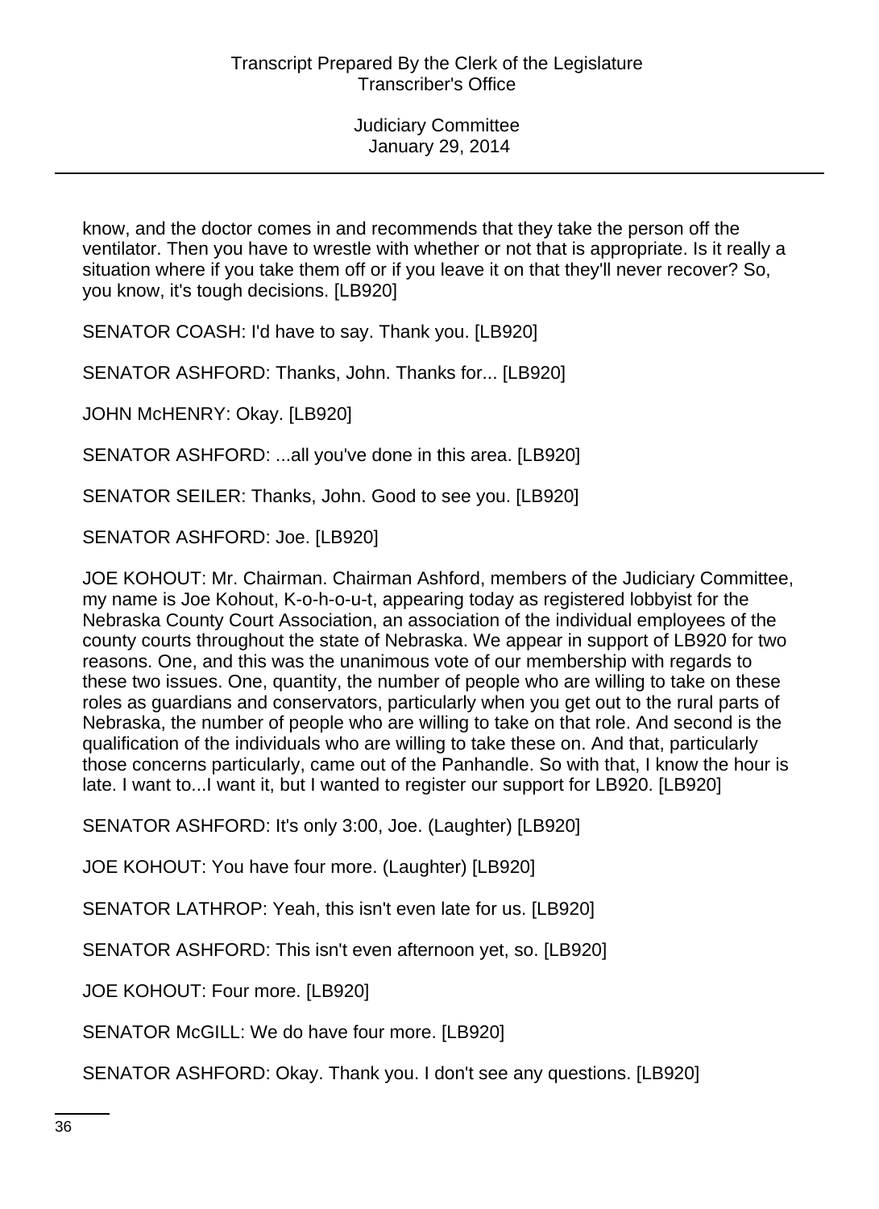know, and the doctor comes in and recommends that they take the person off the ventilator. Then you have to wrestle with whether or not that is appropriate. Is it really a situation where if you take them off or if you leave it on that they'll never recover? So, you know, it's tough decisions. [LB920]

SENATOR COASH: I'd have to say. Thank you. [LB920]

SENATOR ASHFORD: Thanks, John. Thanks for... [LB920]

JOHN McHENRY: Okay. [LB920]

SENATOR ASHFORD: ...all you've done in this area. [LB920]

SENATOR SEILER: Thanks, John. Good to see you. [LB920]

SENATOR ASHFORD: Joe. [LB920]

JOE KOHOUT: Mr. Chairman. Chairman Ashford, members of the Judiciary Committee, my name is Joe Kohout, K-o-h-o-u-t, appearing today as registered lobbyist for the Nebraska County Court Association, an association of the individual employees of the county courts throughout the state of Nebraska. We appear in support of LB920 for two reasons. One, and this was the unanimous vote of our membership with regards to these two issues. One, quantity, the number of people who are willing to take on these roles as guardians and conservators, particularly when you get out to the rural parts of Nebraska, the number of people who are willing to take on that role. And second is the qualification of the individuals who are willing to take these on. And that, particularly those concerns particularly, came out of the Panhandle. So with that, I know the hour is late. I want to...I want it, but I wanted to register our support for LB920. [LB920]

SENATOR ASHFORD: It's only 3:00, Joe. (Laughter) [LB920]

JOE KOHOUT: You have four more. (Laughter) [LB920]

SENATOR LATHROP: Yeah, this isn't even late for us. [LB920]

SENATOR ASHFORD: This isn't even afternoon yet, so. [LB920]

JOE KOHOUT: Four more. [LB920]

SENATOR McGILL: We do have four more. [LB920]

SENATOR ASHFORD: Okay. Thank you. I don't see any questions. [LB920]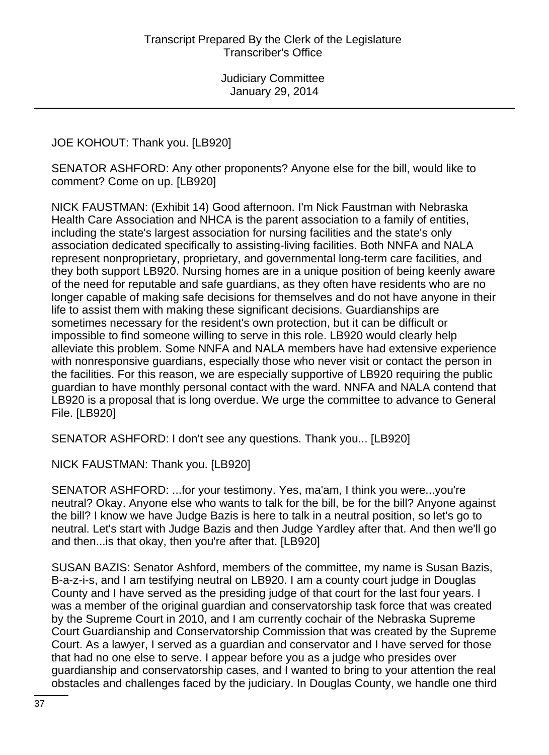JOE KOHOUT: Thank you. [LB920]

SENATOR ASHFORD: Any other proponents? Anyone else for the bill, would like to comment? Come on up. [LB920]

NICK FAUSTMAN: (Exhibit 14) Good afternoon. I'm Nick Faustman with Nebraska Health Care Association and NHCA is the parent association to a family of entities, including the state's largest association for nursing facilities and the state's only association dedicated specifically to assisting-living facilities. Both NNFA and NALA represent nonproprietary, proprietary, and governmental long-term care facilities, and they both support LB920. Nursing homes are in a unique position of being keenly aware of the need for reputable and safe guardians, as they often have residents who are no longer capable of making safe decisions for themselves and do not have anyone in their life to assist them with making these significant decisions. Guardianships are sometimes necessary for the resident's own protection, but it can be difficult or impossible to find someone willing to serve in this role. LB920 would clearly help alleviate this problem. Some NNFA and NALA members have had extensive experience with nonresponsive guardians, especially those who never visit or contact the person in the facilities. For this reason, we are especially supportive of LB920 requiring the public guardian to have monthly personal contact with the ward. NNFA and NALA contend that LB920 is a proposal that is long overdue. We urge the committee to advance to General File. [LB920]

SENATOR ASHFORD: I don't see any questions. Thank you... [LB920]

NICK FAUSTMAN: Thank you. [LB920]

SENATOR ASHFORD: ...for your testimony. Yes, ma'am, I think you were...you're neutral? Okay. Anyone else who wants to talk for the bill, be for the bill? Anyone against the bill? I know we have Judge Bazis is here to talk in a neutral position, so let's go to neutral. Let's start with Judge Bazis and then Judge Yardley after that. And then we'll go and then...is that okay, then you're after that. [LB920]

SUSAN BAZIS: Senator Ashford, members of the committee, my name is Susan Bazis, B-a-z-i-s, and I am testifying neutral on LB920. I am a county court judge in Douglas County and I have served as the presiding judge of that court for the last four years. I was a member of the original guardian and conservatorship task force that was created by the Supreme Court in 2010, and I am currently cochair of the Nebraska Supreme Court Guardianship and Conservatorship Commission that was created by the Supreme Court. As a lawyer, I served as a guardian and conservator and I have served for those that had no one else to serve. I appear before you as a judge who presides over guardianship and conservatorship cases, and I wanted to bring to your attention the real obstacles and challenges faced by the judiciary. In Douglas County, we handle one third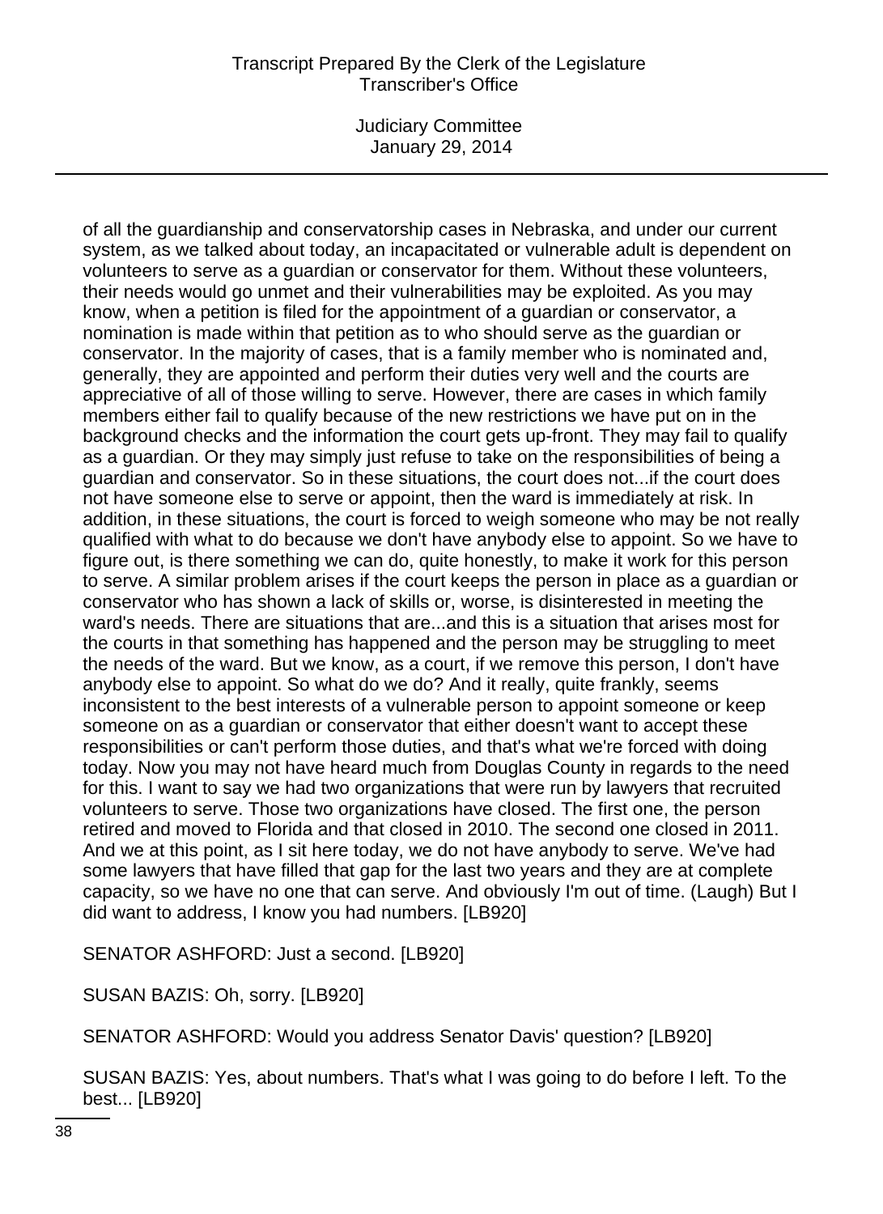of all the guardianship and conservatorship cases in Nebraska, and under our current system, as we talked about today, an incapacitated or vulnerable adult is dependent on volunteers to serve as a guardian or conservator for them. Without these volunteers, their needs would go unmet and their vulnerabilities may be exploited. As you may know, when a petition is filed for the appointment of a guardian or conservator, a nomination is made within that petition as to who should serve as the guardian or conservator. In the majority of cases, that is a family member who is nominated and, generally, they are appointed and perform their duties very well and the courts are appreciative of all of those willing to serve. However, there are cases in which family members either fail to qualify because of the new restrictions we have put on in the background checks and the information the court gets up-front. They may fail to qualify as a guardian. Or they may simply just refuse to take on the responsibilities of being a guardian and conservator. So in these situations, the court does not...if the court does not have someone else to serve or appoint, then the ward is immediately at risk. In addition, in these situations, the court is forced to weigh someone who may be not really qualified with what to do because we don't have anybody else to appoint. So we have to figure out, is there something we can do, quite honestly, to make it work for this person to serve. A similar problem arises if the court keeps the person in place as a guardian or conservator who has shown a lack of skills or, worse, is disinterested in meeting the ward's needs. There are situations that are...and this is a situation that arises most for the courts in that something has happened and the person may be struggling to meet the needs of the ward. But we know, as a court, if we remove this person, I don't have anybody else to appoint. So what do we do? And it really, quite frankly, seems inconsistent to the best interests of a vulnerable person to appoint someone or keep someone on as a guardian or conservator that either doesn't want to accept these responsibilities or can't perform those duties, and that's what we're forced with doing today. Now you may not have heard much from Douglas County in regards to the need for this. I want to say we had two organizations that were run by lawyers that recruited volunteers to serve. Those two organizations have closed. The first one, the person retired and moved to Florida and that closed in 2010. The second one closed in 2011. And we at this point, as I sit here today, we do not have anybody to serve. We've had some lawyers that have filled that gap for the last two years and they are at complete capacity, so we have no one that can serve. And obviously I'm out of time. (Laugh) But I did want to address, I know you had numbers. [LB920]

SENATOR ASHFORD: Just a second. [LB920]

SUSAN BAZIS: Oh, sorry. [LB920]

SENATOR ASHFORD: Would you address Senator Davis' question? [LB920]

SUSAN BAZIS: Yes, about numbers. That's what I was going to do before I left. To the best... [LB920]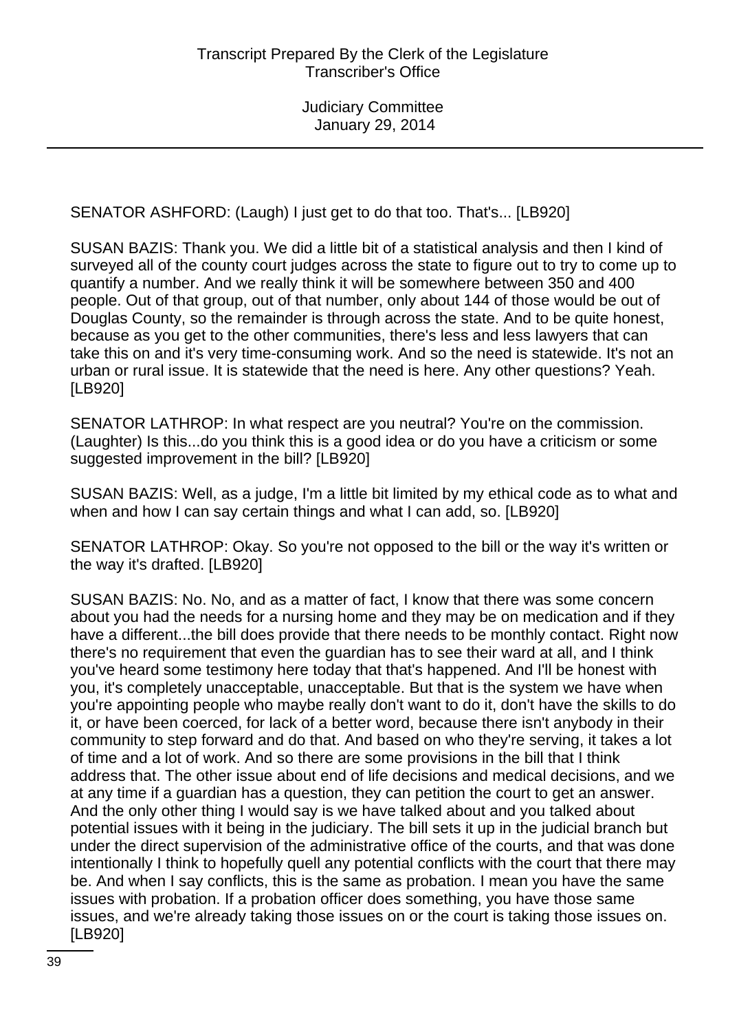SENATOR ASHFORD: (Laugh) I just get to do that too. That's... [LB920]

SUSAN BAZIS: Thank you. We did a little bit of a statistical analysis and then I kind of surveyed all of the county court judges across the state to figure out to try to come up to quantify a number. And we really think it will be somewhere between 350 and 400 people. Out of that group, out of that number, only about 144 of those would be out of Douglas County, so the remainder is through across the state. And to be quite honest, because as you get to the other communities, there's less and less lawyers that can take this on and it's very time-consuming work. And so the need is statewide. It's not an urban or rural issue. It is statewide that the need is here. Any other questions? Yeah. [LB920]

SENATOR LATHROP: In what respect are you neutral? You're on the commission. (Laughter) Is this...do you think this is a good idea or do you have a criticism or some suggested improvement in the bill? [LB920]

SUSAN BAZIS: Well, as a judge, I'm a little bit limited by my ethical code as to what and when and how I can say certain things and what I can add, so. [LB920]

SENATOR LATHROP: Okay. So you're not opposed to the bill or the way it's written or the way it's drafted. [LB920]

SUSAN BAZIS: No. No, and as a matter of fact, I know that there was some concern about you had the needs for a nursing home and they may be on medication and if they have a different...the bill does provide that there needs to be monthly contact. Right now there's no requirement that even the guardian has to see their ward at all, and I think you've heard some testimony here today that that's happened. And I'll be honest with you, it's completely unacceptable, unacceptable. But that is the system we have when you're appointing people who maybe really don't want to do it, don't have the skills to do it, or have been coerced, for lack of a better word, because there isn't anybody in their community to step forward and do that. And based on who they're serving, it takes a lot of time and a lot of work. And so there are some provisions in the bill that I think address that. The other issue about end of life decisions and medical decisions, and we at any time if a guardian has a question, they can petition the court to get an answer. And the only other thing I would say is we have talked about and you talked about potential issues with it being in the judiciary. The bill sets it up in the judicial branch but under the direct supervision of the administrative office of the courts, and that was done intentionally I think to hopefully quell any potential conflicts with the court that there may be. And when I say conflicts, this is the same as probation. I mean you have the same issues with probation. If a probation officer does something, you have those same issues, and we're already taking those issues on or the court is taking those issues on. [LB920]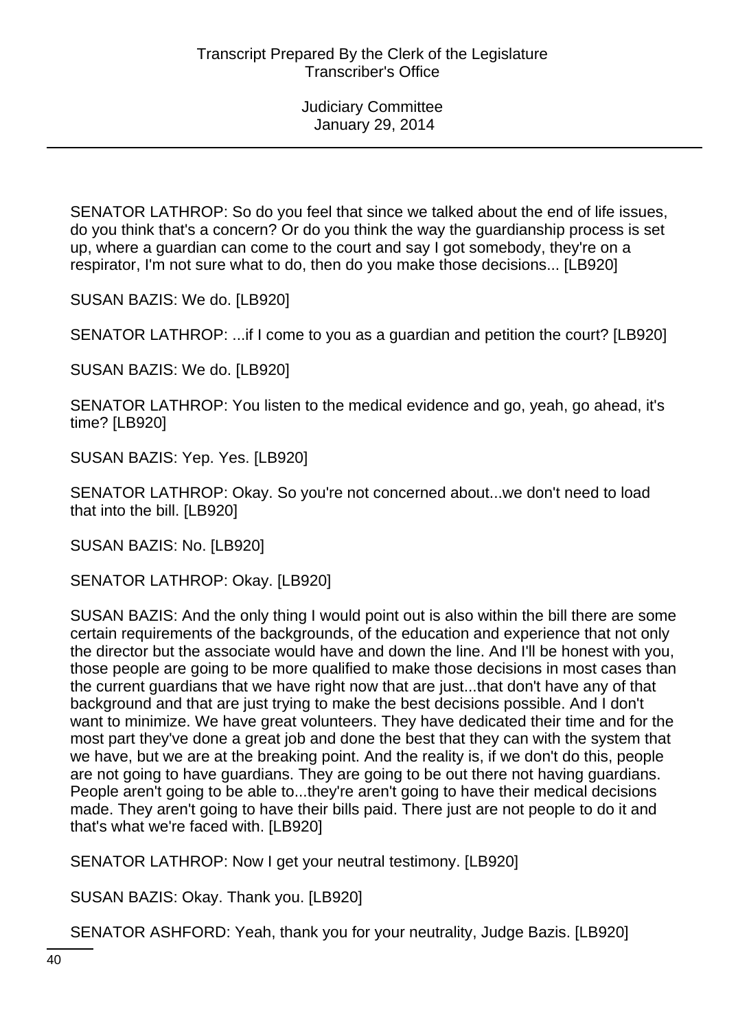SENATOR LATHROP: So do you feel that since we talked about the end of life issues, do you think that's a concern? Or do you think the way the guardianship process is set up, where a guardian can come to the court and say I got somebody, they're on a respirator, I'm not sure what to do, then do you make those decisions... [LB920]

SUSAN BAZIS: We do. [LB920]

SENATOR LATHROP: ...if I come to you as a guardian and petition the court? [LB920]

SUSAN BAZIS: We do. [LB920]

SENATOR LATHROP: You listen to the medical evidence and go, yeah, go ahead, it's time? [LB920]

SUSAN BAZIS: Yep. Yes. [LB920]

SENATOR LATHROP: Okay. So you're not concerned about...we don't need to load that into the bill. [LB920]

SUSAN BAZIS: No. [LB920]

SENATOR LATHROP: Okay. [LB920]

SUSAN BAZIS: And the only thing I would point out is also within the bill there are some certain requirements of the backgrounds, of the education and experience that not only the director but the associate would have and down the line. And I'll be honest with you, those people are going to be more qualified to make those decisions in most cases than the current guardians that we have right now that are just...that don't have any of that background and that are just trying to make the best decisions possible. And I don't want to minimize. We have great volunteers. They have dedicated their time and for the most part they've done a great job and done the best that they can with the system that we have, but we are at the breaking point. And the reality is, if we don't do this, people are not going to have guardians. They are going to be out there not having guardians. People aren't going to be able to...they're aren't going to have their medical decisions made. They aren't going to have their bills paid. There just are not people to do it and that's what we're faced with. [LB920]

SENATOR LATHROP: Now I get your neutral testimony. [LB920]

SUSAN BAZIS: Okay. Thank you. [LB920]

SENATOR ASHFORD: Yeah, thank you for your neutrality, Judge Bazis. [LB920]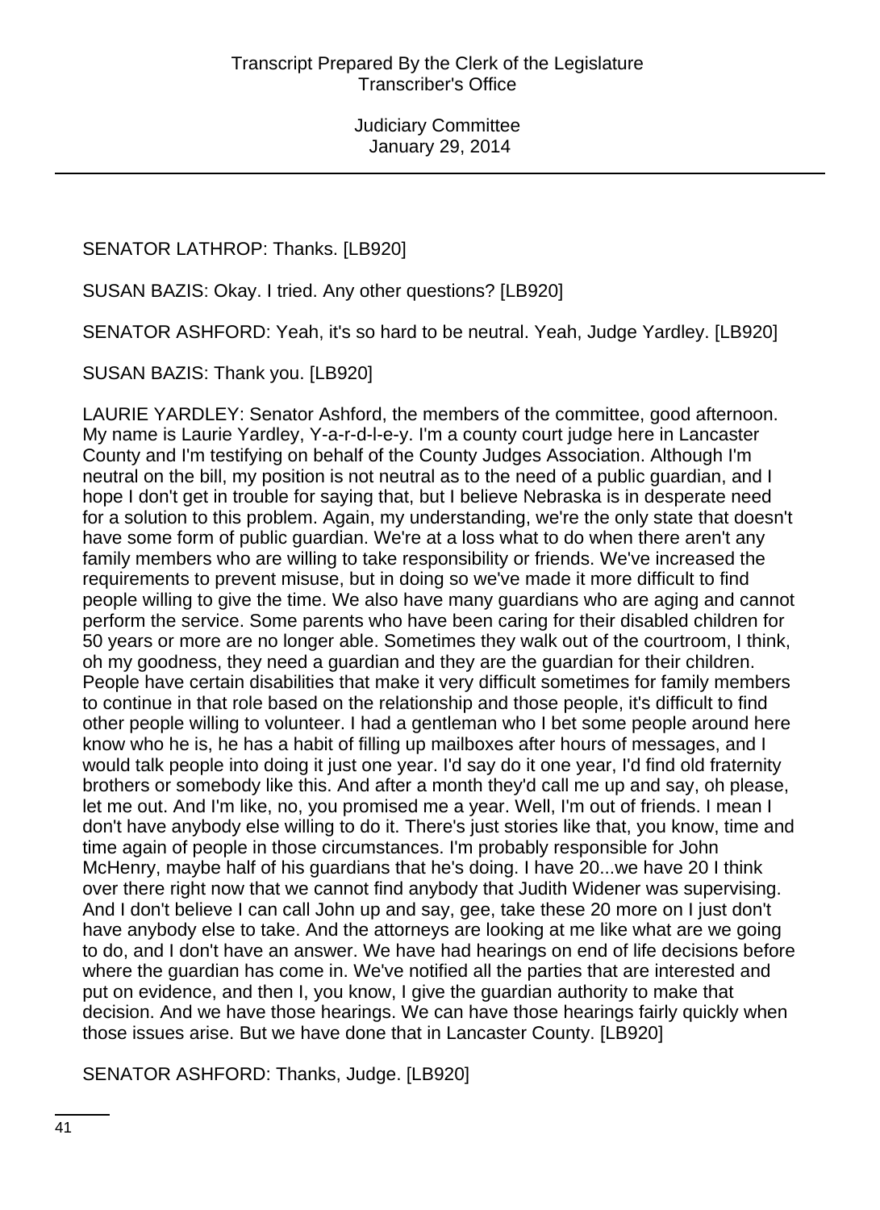SENATOR LATHROP: Thanks. [LB920]

SUSAN BAZIS: Okay. I tried. Any other questions? [LB920]

SENATOR ASHFORD: Yeah, it's so hard to be neutral. Yeah, Judge Yardley. [LB920]

SUSAN BAZIS: Thank you. [LB920]

LAURIE YARDLEY: Senator Ashford, the members of the committee, good afternoon. My name is Laurie Yardley, Y-a-r-d-l-e-y. I'm a county court judge here in Lancaster County and I'm testifying on behalf of the County Judges Association. Although I'm neutral on the bill, my position is not neutral as to the need of a public guardian, and I hope I don't get in trouble for saying that, but I believe Nebraska is in desperate need for a solution to this problem. Again, my understanding, we're the only state that doesn't have some form of public guardian. We're at a loss what to do when there aren't any family members who are willing to take responsibility or friends. We've increased the requirements to prevent misuse, but in doing so we've made it more difficult to find people willing to give the time. We also have many guardians who are aging and cannot perform the service. Some parents who have been caring for their disabled children for 50 years or more are no longer able. Sometimes they walk out of the courtroom, I think, oh my goodness, they need a guardian and they are the guardian for their children. People have certain disabilities that make it very difficult sometimes for family members to continue in that role based on the relationship and those people, it's difficult to find other people willing to volunteer. I had a gentleman who I bet some people around here know who he is, he has a habit of filling up mailboxes after hours of messages, and I would talk people into doing it just one year. I'd say do it one year, I'd find old fraternity brothers or somebody like this. And after a month they'd call me up and say, oh please, let me out. And I'm like, no, you promised me a year. Well, I'm out of friends. I mean I don't have anybody else willing to do it. There's just stories like that, you know, time and time again of people in those circumstances. I'm probably responsible for John McHenry, maybe half of his guardians that he's doing. I have 20...we have 20 I think over there right now that we cannot find anybody that Judith Widener was supervising. And I don't believe I can call John up and say, gee, take these 20 more on I just don't have anybody else to take. And the attorneys are looking at me like what are we going to do, and I don't have an answer. We have had hearings on end of life decisions before where the guardian has come in. We've notified all the parties that are interested and put on evidence, and then I, you know, I give the guardian authority to make that decision. And we have those hearings. We can have those hearings fairly quickly when those issues arise. But we have done that in Lancaster County. [LB920]

SENATOR ASHFORD: Thanks, Judge. [LB920]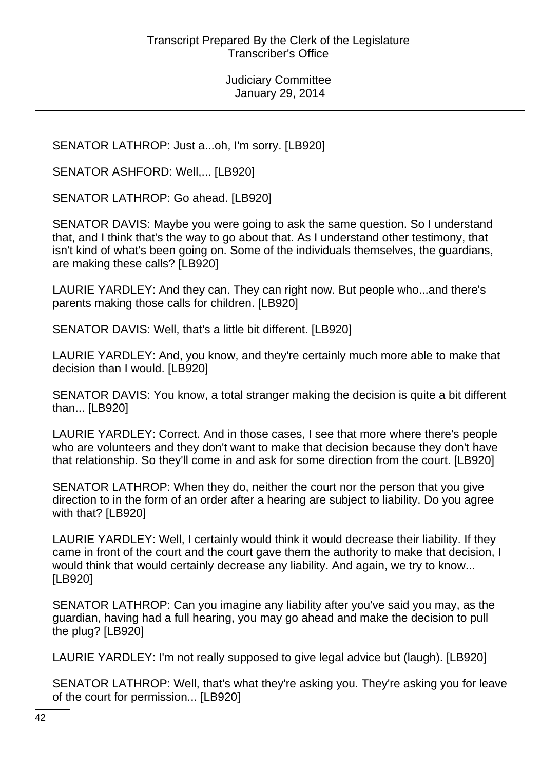SENATOR LATHROP: Just a...oh, I'm sorry. [LB920]

SENATOR ASHFORD: Well,... [LB920]

SENATOR LATHROP: Go ahead. [LB920]

SENATOR DAVIS: Maybe you were going to ask the same question. So I understand that, and I think that's the way to go about that. As I understand other testimony, that isn't kind of what's been going on. Some of the individuals themselves, the guardians, are making these calls? [LB920]

LAURIE YARDLEY: And they can. They can right now. But people who...and there's parents making those calls for children. [LB920]

SENATOR DAVIS: Well, that's a little bit different. [LB920]

LAURIE YARDLEY: And, you know, and they're certainly much more able to make that decision than I would. [LB920]

SENATOR DAVIS: You know, a total stranger making the decision is quite a bit different than... [LB920]

LAURIE YARDLEY: Correct. And in those cases, I see that more where there's people who are volunteers and they don't want to make that decision because they don't have that relationship. So they'll come in and ask for some direction from the court. [LB920]

SENATOR LATHROP: When they do, neither the court nor the person that you give direction to in the form of an order after a hearing are subject to liability. Do you agree with that? [LB920]

LAURIE YARDLEY: Well, I certainly would think it would decrease their liability. If they came in front of the court and the court gave them the authority to make that decision, I would think that would certainly decrease any liability. And again, we try to know... [LB920]

SENATOR LATHROP: Can you imagine any liability after you've said you may, as the guardian, having had a full hearing, you may go ahead and make the decision to pull the plug? [LB920]

LAURIE YARDLEY: I'm not really supposed to give legal advice but (laugh). [LB920]

SENATOR LATHROP: Well, that's what they're asking you. They're asking you for leave of the court for permission... [LB920]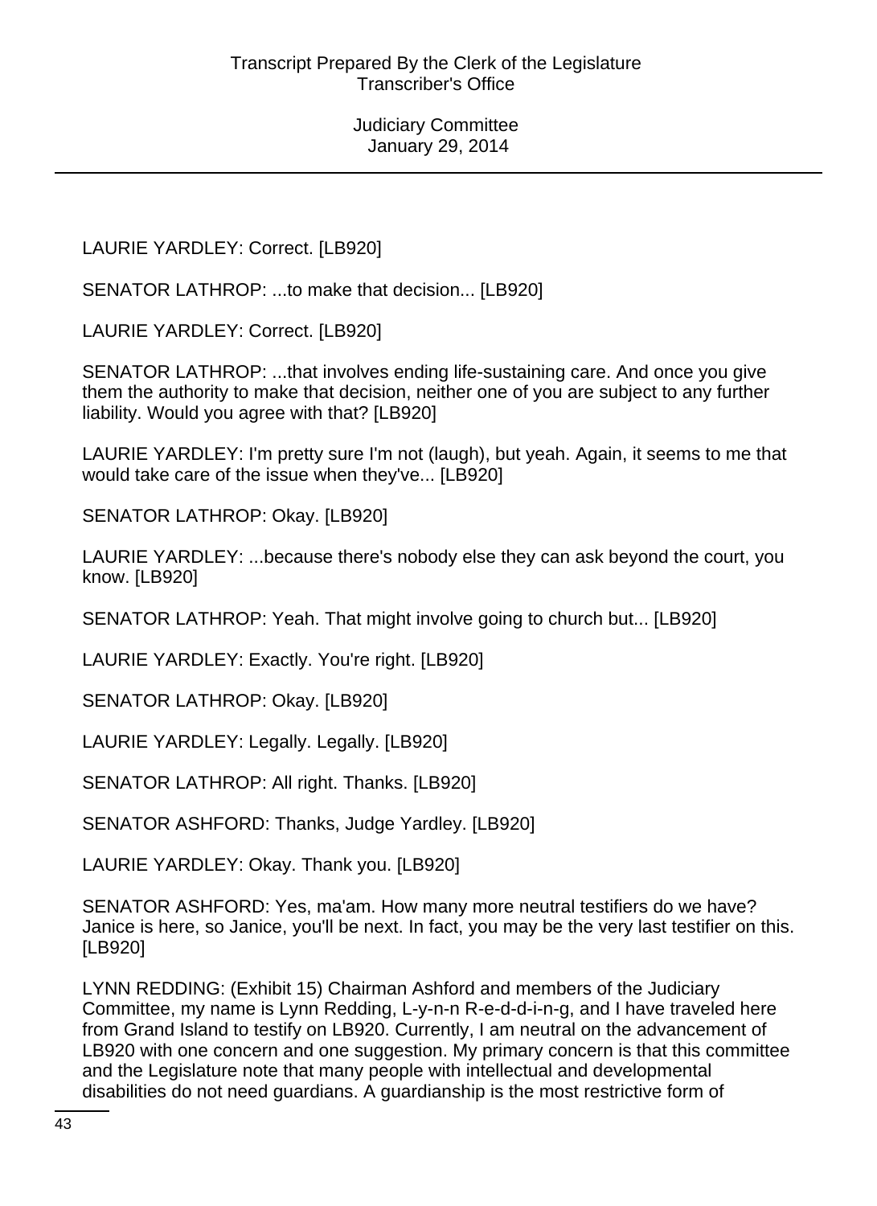LAURIE YARDLEY: Correct. [LB920]

SENATOR LATHROP: ...to make that decision... [LB920]

LAURIE YARDLEY: Correct. [LB920]

SENATOR LATHROP: ...that involves ending life-sustaining care. And once you give them the authority to make that decision, neither one of you are subject to any further liability. Would you agree with that? [LB920]

LAURIE YARDLEY: I'm pretty sure I'm not (laugh), but yeah. Again, it seems to me that would take care of the issue when they've... [LB920]

SENATOR LATHROP: Okay. [LB920]

LAURIE YARDLEY: ...because there's nobody else they can ask beyond the court, you know. [LB920]

SENATOR LATHROP: Yeah. That might involve going to church but... [LB920]

LAURIE YARDLEY: Exactly. You're right. [LB920]

SENATOR LATHROP: Okay. [LB920]

LAURIE YARDLEY: Legally. Legally. [LB920]

SENATOR LATHROP: All right. Thanks. [LB920]

SENATOR ASHFORD: Thanks, Judge Yardley. [LB920]

LAURIE YARDLEY: Okay. Thank you. [LB920]

SENATOR ASHFORD: Yes, ma'am. How many more neutral testifiers do we have? Janice is here, so Janice, you'll be next. In fact, you may be the very last testifier on this. [LB920]

LYNN REDDING: (Exhibit 15) Chairman Ashford and members of the Judiciary Committee, my name is Lynn Redding, L-y-n-n R-e-d-d-i-n-g, and I have traveled here from Grand Island to testify on LB920. Currently, I am neutral on the advancement of LB920 with one concern and one suggestion. My primary concern is that this committee and the Legislature note that many people with intellectual and developmental disabilities do not need guardians. A guardianship is the most restrictive form of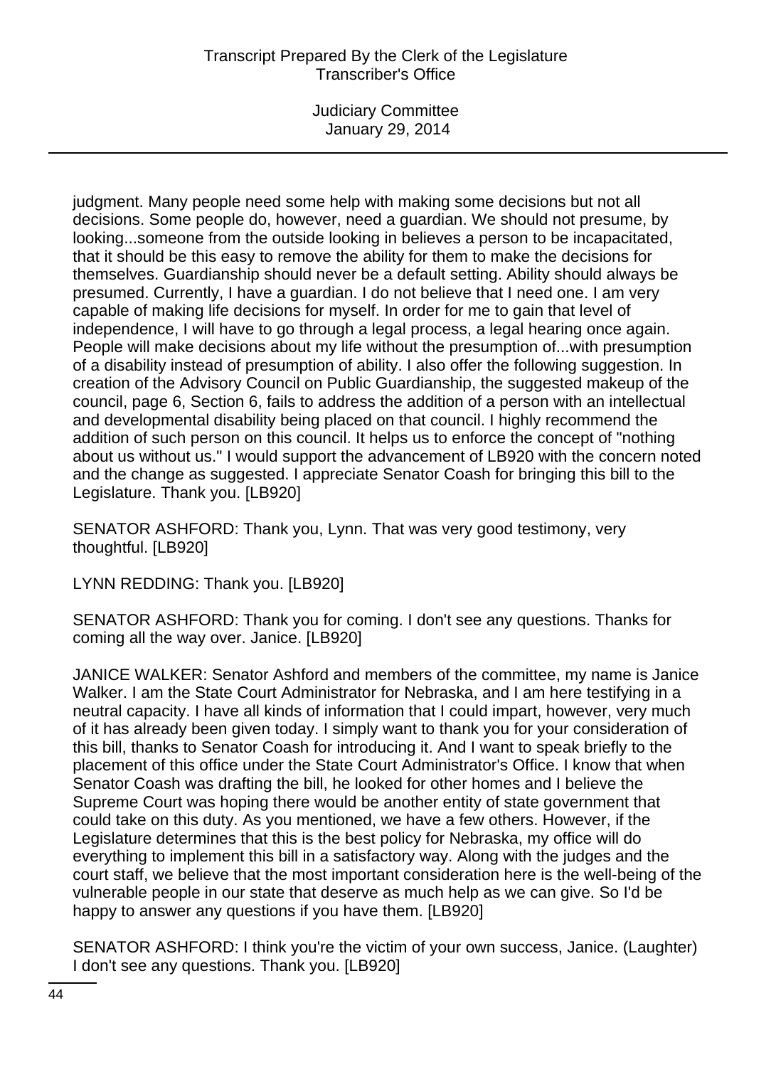judgment. Many people need some help with making some decisions but not all decisions. Some people do, however, need a guardian. We should not presume, by looking...someone from the outside looking in believes a person to be incapacitated, that it should be this easy to remove the ability for them to make the decisions for themselves. Guardianship should never be a default setting. Ability should always be presumed. Currently, I have a guardian. I do not believe that I need one. I am very capable of making life decisions for myself. In order for me to gain that level of independence, I will have to go through a legal process, a legal hearing once again. People will make decisions about my life without the presumption of...with presumption of a disability instead of presumption of ability. I also offer the following suggestion. In creation of the Advisory Council on Public Guardianship, the suggested makeup of the council, page 6, Section 6, fails to address the addition of a person with an intellectual and developmental disability being placed on that council. I highly recommend the addition of such person on this council. It helps us to enforce the concept of "nothing about us without us." I would support the advancement of LB920 with the concern noted and the change as suggested. I appreciate Senator Coash for bringing this bill to the Legislature. Thank you. [LB920]

SENATOR ASHFORD: Thank you, Lynn. That was very good testimony, very thoughtful. [LB920]

LYNN REDDING: Thank you. [LB920]

SENATOR ASHFORD: Thank you for coming. I don't see any questions. Thanks for coming all the way over. Janice. [LB920]

JANICE WALKER: Senator Ashford and members of the committee, my name is Janice Walker. I am the State Court Administrator for Nebraska, and I am here testifying in a neutral capacity. I have all kinds of information that I could impart, however, very much of it has already been given today. I simply want to thank you for your consideration of this bill, thanks to Senator Coash for introducing it. And I want to speak briefly to the placement of this office under the State Court Administrator's Office. I know that when Senator Coash was drafting the bill, he looked for other homes and I believe the Supreme Court was hoping there would be another entity of state government that could take on this duty. As you mentioned, we have a few others. However, if the Legislature determines that this is the best policy for Nebraska, my office will do everything to implement this bill in a satisfactory way. Along with the judges and the court staff, we believe that the most important consideration here is the well-being of the vulnerable people in our state that deserve as much help as we can give. So I'd be happy to answer any questions if you have them. [LB920]

SENATOR ASHFORD: I think you're the victim of your own success, Janice. (Laughter) I don't see any questions. Thank you. [LB920]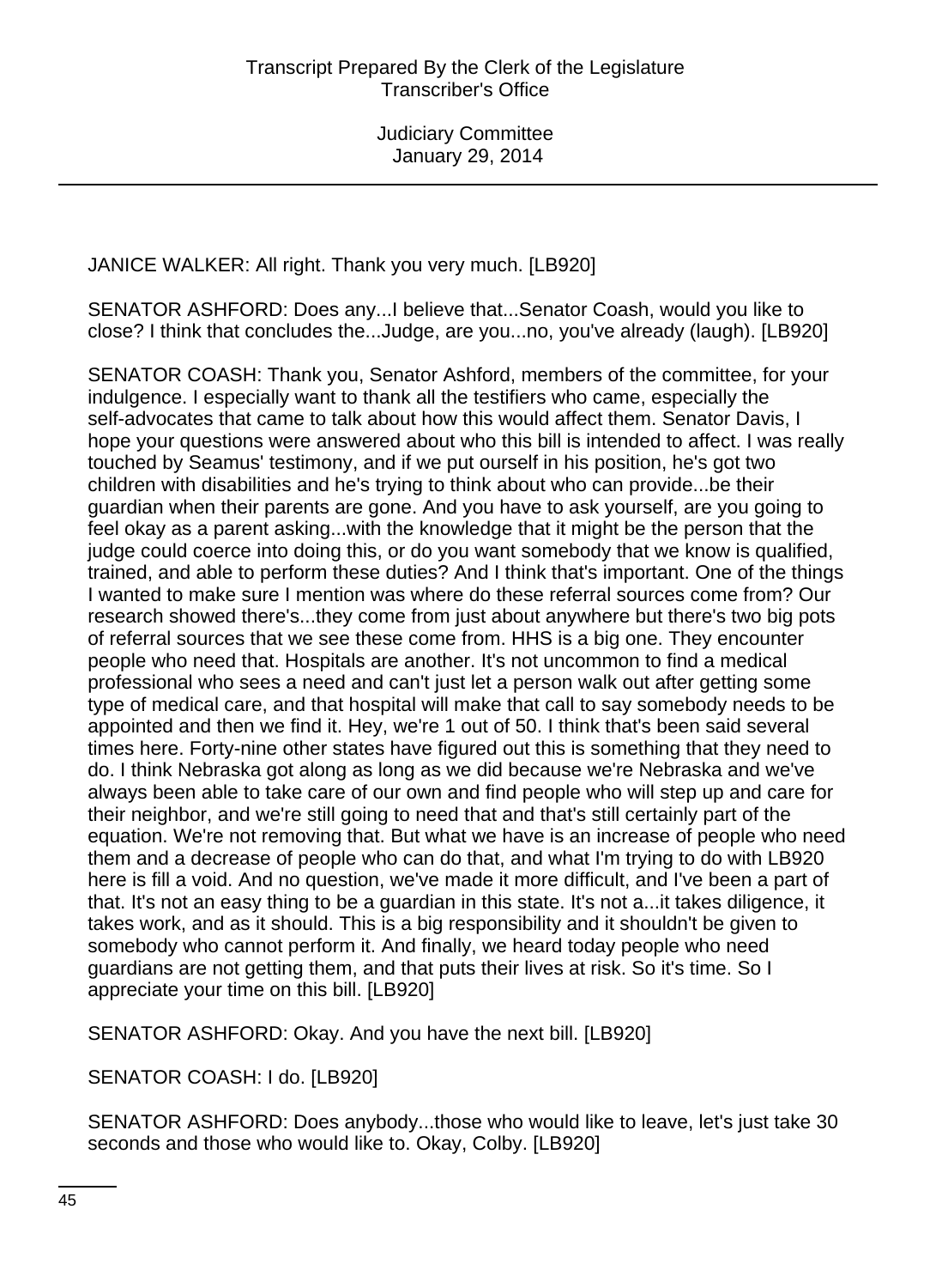JANICE WALKER: All right. Thank you very much. [LB920]

SENATOR ASHFORD: Does any...I believe that...Senator Coash, would you like to close? I think that concludes the...Judge, are you...no, you've already (laugh). [LB920]

SENATOR COASH: Thank you, Senator Ashford, members of the committee, for your indulgence. I especially want to thank all the testifiers who came, especially the self-advocates that came to talk about how this would affect them. Senator Davis, I hope your questions were answered about who this bill is intended to affect. I was really touched by Seamus' testimony, and if we put ourself in his position, he's got two children with disabilities and he's trying to think about who can provide...be their guardian when their parents are gone. And you have to ask yourself, are you going to feel okay as a parent asking...with the knowledge that it might be the person that the judge could coerce into doing this, or do you want somebody that we know is qualified, trained, and able to perform these duties? And I think that's important. One of the things I wanted to make sure I mention was where do these referral sources come from? Our research showed there's...they come from just about anywhere but there's two big pots of referral sources that we see these come from. HHS is a big one. They encounter people who need that. Hospitals are another. It's not uncommon to find a medical professional who sees a need and can't just let a person walk out after getting some type of medical care, and that hospital will make that call to say somebody needs to be appointed and then we find it. Hey, we're 1 out of 50. I think that's been said several times here. Forty-nine other states have figured out this is something that they need to do. I think Nebraska got along as long as we did because we're Nebraska and we've always been able to take care of our own and find people who will step up and care for their neighbor, and we're still going to need that and that's still certainly part of the equation. We're not removing that. But what we have is an increase of people who need them and a decrease of people who can do that, and what I'm trying to do with LB920 here is fill a void. And no question, we've made it more difficult, and I've been a part of that. It's not an easy thing to be a guardian in this state. It's not a...it takes diligence, it takes work, and as it should. This is a big responsibility and it shouldn't be given to somebody who cannot perform it. And finally, we heard today people who need guardians are not getting them, and that puts their lives at risk. So it's time. So I appreciate your time on this bill. [LB920]

SENATOR ASHFORD: Okay. And you have the next bill. [LB920]

SENATOR COASH: I do. [LB920]

SENATOR ASHFORD: Does anybody...those who would like to leave, let's just take 30 seconds and those who would like to. Okay, Colby. [LB920]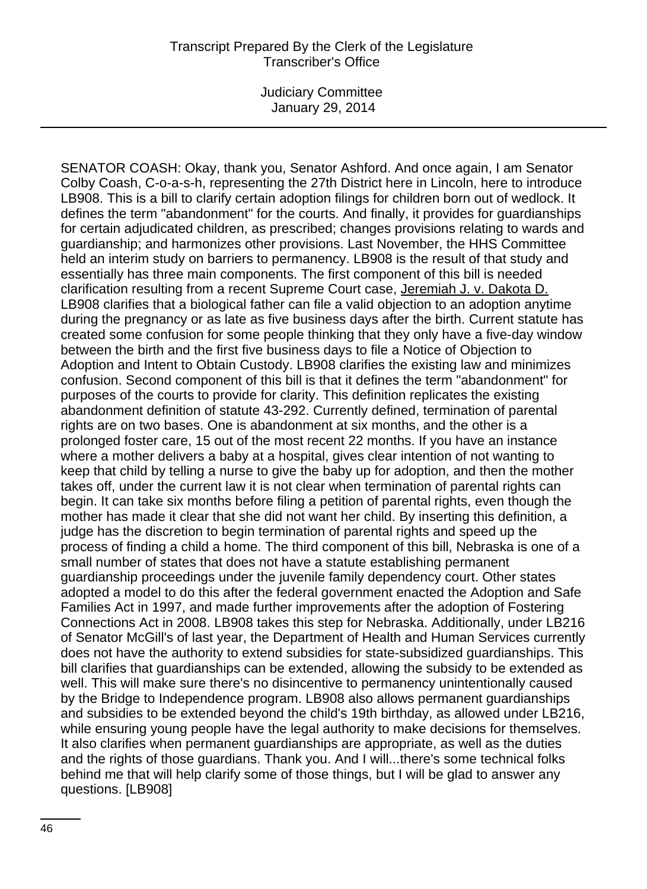SENATOR COASH: Okay, thank you, Senator Ashford. And once again, I am Senator Colby Coash, C-o-a-s-h, representing the 27th District here in Lincoln, here to introduce LB908. This is a bill to clarify certain adoption filings for children born out of wedlock. It defines the term "abandonment" for the courts. And finally, it provides for guardianships for certain adjudicated children, as prescribed; changes provisions relating to wards and guardianship; and harmonizes other provisions. Last November, the HHS Committee held an interim study on barriers to permanency. LB908 is the result of that study and essentially has three main components. The first component of this bill is needed clarification resulting from a recent Supreme Court case, Jeremiah J. v. Dakota D. LB908 clarifies that a biological father can file a valid objection to an adoption anytime during the pregnancy or as late as five business days after the birth. Current statute has created some confusion for some people thinking that they only have a five-day window between the birth and the first five business days to file a Notice of Objection to Adoption and Intent to Obtain Custody. LB908 clarifies the existing law and minimizes confusion. Second component of this bill is that it defines the term "abandonment" for purposes of the courts to provide for clarity. This definition replicates the existing abandonment definition of statute 43-292. Currently defined, termination of parental rights are on two bases. One is abandonment at six months, and the other is a prolonged foster care, 15 out of the most recent 22 months. If you have an instance where a mother delivers a baby at a hospital, gives clear intention of not wanting to keep that child by telling a nurse to give the baby up for adoption, and then the mother takes off, under the current law it is not clear when termination of parental rights can begin. It can take six months before filing a petition of parental rights, even though the mother has made it clear that she did not want her child. By inserting this definition, a judge has the discretion to begin termination of parental rights and speed up the process of finding a child a home. The third component of this bill, Nebraska is one of a small number of states that does not have a statute establishing permanent guardianship proceedings under the juvenile family dependency court. Other states adopted a model to do this after the federal government enacted the Adoption and Safe Families Act in 1997, and made further improvements after the adoption of Fostering Connections Act in 2008. LB908 takes this step for Nebraska. Additionally, under LB216 of Senator McGill's of last year, the Department of Health and Human Services currently does not have the authority to extend subsidies for state-subsidized guardianships. This bill clarifies that guardianships can be extended, allowing the subsidy to be extended as well. This will make sure there's no disincentive to permanency unintentionally caused by the Bridge to Independence program. LB908 also allows permanent guardianships and subsidies to be extended beyond the child's 19th birthday, as allowed under LB216, while ensuring young people have the legal authority to make decisions for themselves. It also clarifies when permanent guardianships are appropriate, as well as the duties and the rights of those guardians. Thank you. And I will...there's some technical folks behind me that will help clarify some of those things, but I will be glad to answer any questions. [LB908]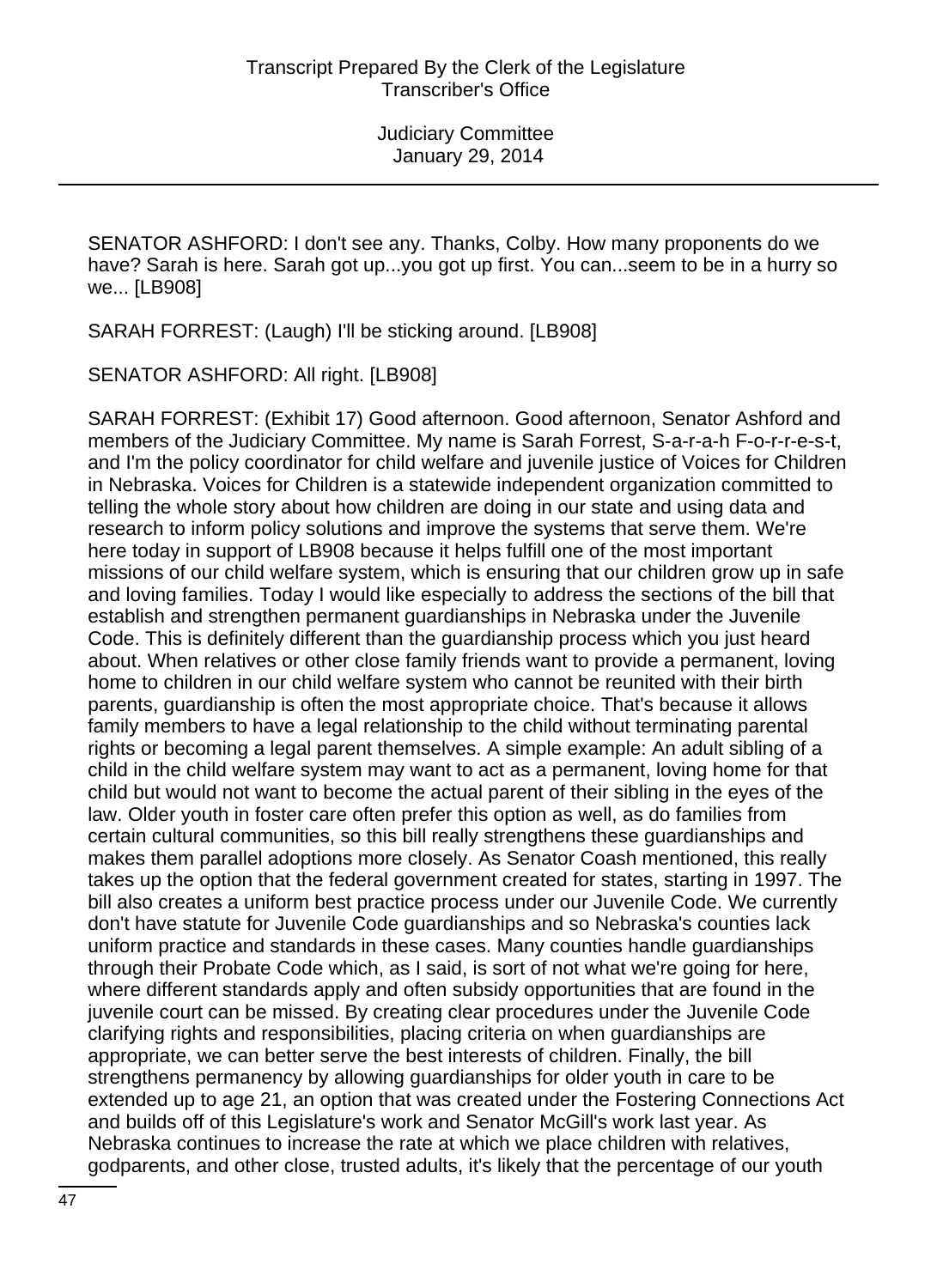SENATOR ASHFORD: I don't see any. Thanks, Colby. How many proponents do we have? Sarah is here. Sarah got up...you got up first. You can...seem to be in a hurry so we... [LB908]

SARAH FORREST: (Laugh) I'll be sticking around. [LB908]

SENATOR ASHFORD: All right. [LB908]

SARAH FORREST: (Exhibit 17) Good afternoon. Good afternoon, Senator Ashford and members of the Judiciary Committee. My name is Sarah Forrest, S-a-r-a-h F-o-r-r-e-s-t, and I'm the policy coordinator for child welfare and juvenile justice of Voices for Children in Nebraska. Voices for Children is a statewide independent organization committed to telling the whole story about how children are doing in our state and using data and research to inform policy solutions and improve the systems that serve them. We're here today in support of LB908 because it helps fulfill one of the most important missions of our child welfare system, which is ensuring that our children grow up in safe and loving families. Today I would like especially to address the sections of the bill that establish and strengthen permanent guardianships in Nebraska under the Juvenile Code. This is definitely different than the guardianship process which you just heard about. When relatives or other close family friends want to provide a permanent, loving home to children in our child welfare system who cannot be reunited with their birth parents, guardianship is often the most appropriate choice. That's because it allows family members to have a legal relationship to the child without terminating parental rights or becoming a legal parent themselves. A simple example: An adult sibling of a child in the child welfare system may want to act as a permanent, loving home for that child but would not want to become the actual parent of their sibling in the eyes of the law. Older youth in foster care often prefer this option as well, as do families from certain cultural communities, so this bill really strengthens these guardianships and makes them parallel adoptions more closely. As Senator Coash mentioned, this really takes up the option that the federal government created for states, starting in 1997. The bill also creates a uniform best practice process under our Juvenile Code. We currently don't have statute for Juvenile Code guardianships and so Nebraska's counties lack uniform practice and standards in these cases. Many counties handle guardianships through their Probate Code which, as I said, is sort of not what we're going for here, where different standards apply and often subsidy opportunities that are found in the juvenile court can be missed. By creating clear procedures under the Juvenile Code clarifying rights and responsibilities, placing criteria on when guardianships are appropriate, we can better serve the best interests of children. Finally, the bill strengthens permanency by allowing guardianships for older youth in care to be extended up to age 21, an option that was created under the Fostering Connections Act and builds off of this Legislature's work and Senator McGill's work last year. As Nebraska continues to increase the rate at which we place children with relatives, godparents, and other close, trusted adults, it's likely that the percentage of our youth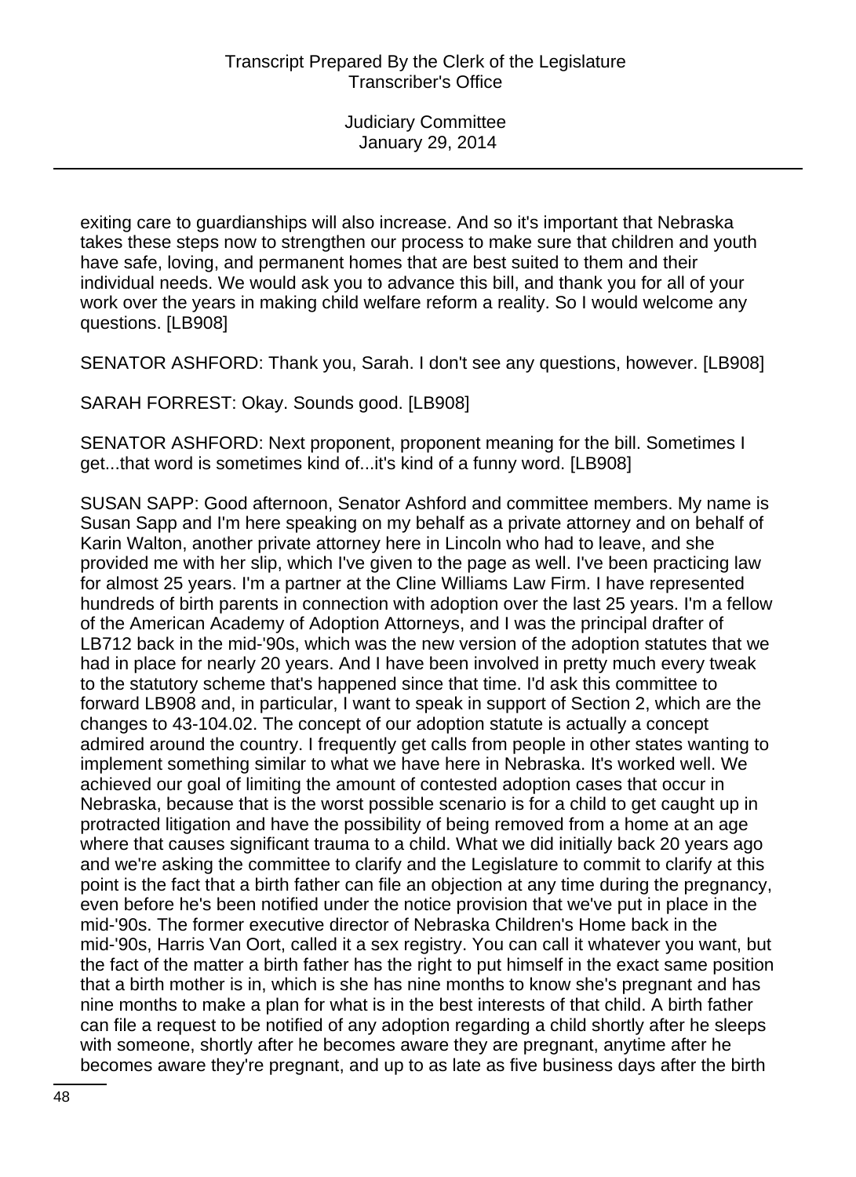exiting care to guardianships will also increase. And so it's important that Nebraska takes these steps now to strengthen our process to make sure that children and youth have safe, loving, and permanent homes that are best suited to them and their individual needs. We would ask you to advance this bill, and thank you for all of your work over the years in making child welfare reform a reality. So I would welcome any questions. [LB908]

SENATOR ASHFORD: Thank you, Sarah. I don't see any questions, however. [LB908]

SARAH FORREST: Okay. Sounds good. [LB908]

SENATOR ASHFORD: Next proponent, proponent meaning for the bill. Sometimes I get...that word is sometimes kind of...it's kind of a funny word. [LB908]

SUSAN SAPP: Good afternoon, Senator Ashford and committee members. My name is Susan Sapp and I'm here speaking on my behalf as a private attorney and on behalf of Karin Walton, another private attorney here in Lincoln who had to leave, and she provided me with her slip, which I've given to the page as well. I've been practicing law for almost 25 years. I'm a partner at the Cline Williams Law Firm. I have represented hundreds of birth parents in connection with adoption over the last 25 years. I'm a fellow of the American Academy of Adoption Attorneys, and I was the principal drafter of LB712 back in the mid-'90s, which was the new version of the adoption statutes that we had in place for nearly 20 years. And I have been involved in pretty much every tweak to the statutory scheme that's happened since that time. I'd ask this committee to forward LB908 and, in particular, I want to speak in support of Section 2, which are the changes to 43-104.02. The concept of our adoption statute is actually a concept admired around the country. I frequently get calls from people in other states wanting to implement something similar to what we have here in Nebraska. It's worked well. We achieved our goal of limiting the amount of contested adoption cases that occur in Nebraska, because that is the worst possible scenario is for a child to get caught up in protracted litigation and have the possibility of being removed from a home at an age where that causes significant trauma to a child. What we did initially back 20 years ago and we're asking the committee to clarify and the Legislature to commit to clarify at this point is the fact that a birth father can file an objection at any time during the pregnancy, even before he's been notified under the notice provision that we've put in place in the mid-'90s. The former executive director of Nebraska Children's Home back in the mid-'90s, Harris Van Oort, called it a sex registry. You can call it whatever you want, but the fact of the matter a birth father has the right to put himself in the exact same position that a birth mother is in, which is she has nine months to know she's pregnant and has nine months to make a plan for what is in the best interests of that child. A birth father can file a request to be notified of any adoption regarding a child shortly after he sleeps with someone, shortly after he becomes aware they are pregnant, anytime after he becomes aware they're pregnant, and up to as late as five business days after the birth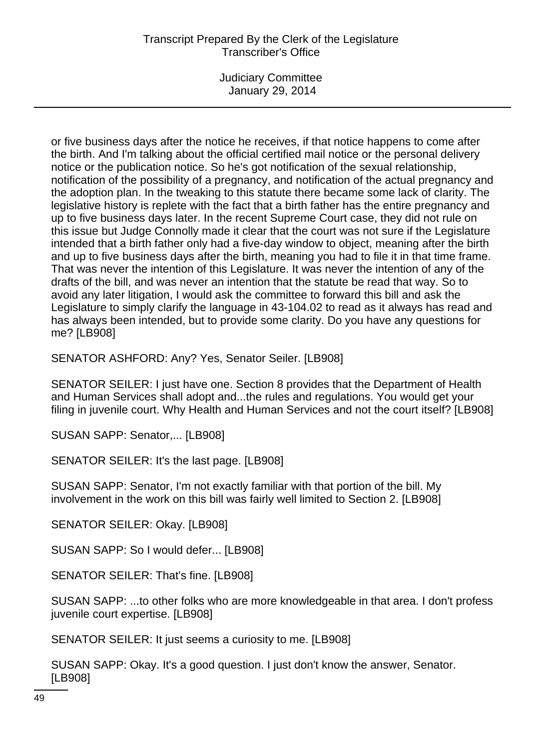or five business days after the notice he receives, if that notice happens to come after the birth. And I'm talking about the official certified mail notice or the personal delivery notice or the publication notice. So he's got notification of the sexual relationship, notification of the possibility of a pregnancy, and notification of the actual pregnancy and the adoption plan. In the tweaking to this statute there became some lack of clarity. The legislative history is replete with the fact that a birth father has the entire pregnancy and up to five business days later. In the recent Supreme Court case, they did not rule on this issue but Judge Connolly made it clear that the court was not sure if the Legislature intended that a birth father only had a five-day window to object, meaning after the birth and up to five business days after the birth, meaning you had to file it in that time frame. That was never the intention of this Legislature. It was never the intention of any of the drafts of the bill, and was never an intention that the statute be read that way. So to avoid any later litigation, I would ask the committee to forward this bill and ask the Legislature to simply clarify the language in 43-104.02 to read as it always has read and has always been intended, but to provide some clarity. Do you have any questions for me? [LB908]

SENATOR ASHFORD: Any? Yes, Senator Seiler. [LB908]

SENATOR SEILER: I just have one. Section 8 provides that the Department of Health and Human Services shall adopt and...the rules and regulations. You would get your filing in juvenile court. Why Health and Human Services and not the court itself? [LB908]

SUSAN SAPP: Senator,... [LB908]

SENATOR SEILER: It's the last page. [LB908]

SUSAN SAPP: Senator, I'm not exactly familiar with that portion of the bill. My involvement in the work on this bill was fairly well limited to Section 2. [LB908]

SENATOR SEILER: Okay. [LB908]

SUSAN SAPP: So I would defer... [LB908]

SENATOR SEILER: That's fine. [LB908]

SUSAN SAPP: ...to other folks who are more knowledgeable in that area. I don't profess juvenile court expertise. [LB908]

SENATOR SEILER: It just seems a curiosity to me. [LB908]

SUSAN SAPP: Okay. It's a good question. I just don't know the answer, Senator. [LB908]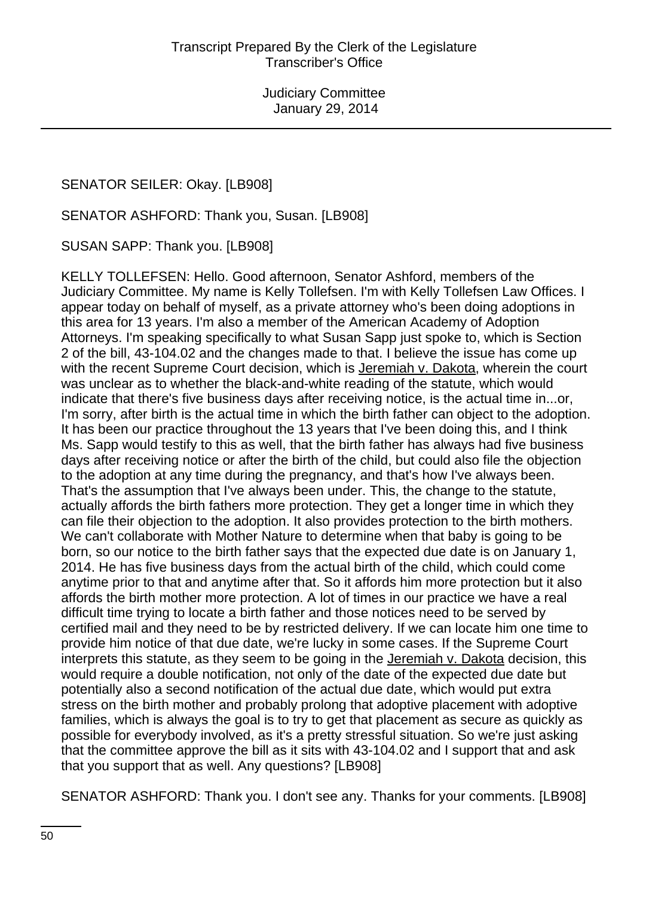SENATOR SEILER: Okay. [LB908]

SENATOR ASHFORD: Thank you, Susan. [LB908]

SUSAN SAPP: Thank you. [LB908]

KELLY TOLLEFSEN: Hello. Good afternoon, Senator Ashford, members of the Judiciary Committee. My name is Kelly Tollefsen. I'm with Kelly Tollefsen Law Offices. I appear today on behalf of myself, as a private attorney who's been doing adoptions in this area for 13 years. I'm also a member of the American Academy of Adoption Attorneys. I'm speaking specifically to what Susan Sapp just spoke to, which is Section 2 of the bill, 43-104.02 and the changes made to that. I believe the issue has come up with the recent Supreme Court decision, which is Jeremiah v. Dakota, wherein the court was unclear as to whether the black-and-white reading of the statute, which would indicate that there's five business days after receiving notice, is the actual time in...or, I'm sorry, after birth is the actual time in which the birth father can object to the adoption. It has been our practice throughout the 13 years that I've been doing this, and I think Ms. Sapp would testify to this as well, that the birth father has always had five business days after receiving notice or after the birth of the child, but could also file the objection to the adoption at any time during the pregnancy, and that's how I've always been. That's the assumption that I've always been under. This, the change to the statute, actually affords the birth fathers more protection. They get a longer time in which they can file their objection to the adoption. It also provides protection to the birth mothers. We can't collaborate with Mother Nature to determine when that baby is going to be born, so our notice to the birth father says that the expected due date is on January 1, 2014. He has five business days from the actual birth of the child, which could come anytime prior to that and anytime after that. So it affords him more protection but it also affords the birth mother more protection. A lot of times in our practice we have a real difficult time trying to locate a birth father and those notices need to be served by certified mail and they need to be by restricted delivery. If we can locate him one time to provide him notice of that due date, we're lucky in some cases. If the Supreme Court interprets this statute, as they seem to be going in the Jeremiah v. Dakota decision, this would require a double notification, not only of the date of the expected due date but potentially also a second notification of the actual due date, which would put extra stress on the birth mother and probably prolong that adoptive placement with adoptive families, which is always the goal is to try to get that placement as secure as quickly as possible for everybody involved, as it's a pretty stressful situation. So we're just asking that the committee approve the bill as it sits with 43-104.02 and I support that and ask that you support that as well. Any questions? [LB908]

SENATOR ASHFORD: Thank you. I don't see any. Thanks for your comments. [LB908]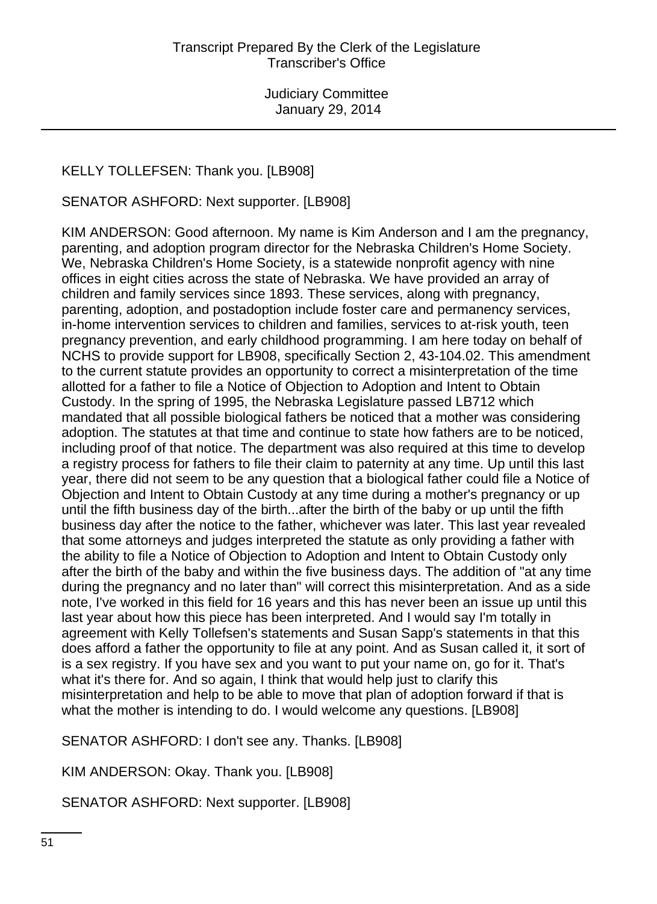KELLY TOLLEFSEN: Thank you. [LB908]

SENATOR ASHFORD: Next supporter. [LB908]

KIM ANDERSON: Good afternoon. My name is Kim Anderson and I am the pregnancy, parenting, and adoption program director for the Nebraska Children's Home Society. We, Nebraska Children's Home Society, is a statewide nonprofit agency with nine offices in eight cities across the state of Nebraska. We have provided an array of children and family services since 1893. These services, along with pregnancy, parenting, adoption, and postadoption include foster care and permanency services, in-home intervention services to children and families, services to at-risk youth, teen pregnancy prevention, and early childhood programming. I am here today on behalf of NCHS to provide support for LB908, specifically Section 2, 43-104.02. This amendment to the current statute provides an opportunity to correct a misinterpretation of the time allotted for a father to file a Notice of Objection to Adoption and Intent to Obtain Custody. In the spring of 1995, the Nebraska Legislature passed LB712 which mandated that all possible biological fathers be noticed that a mother was considering adoption. The statutes at that time and continue to state how fathers are to be noticed, including proof of that notice. The department was also required at this time to develop a registry process for fathers to file their claim to paternity at any time. Up until this last year, there did not seem to be any question that a biological father could file a Notice of Objection and Intent to Obtain Custody at any time during a mother's pregnancy or up until the fifth business day of the birth...after the birth of the baby or up until the fifth business day after the notice to the father, whichever was later. This last year revealed that some attorneys and judges interpreted the statute as only providing a father with the ability to file a Notice of Objection to Adoption and Intent to Obtain Custody only after the birth of the baby and within the five business days. The addition of "at any time during the pregnancy and no later than" will correct this misinterpretation. And as a side note, I've worked in this field for 16 years and this has never been an issue up until this last year about how this piece has been interpreted. And I would say I'm totally in agreement with Kelly Tollefsen's statements and Susan Sapp's statements in that this does afford a father the opportunity to file at any point. And as Susan called it, it sort of is a sex registry. If you have sex and you want to put your name on, go for it. That's what it's there for. And so again, I think that would help just to clarify this misinterpretation and help to be able to move that plan of adoption forward if that is what the mother is intending to do. I would welcome any questions. [LB908]

SENATOR ASHFORD: I don't see any. Thanks. [LB908]

KIM ANDERSON: Okay. Thank you. [LB908]

SENATOR ASHFORD: Next supporter. [LB908]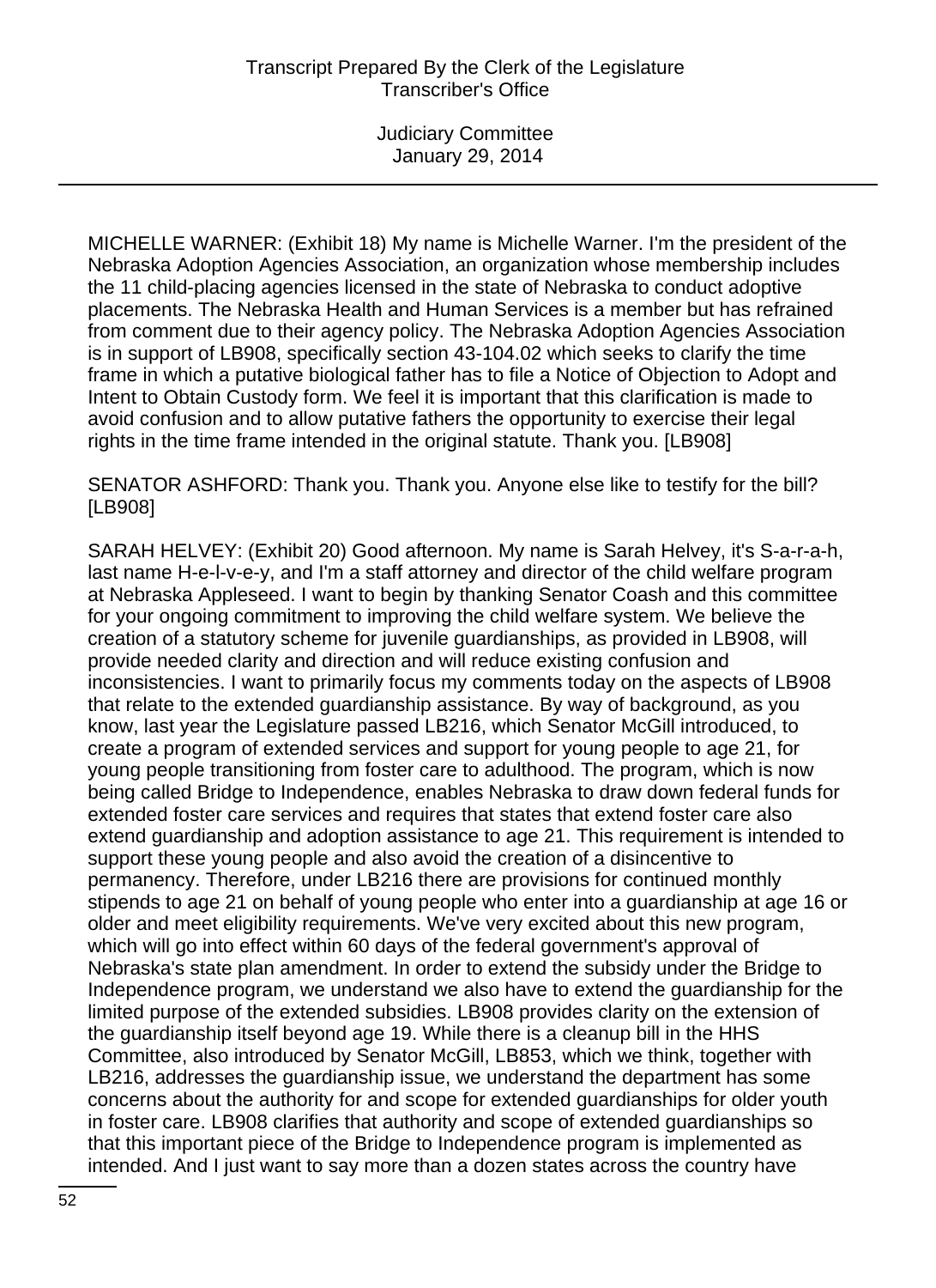MICHELLE WARNER: (Exhibit 18) My name is Michelle Warner. I'm the president of the Nebraska Adoption Agencies Association, an organization whose membership includes the 11 child-placing agencies licensed in the state of Nebraska to conduct adoptive placements. The Nebraska Health and Human Services is a member but has refrained from comment due to their agency policy. The Nebraska Adoption Agencies Association is in support of LB908, specifically section 43-104.02 which seeks to clarify the time frame in which a putative biological father has to file a Notice of Objection to Adopt and Intent to Obtain Custody form. We feel it is important that this clarification is made to avoid confusion and to allow putative fathers the opportunity to exercise their legal rights in the time frame intended in the original statute. Thank you. [LB908]

SENATOR ASHFORD: Thank you. Thank you. Anyone else like to testify for the bill? [LB908]

SARAH HELVEY: (Exhibit 20) Good afternoon. My name is Sarah Helvey, it's S-a-r-a-h, last name H-e-l-v-e-y, and I'm a staff attorney and director of the child welfare program at Nebraska Appleseed. I want to begin by thanking Senator Coash and this committee for your ongoing commitment to improving the child welfare system. We believe the creation of a statutory scheme for juvenile guardianships, as provided in LB908, will provide needed clarity and direction and will reduce existing confusion and inconsistencies. I want to primarily focus my comments today on the aspects of LB908 that relate to the extended guardianship assistance. By way of background, as you know, last year the Legislature passed LB216, which Senator McGill introduced, to create a program of extended services and support for young people to age 21, for young people transitioning from foster care to adulthood. The program, which is now being called Bridge to Independence, enables Nebraska to draw down federal funds for extended foster care services and requires that states that extend foster care also extend guardianship and adoption assistance to age 21. This requirement is intended to support these young people and also avoid the creation of a disincentive to permanency. Therefore, under LB216 there are provisions for continued monthly stipends to age 21 on behalf of young people who enter into a guardianship at age 16 or older and meet eligibility requirements. We've very excited about this new program, which will go into effect within 60 days of the federal government's approval of Nebraska's state plan amendment. In order to extend the subsidy under the Bridge to Independence program, we understand we also have to extend the guardianship for the limited purpose of the extended subsidies. LB908 provides clarity on the extension of the guardianship itself beyond age 19. While there is a cleanup bill in the HHS Committee, also introduced by Senator McGill, LB853, which we think, together with LB216, addresses the guardianship issue, we understand the department has some concerns about the authority for and scope for extended guardianships for older youth in foster care. LB908 clarifies that authority and scope of extended guardianships so that this important piece of the Bridge to Independence program is implemented as intended. And I just want to say more than a dozen states across the country have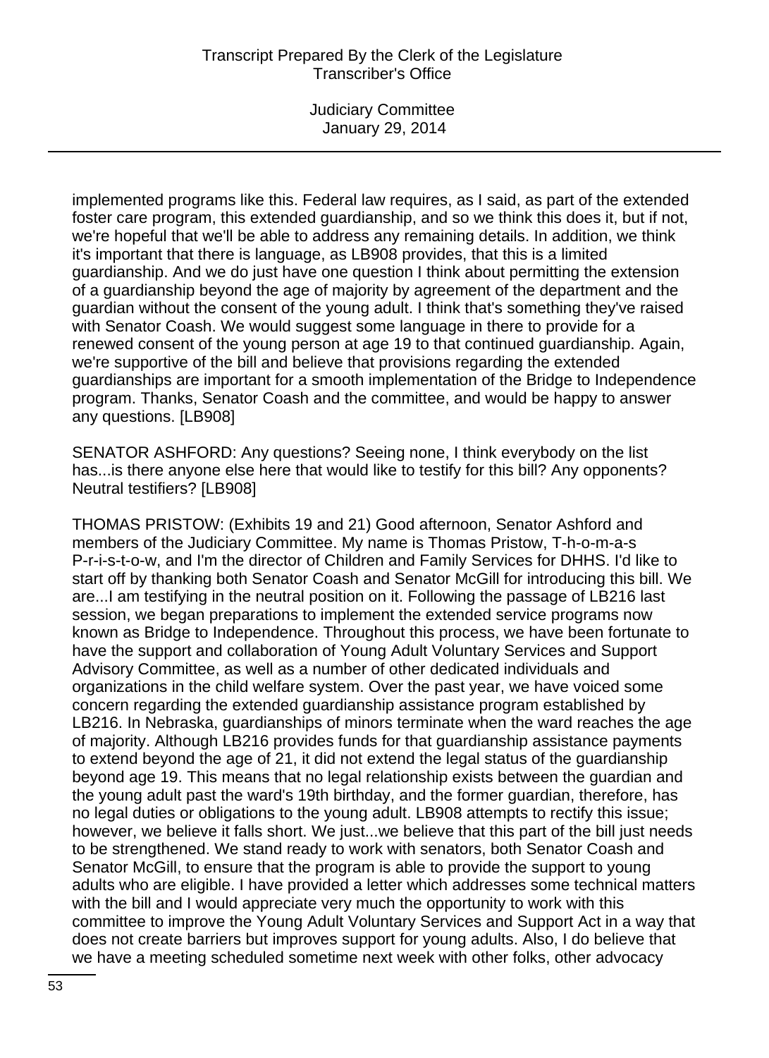implemented programs like this. Federal law requires, as I said, as part of the extended foster care program, this extended guardianship, and so we think this does it, but if not, we're hopeful that we'll be able to address any remaining details. In addition, we think it's important that there is language, as LB908 provides, that this is a limited guardianship. And we do just have one question I think about permitting the extension of a guardianship beyond the age of majority by agreement of the department and the guardian without the consent of the young adult. I think that's something they've raised with Senator Coash. We would suggest some language in there to provide for a renewed consent of the young person at age 19 to that continued guardianship. Again, we're supportive of the bill and believe that provisions regarding the extended guardianships are important for a smooth implementation of the Bridge to Independence program. Thanks, Senator Coash and the committee, and would be happy to answer any questions. [LB908]

SENATOR ASHFORD: Any questions? Seeing none, I think everybody on the list has...is there anyone else here that would like to testify for this bill? Any opponents? Neutral testifiers? [LB908]

THOMAS PRISTOW: (Exhibits 19 and 21) Good afternoon, Senator Ashford and members of the Judiciary Committee. My name is Thomas Pristow, T-h-o-m-a-s P-r-i-s-t-o-w, and I'm the director of Children and Family Services for DHHS. I'd like to start off by thanking both Senator Coash and Senator McGill for introducing this bill. We are...I am testifying in the neutral position on it. Following the passage of LB216 last session, we began preparations to implement the extended service programs now known as Bridge to Independence. Throughout this process, we have been fortunate to have the support and collaboration of Young Adult Voluntary Services and Support Advisory Committee, as well as a number of other dedicated individuals and organizations in the child welfare system. Over the past year, we have voiced some concern regarding the extended guardianship assistance program established by LB216. In Nebraska, guardianships of minors terminate when the ward reaches the age of majority. Although LB216 provides funds for that guardianship assistance payments to extend beyond the age of 21, it did not extend the legal status of the guardianship beyond age 19. This means that no legal relationship exists between the guardian and the young adult past the ward's 19th birthday, and the former guardian, therefore, has no legal duties or obligations to the young adult. LB908 attempts to rectify this issue; however, we believe it falls short. We just...we believe that this part of the bill just needs to be strengthened. We stand ready to work with senators, both Senator Coash and Senator McGill, to ensure that the program is able to provide the support to young adults who are eligible. I have provided a letter which addresses some technical matters with the bill and I would appreciate very much the opportunity to work with this committee to improve the Young Adult Voluntary Services and Support Act in a way that does not create barriers but improves support for young adults. Also, I do believe that we have a meeting scheduled sometime next week with other folks, other advocacy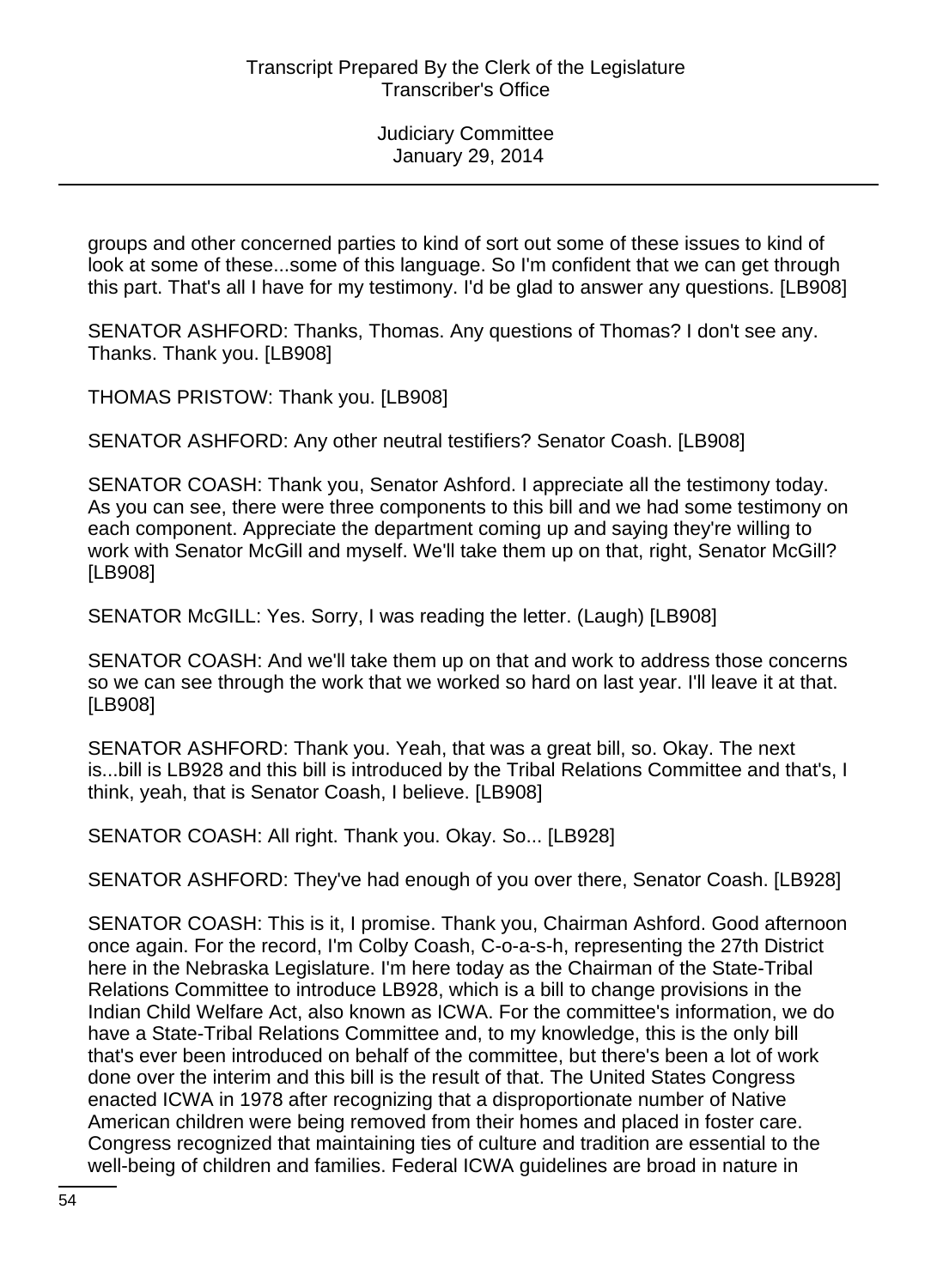groups and other concerned parties to kind of sort out some of these issues to kind of look at some of these...some of this language. So I'm confident that we can get through this part. That's all I have for my testimony. I'd be glad to answer any questions. [LB908]

SENATOR ASHFORD: Thanks, Thomas. Any questions of Thomas? I don't see any. Thanks. Thank you. [LB908]

THOMAS PRISTOW: Thank you. [LB908]

SENATOR ASHFORD: Any other neutral testifiers? Senator Coash. [LB908]

SENATOR COASH: Thank you, Senator Ashford. I appreciate all the testimony today. As you can see, there were three components to this bill and we had some testimony on each component. Appreciate the department coming up and saying they're willing to work with Senator McGill and myself. We'll take them up on that, right, Senator McGill? [LB908]

SENATOR McGILL: Yes. Sorry, I was reading the letter. (Laugh) [LB908]

SENATOR COASH: And we'll take them up on that and work to address those concerns so we can see through the work that we worked so hard on last year. I'll leave it at that. [LB908]

SENATOR ASHFORD: Thank you. Yeah, that was a great bill, so. Okay. The next is...bill is LB928 and this bill is introduced by the Tribal Relations Committee and that's, I think, yeah, that is Senator Coash, I believe. [LB908]

SENATOR COASH: All right. Thank you. Okay. So... [LB928]

SENATOR ASHFORD: They've had enough of you over there, Senator Coash. [LB928]

SENATOR COASH: This is it, I promise. Thank you, Chairman Ashford. Good afternoon once again. For the record, I'm Colby Coash, C-o-a-s-h, representing the 27th District here in the Nebraska Legislature. I'm here today as the Chairman of the State-Tribal Relations Committee to introduce LB928, which is a bill to change provisions in the Indian Child Welfare Act, also known as ICWA. For the committee's information, we do have a State-Tribal Relations Committee and, to my knowledge, this is the only bill that's ever been introduced on behalf of the committee, but there's been a lot of work done over the interim and this bill is the result of that. The United States Congress enacted ICWA in 1978 after recognizing that a disproportionate number of Native American children were being removed from their homes and placed in foster care. Congress recognized that maintaining ties of culture and tradition are essential to the well-being of children and families. Federal ICWA guidelines are broad in nature in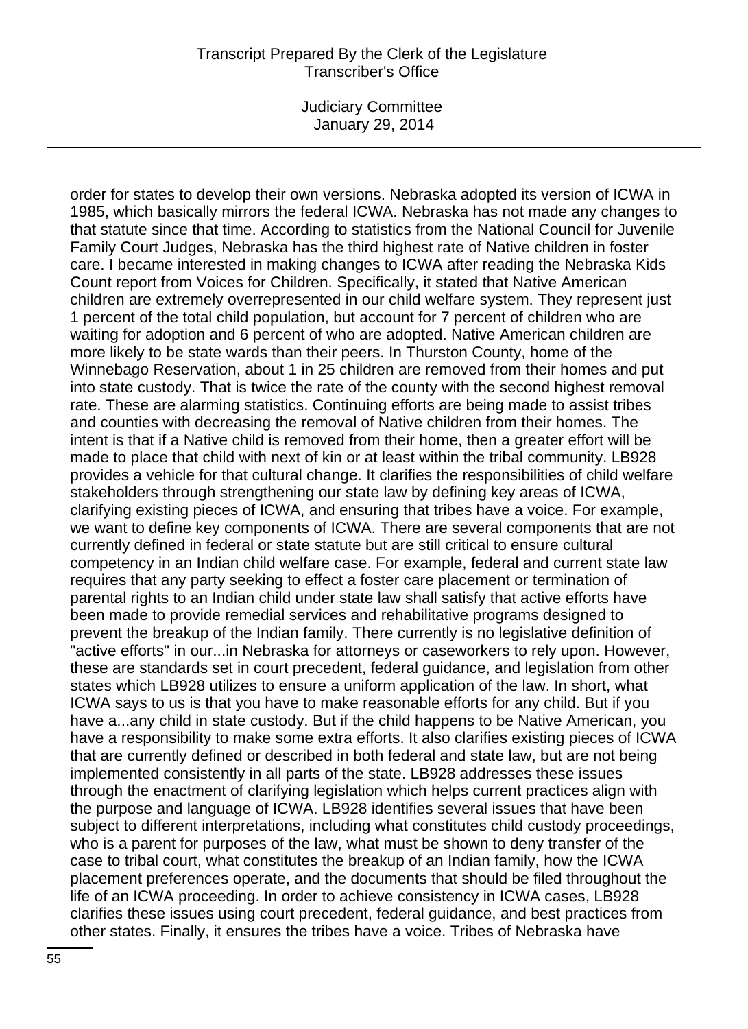order for states to develop their own versions. Nebraska adopted its version of ICWA in 1985, which basically mirrors the federal ICWA. Nebraska has not made any changes to that statute since that time. According to statistics from the National Council for Juvenile Family Court Judges, Nebraska has the third highest rate of Native children in foster care. I became interested in making changes to ICWA after reading the Nebraska Kids Count report from Voices for Children. Specifically, it stated that Native American children are extremely overrepresented in our child welfare system. They represent just 1 percent of the total child population, but account for 7 percent of children who are waiting for adoption and 6 percent of who are adopted. Native American children are more likely to be state wards than their peers. In Thurston County, home of the Winnebago Reservation, about 1 in 25 children are removed from their homes and put into state custody. That is twice the rate of the county with the second highest removal rate. These are alarming statistics. Continuing efforts are being made to assist tribes and counties with decreasing the removal of Native children from their homes. The intent is that if a Native child is removed from their home, then a greater effort will be made to place that child with next of kin or at least within the tribal community. LB928 provides a vehicle for that cultural change. It clarifies the responsibilities of child welfare stakeholders through strengthening our state law by defining key areas of ICWA, clarifying existing pieces of ICWA, and ensuring that tribes have a voice. For example, we want to define key components of ICWA. There are several components that are not currently defined in federal or state statute but are still critical to ensure cultural competency in an Indian child welfare case. For example, federal and current state law requires that any party seeking to effect a foster care placement or termination of parental rights to an Indian child under state law shall satisfy that active efforts have been made to provide remedial services and rehabilitative programs designed to prevent the breakup of the Indian family. There currently is no legislative definition of "active efforts" in our...in Nebraska for attorneys or caseworkers to rely upon. However, these are standards set in court precedent, federal guidance, and legislation from other states which LB928 utilizes to ensure a uniform application of the law. In short, what ICWA says to us is that you have to make reasonable efforts for any child. But if you have a...any child in state custody. But if the child happens to be Native American, you have a responsibility to make some extra efforts. It also clarifies existing pieces of ICWA that are currently defined or described in both federal and state law, but are not being implemented consistently in all parts of the state. LB928 addresses these issues through the enactment of clarifying legislation which helps current practices align with the purpose and language of ICWA. LB928 identifies several issues that have been subject to different interpretations, including what constitutes child custody proceedings, who is a parent for purposes of the law, what must be shown to deny transfer of the case to tribal court, what constitutes the breakup of an Indian family, how the ICWA placement preferences operate, and the documents that should be filed throughout the life of an ICWA proceeding. In order to achieve consistency in ICWA cases, LB928 clarifies these issues using court precedent, federal guidance, and best practices from other states. Finally, it ensures the tribes have a voice. Tribes of Nebraska have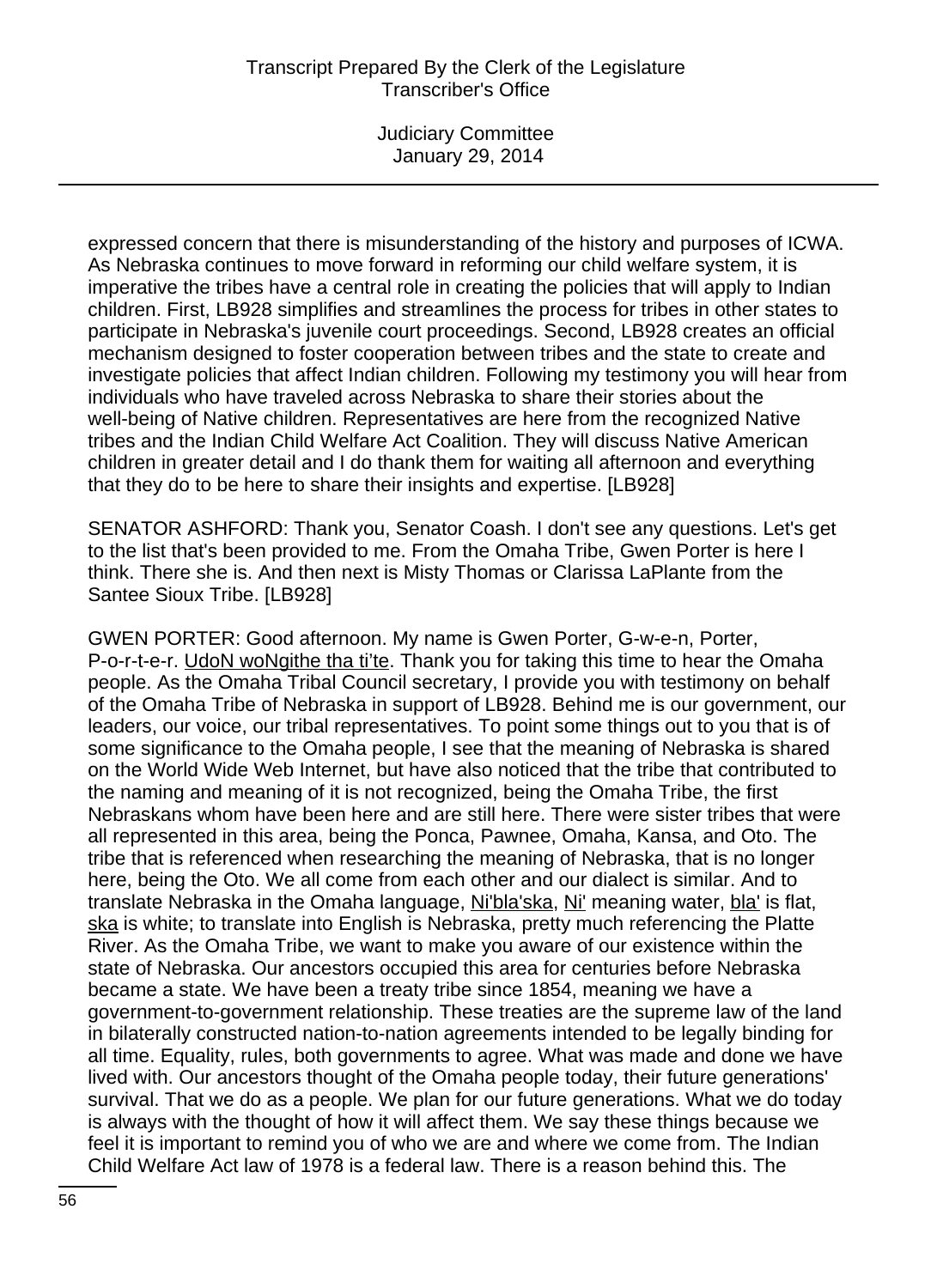expressed concern that there is misunderstanding of the history and purposes of ICWA. As Nebraska continues to move forward in reforming our child welfare system, it is imperative the tribes have a central role in creating the policies that will apply to Indian children. First, LB928 simplifies and streamlines the process for tribes in other states to participate in Nebraska's juvenile court proceedings. Second, LB928 creates an official mechanism designed to foster cooperation between tribes and the state to create and investigate policies that affect Indian children. Following my testimony you will hear from individuals who have traveled across Nebraska to share their stories about the well-being of Native children. Representatives are here from the recognized Native tribes and the Indian Child Welfare Act Coalition. They will discuss Native American children in greater detail and I do thank them for waiting all afternoon and everything that they do to be here to share their insights and expertise. [LB928]

SENATOR ASHFORD: Thank you, Senator Coash. I don't see any questions. Let's get to the list that's been provided to me. From the Omaha Tribe, Gwen Porter is here I think. There she is. And then next is Misty Thomas or Clarissa LaPlante from the Santee Sioux Tribe. [LB928]

GWEN PORTER: Good afternoon. My name is Gwen Porter, G-w-e-n, Porter, P-o-r-t-e-r. UdoN woNgithe tha ti'te. Thank you for taking this time to hear the Omaha people. As the Omaha Tribal Council secretary, I provide you with testimony on behalf of the Omaha Tribe of Nebraska in support of LB928. Behind me is our government, our leaders, our voice, our tribal representatives. To point some things out to you that is of some significance to the Omaha people, I see that the meaning of Nebraska is shared on the World Wide Web Internet, but have also noticed that the tribe that contributed to the naming and meaning of it is not recognized, being the Omaha Tribe, the first Nebraskans whom have been here and are still here. There were sister tribes that were all represented in this area, being the Ponca, Pawnee, Omaha, Kansa, and Oto. The tribe that is referenced when researching the meaning of Nebraska, that is no longer here, being the Oto. We all come from each other and our dialect is similar. And to translate Nebraska in the Omaha language, Ni'bla'ska, Ni' meaning water, bla' is flat, ska is white; to translate into English is Nebraska, pretty much referencing the Platte River. As the Omaha Tribe, we want to make you aware of our existence within the state of Nebraska. Our ancestors occupied this area for centuries before Nebraska became a state. We have been a treaty tribe since 1854, meaning we have a government-to-government relationship. These treaties are the supreme law of the land in bilaterally constructed nation-to-nation agreements intended to be legally binding for all time. Equality, rules, both governments to agree. What was made and done we have lived with. Our ancestors thought of the Omaha people today, their future generations' survival. That we do as a people. We plan for our future generations. What we do today is always with the thought of how it will affect them. We say these things because we feel it is important to remind you of who we are and where we come from. The Indian Child Welfare Act law of 1978 is a federal law. There is a reason behind this. The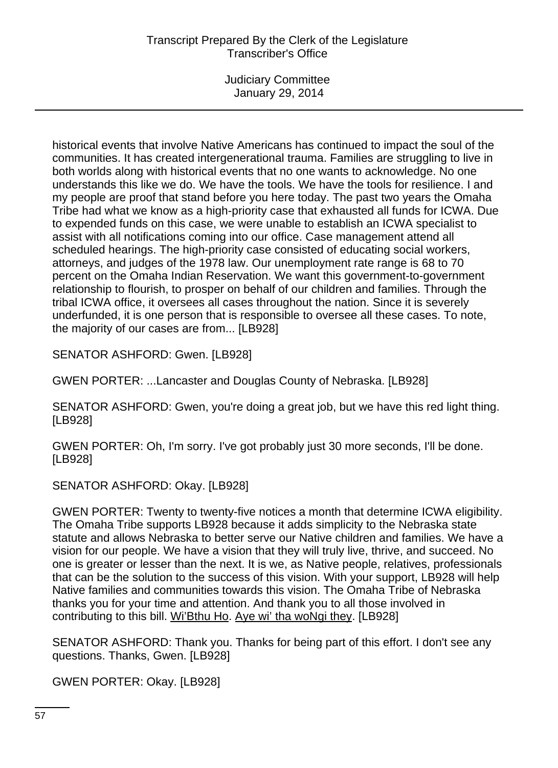historical events that involve Native Americans has continued to impact the soul of the communities. It has created intergenerational trauma. Families are struggling to live in both worlds along with historical events that no one wants to acknowledge. No one understands this like we do. We have the tools. We have the tools for resilience. I and my people are proof that stand before you here today. The past two years the Omaha Tribe had what we know as a high-priority case that exhausted all funds for ICWA. Due to expended funds on this case, we were unable to establish an ICWA specialist to assist with all notifications coming into our office. Case management attend all scheduled hearings. The high-priority case consisted of educating social workers, attorneys, and judges of the 1978 law. Our unemployment rate range is 68 to 70 percent on the Omaha Indian Reservation. We want this government-to-government relationship to flourish, to prosper on behalf of our children and families. Through the tribal ICWA office, it oversees all cases throughout the nation. Since it is severely underfunded, it is one person that is responsible to oversee all these cases. To note, the majority of our cases are from... [LB928]

SENATOR ASHFORD: Gwen. [LB928]

GWEN PORTER: ...Lancaster and Douglas County of Nebraska. [LB928]

SENATOR ASHFORD: Gwen, you're doing a great job, but we have this red light thing. [LB928]

GWEN PORTER: Oh, I'm sorry. I've got probably just 30 more seconds, I'll be done. [LB928]

SENATOR ASHFORD: Okay. [LB928]

GWEN PORTER: Twenty to twenty-five notices a month that determine ICWA eligibility. The Omaha Tribe supports LB928 because it adds simplicity to the Nebraska state statute and allows Nebraska to better serve our Native children and families. We have a vision for our people. We have a vision that they will truly live, thrive, and succeed. No one is greater or lesser than the next. It is we, as Native people, relatives, professionals that can be the solution to the success of this vision. With your support, LB928 will help Native families and communities towards this vision. The Omaha Tribe of Nebraska thanks you for your time and attention. And thank you to all those involved in contributing to this bill. Wi'Bthu Ho. Aye wi' tha woNgi they. [LB928]

SENATOR ASHFORD: Thank you. Thanks for being part of this effort. I don't see any questions. Thanks, Gwen. [LB928]

GWEN PORTER: Okay. [LB928]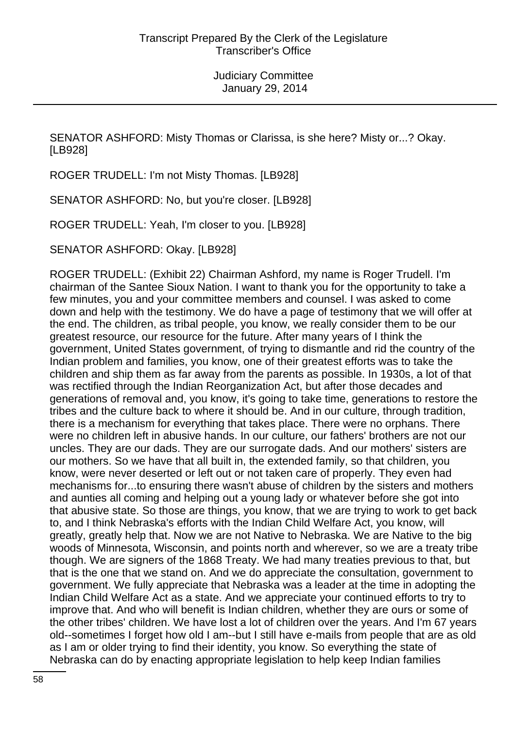SENATOR ASHFORD: Misty Thomas or Clarissa, is she here? Misty or...? Okay. [LB928]

ROGER TRUDELL: I'm not Misty Thomas. [LB928]

SENATOR ASHFORD: No, but you're closer. [LB928]

ROGER TRUDELL: Yeah, I'm closer to you. [LB928]

SENATOR ASHFORD: Okay. [LB928]

ROGER TRUDELL: (Exhibit 22) Chairman Ashford, my name is Roger Trudell. I'm chairman of the Santee Sioux Nation. I want to thank you for the opportunity to take a few minutes, you and your committee members and counsel. I was asked to come down and help with the testimony. We do have a page of testimony that we will offer at the end. The children, as tribal people, you know, we really consider them to be our greatest resource, our resource for the future. After many years of I think the government, United States government, of trying to dismantle and rid the country of the Indian problem and families, you know, one of their greatest efforts was to take the children and ship them as far away from the parents as possible. In 1930s, a lot of that was rectified through the Indian Reorganization Act, but after those decades and generations of removal and, you know, it's going to take time, generations to restore the tribes and the culture back to where it should be. And in our culture, through tradition, there is a mechanism for everything that takes place. There were no orphans. There were no children left in abusive hands. In our culture, our fathers' brothers are not our uncles. They are our dads. They are our surrogate dads. And our mothers' sisters are our mothers. So we have that all built in, the extended family, so that children, you know, were never deserted or left out or not taken care of properly. They even had mechanisms for...to ensuring there wasn't abuse of children by the sisters and mothers and aunties all coming and helping out a young lady or whatever before she got into that abusive state. So those are things, you know, that we are trying to work to get back to, and I think Nebraska's efforts with the Indian Child Welfare Act, you know, will greatly, greatly help that. Now we are not Native to Nebraska. We are Native to the big woods of Minnesota, Wisconsin, and points north and wherever, so we are a treaty tribe though. We are signers of the 1868 Treaty. We had many treaties previous to that, but that is the one that we stand on. And we do appreciate the consultation, government to government. We fully appreciate that Nebraska was a leader at the time in adopting the Indian Child Welfare Act as a state. And we appreciate your continued efforts to try to improve that. And who will benefit is Indian children, whether they are ours or some of the other tribes' children. We have lost a lot of children over the years. And I'm 67 years old--sometimes I forget how old I am--but I still have e-mails from people that are as old as I am or older trying to find their identity, you know. So everything the state of Nebraska can do by enacting appropriate legislation to help keep Indian families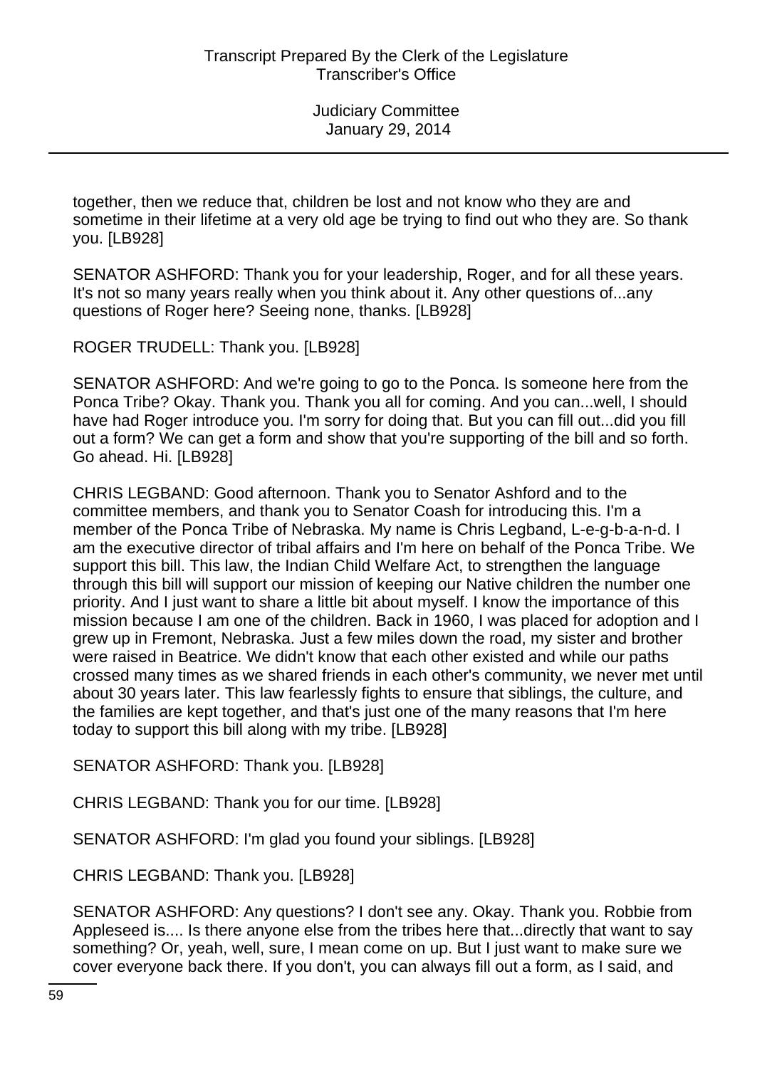together, then we reduce that, children be lost and not know who they are and sometime in their lifetime at a very old age be trying to find out who they are. So thank you. [LB928]

SENATOR ASHFORD: Thank you for your leadership, Roger, and for all these years. It's not so many years really when you think about it. Any other questions of...any questions of Roger here? Seeing none, thanks. [LB928]

ROGER TRUDELL: Thank you. [LB928]

SENATOR ASHFORD: And we're going to go to the Ponca. Is someone here from the Ponca Tribe? Okay. Thank you. Thank you all for coming. And you can...well, I should have had Roger introduce you. I'm sorry for doing that. But you can fill out...did you fill out a form? We can get a form and show that you're supporting of the bill and so forth. Go ahead. Hi. [LB928]

CHRIS LEGBAND: Good afternoon. Thank you to Senator Ashford and to the committee members, and thank you to Senator Coash for introducing this. I'm a member of the Ponca Tribe of Nebraska. My name is Chris Legband, L-e-g-b-a-n-d. I am the executive director of tribal affairs and I'm here on behalf of the Ponca Tribe. We support this bill. This law, the Indian Child Welfare Act, to strengthen the language through this bill will support our mission of keeping our Native children the number one priority. And I just want to share a little bit about myself. I know the importance of this mission because I am one of the children. Back in 1960, I was placed for adoption and I grew up in Fremont, Nebraska. Just a few miles down the road, my sister and brother were raised in Beatrice. We didn't know that each other existed and while our paths crossed many times as we shared friends in each other's community, we never met until about 30 years later. This law fearlessly fights to ensure that siblings, the culture, and the families are kept together, and that's just one of the many reasons that I'm here today to support this bill along with my tribe. [LB928]

SENATOR ASHFORD: Thank you. [LB928]

CHRIS LEGBAND: Thank you for our time. [LB928]

SENATOR ASHFORD: I'm glad you found your siblings. [LB928]

CHRIS LEGBAND: Thank you. [LB928]

SENATOR ASHFORD: Any questions? I don't see any. Okay. Thank you. Robbie from Appleseed is.... Is there anyone else from the tribes here that...directly that want to say something? Or, yeah, well, sure, I mean come on up. But I just want to make sure we cover everyone back there. If you don't, you can always fill out a form, as I said, and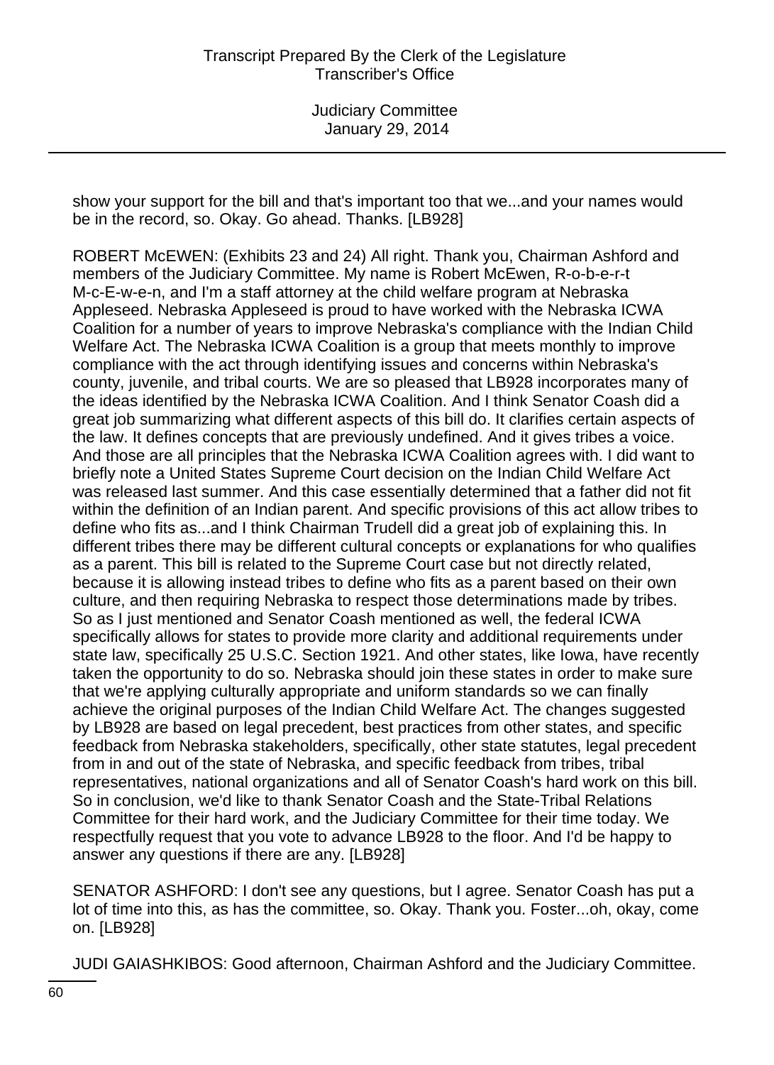show your support for the bill and that's important too that we...and your names would be in the record, so. Okay. Go ahead. Thanks. [LB928]

ROBERT McEWEN: (Exhibits 23 and 24) All right. Thank you, Chairman Ashford and members of the Judiciary Committee. My name is Robert McEwen, R-o-b-e-r-t M-c-E-w-e-n, and I'm a staff attorney at the child welfare program at Nebraska Appleseed. Nebraska Appleseed is proud to have worked with the Nebraska ICWA Coalition for a number of years to improve Nebraska's compliance with the Indian Child Welfare Act. The Nebraska ICWA Coalition is a group that meets monthly to improve compliance with the act through identifying issues and concerns within Nebraska's county, juvenile, and tribal courts. We are so pleased that LB928 incorporates many of the ideas identified by the Nebraska ICWA Coalition. And I think Senator Coash did a great job summarizing what different aspects of this bill do. It clarifies certain aspects of the law. It defines concepts that are previously undefined. And it gives tribes a voice. And those are all principles that the Nebraska ICWA Coalition agrees with. I did want to briefly note a United States Supreme Court decision on the Indian Child Welfare Act was released last summer. And this case essentially determined that a father did not fit within the definition of an Indian parent. And specific provisions of this act allow tribes to define who fits as...and I think Chairman Trudell did a great job of explaining this. In different tribes there may be different cultural concepts or explanations for who qualifies as a parent. This bill is related to the Supreme Court case but not directly related, because it is allowing instead tribes to define who fits as a parent based on their own culture, and then requiring Nebraska to respect those determinations made by tribes. So as I just mentioned and Senator Coash mentioned as well, the federal ICWA specifically allows for states to provide more clarity and additional requirements under state law, specifically 25 U.S.C. Section 1921. And other states, like Iowa, have recently taken the opportunity to do so. Nebraska should join these states in order to make sure that we're applying culturally appropriate and uniform standards so we can finally achieve the original purposes of the Indian Child Welfare Act. The changes suggested by LB928 are based on legal precedent, best practices from other states, and specific feedback from Nebraska stakeholders, specifically, other state statutes, legal precedent from in and out of the state of Nebraska, and specific feedback from tribes, tribal representatives, national organizations and all of Senator Coash's hard work on this bill. So in conclusion, we'd like to thank Senator Coash and the State-Tribal Relations Committee for their hard work, and the Judiciary Committee for their time today. We respectfully request that you vote to advance LB928 to the floor. And I'd be happy to answer any questions if there are any. [LB928]

SENATOR ASHFORD: I don't see any questions, but I agree. Senator Coash has put a lot of time into this, as has the committee, so. Okay. Thank you. Foster...oh, okay, come on. [LB928]

JUDI GAIASHKIBOS: Good afternoon, Chairman Ashford and the Judiciary Committee.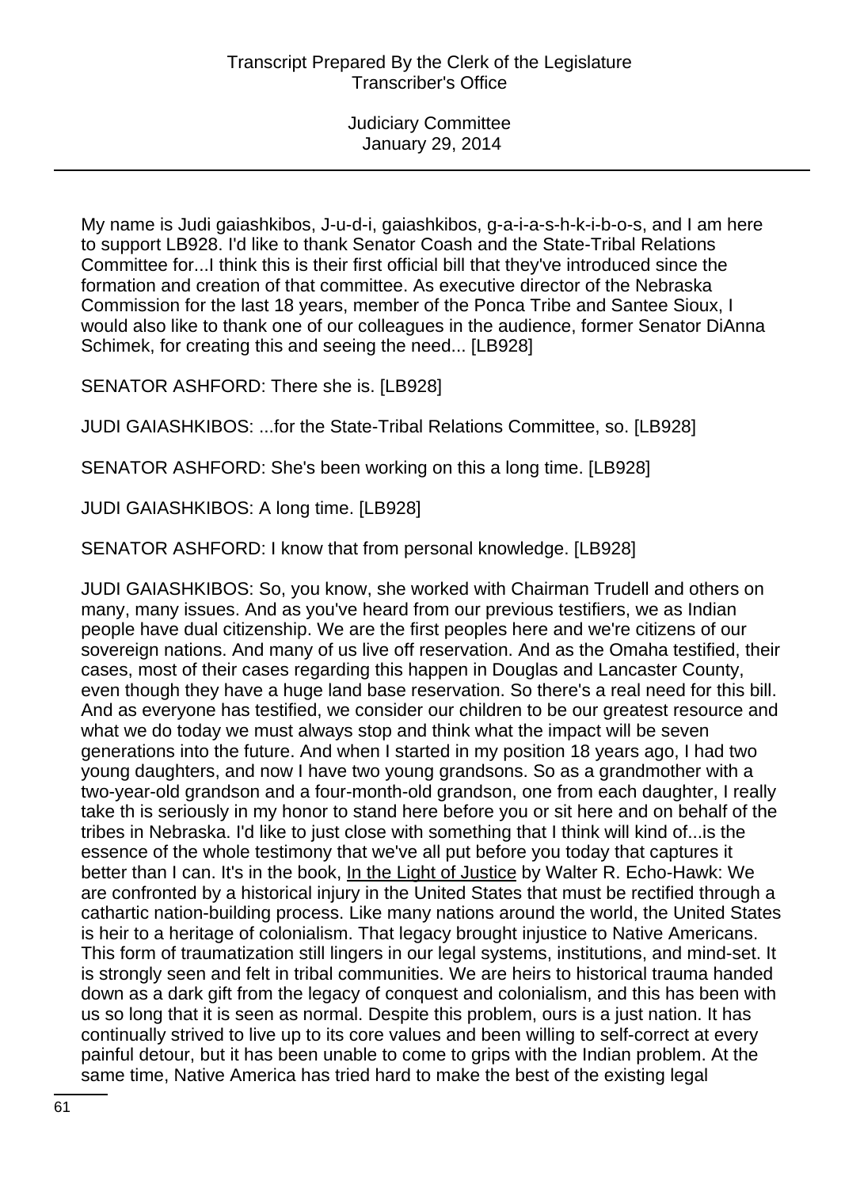My name is Judi gaiashkibos, J-u-d-i, gaiashkibos, g-a-i-a-s-h-k-i-b-o-s, and I am here to support LB928. I'd like to thank Senator Coash and the State-Tribal Relations Committee for...I think this is their first official bill that they've introduced since the formation and creation of that committee. As executive director of the Nebraska Commission for the last 18 years, member of the Ponca Tribe and Santee Sioux, I would also like to thank one of our colleagues in the audience, former Senator DiAnna Schimek, for creating this and seeing the need... [LB928]

SENATOR ASHFORD: There she is. [LB928]

JUDI GAIASHKIBOS: ...for the State-Tribal Relations Committee, so. [LB928]

SENATOR ASHFORD: She's been working on this a long time. [LB928]

JUDI GAIASHKIBOS: A long time. [LB928]

SENATOR ASHFORD: I know that from personal knowledge. [LB928]

JUDI GAIASHKIBOS: So, you know, she worked with Chairman Trudell and others on many, many issues. And as you've heard from our previous testifiers, we as Indian people have dual citizenship. We are the first peoples here and we're citizens of our sovereign nations. And many of us live off reservation. And as the Omaha testified, their cases, most of their cases regarding this happen in Douglas and Lancaster County, even though they have a huge land base reservation. So there's a real need for this bill. And as everyone has testified, we consider our children to be our greatest resource and what we do today we must always stop and think what the impact will be seven generations into the future. And when I started in my position 18 years ago, I had two young daughters, and now I have two young grandsons. So as a grandmother with a two-year-old grandson and a four-month-old grandson, one from each daughter, I really take th is seriously in my honor to stand here before you or sit here and on behalf of the tribes in Nebraska. I'd like to just close with something that I think will kind of...is the essence of the whole testimony that we've all put before you today that captures it better than I can. It's in the book, In the Light of Justice by Walter R. Echo-Hawk: We are confronted by a historical injury in the United States that must be rectified through a cathartic nation-building process. Like many nations around the world, the United States is heir to a heritage of colonialism. That legacy brought injustice to Native Americans. This form of traumatization still lingers in our legal systems, institutions, and mind-set. It is strongly seen and felt in tribal communities. We are heirs to historical trauma handed down as a dark gift from the legacy of conquest and colonialism, and this has been with us so long that it is seen as normal. Despite this problem, ours is a just nation. It has continually strived to live up to its core values and been willing to self-correct at every painful detour, but it has been unable to come to grips with the Indian problem. At the same time, Native America has tried hard to make the best of the existing legal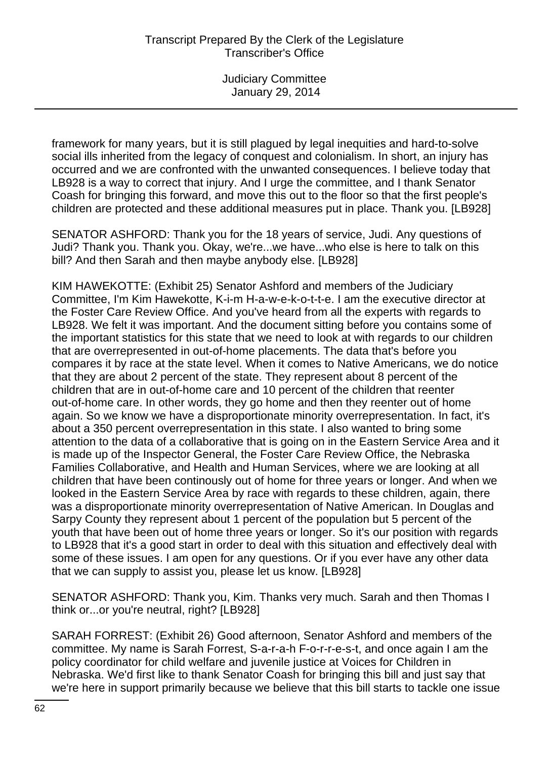framework for many years, but it is still plagued by legal inequities and hard-to-solve social ills inherited from the legacy of conquest and colonialism. In short, an injury has occurred and we are confronted with the unwanted consequences. I believe today that LB928 is a way to correct that injury. And I urge the committee, and I thank Senator Coash for bringing this forward, and move this out to the floor so that the first people's children are protected and these additional measures put in place. Thank you. [LB928]

SENATOR ASHFORD: Thank you for the 18 years of service, Judi. Any questions of Judi? Thank you. Thank you. Okay, we're...we have...who else is here to talk on this bill? And then Sarah and then maybe anybody else. [LB928]

KIM HAWEKOTTE: (Exhibit 25) Senator Ashford and members of the Judiciary Committee, I'm Kim Hawekotte, K-i-m H-a-w-e-k-o-t-t-e. I am the executive director at the Foster Care Review Office. And you've heard from all the experts with regards to LB928. We felt it was important. And the document sitting before you contains some of the important statistics for this state that we need to look at with regards to our children that are overrepresented in out-of-home placements. The data that's before you compares it by race at the state level. When it comes to Native Americans, we do notice that they are about 2 percent of the state. They represent about 8 percent of the children that are in out-of-home care and 10 percent of the children that reenter out-of-home care. In other words, they go home and then they reenter out of home again. So we know we have a disproportionate minority overrepresentation. In fact, it's about a 350 percent overrepresentation in this state. I also wanted to bring some attention to the data of a collaborative that is going on in the Eastern Service Area and it is made up of the Inspector General, the Foster Care Review Office, the Nebraska Families Collaborative, and Health and Human Services, where we are looking at all children that have been continously out of home for three years or longer. And when we looked in the Eastern Service Area by race with regards to these children, again, there was a disproportionate minority overrepresentation of Native American. In Douglas and Sarpy County they represent about 1 percent of the population but 5 percent of the youth that have been out of home three years or longer. So it's our position with regards to LB928 that it's a good start in order to deal with this situation and effectively deal with some of these issues. I am open for any questions. Or if you ever have any other data that we can supply to assist you, please let us know. [LB928]

SENATOR ASHFORD: Thank you, Kim. Thanks very much. Sarah and then Thomas I think or...or you're neutral, right? [LB928]

SARAH FORREST: (Exhibit 26) Good afternoon, Senator Ashford and members of the committee. My name is Sarah Forrest, S-a-r-a-h F-o-r-r-e-s-t, and once again I am the policy coordinator for child welfare and juvenile justice at Voices for Children in Nebraska. We'd first like to thank Senator Coash for bringing this bill and just say that we're here in support primarily because we believe that this bill starts to tackle one issue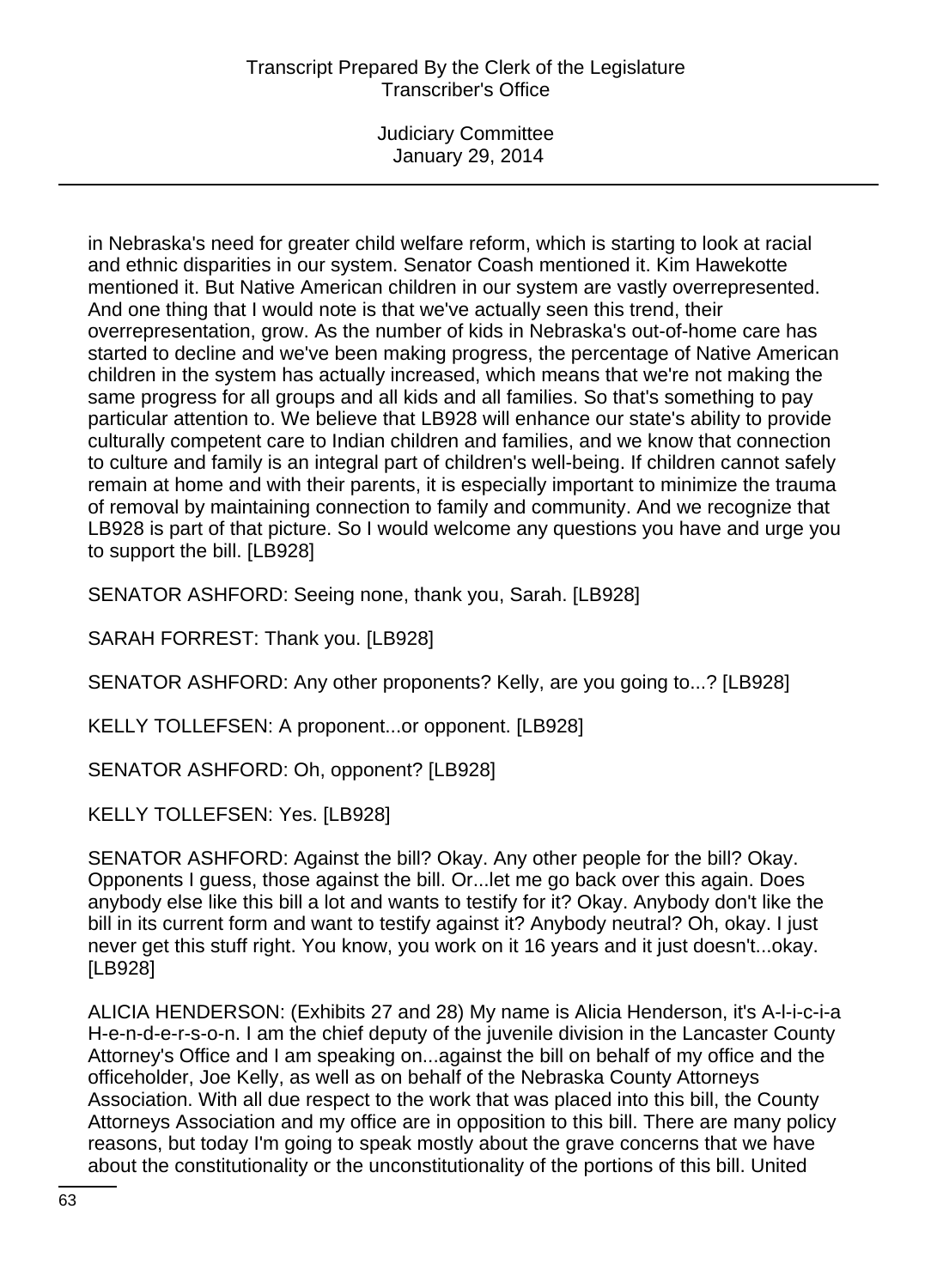in Nebraska's need for greater child welfare reform, which is starting to look at racial and ethnic disparities in our system. Senator Coash mentioned it. Kim Hawekotte mentioned it. But Native American children in our system are vastly overrepresented. And one thing that I would note is that we've actually seen this trend, their overrepresentation, grow. As the number of kids in Nebraska's out-of-home care has started to decline and we've been making progress, the percentage of Native American children in the system has actually increased, which means that we're not making the same progress for all groups and all kids and all families. So that's something to pay particular attention to. We believe that LB928 will enhance our state's ability to provide culturally competent care to Indian children and families, and we know that connection to culture and family is an integral part of children's well-being. If children cannot safely remain at home and with their parents, it is especially important to minimize the trauma of removal by maintaining connection to family and community. And we recognize that LB928 is part of that picture. So I would welcome any questions you have and urge you to support the bill. [LB928]

SENATOR ASHFORD: Seeing none, thank you, Sarah. [LB928]

SARAH FORREST: Thank you. [LB928]

SENATOR ASHFORD: Any other proponents? Kelly, are you going to...? [LB928]

KELLY TOLLEFSEN: A proponent...or opponent. [LB928]

SENATOR ASHFORD: Oh, opponent? [LB928]

KELLY TOLLEFSEN: Yes. [LB928]

SENATOR ASHFORD: Against the bill? Okay. Any other people for the bill? Okay. Opponents I guess, those against the bill. Or...let me go back over this again. Does anybody else like this bill a lot and wants to testify for it? Okay. Anybody don't like the bill in its current form and want to testify against it? Anybody neutral? Oh, okay. I just never get this stuff right. You know, you work on it 16 years and it just doesn't...okay. [LB928]

ALICIA HENDERSON: (Exhibits 27 and 28) My name is Alicia Henderson, it's A-l-i-c-i-a H-e-n-d-e-r-s-o-n. I am the chief deputy of the juvenile division in the Lancaster County Attorney's Office and I am speaking on...against the bill on behalf of my office and the officeholder, Joe Kelly, as well as on behalf of the Nebraska County Attorneys Association. With all due respect to the work that was placed into this bill, the County Attorneys Association and my office are in opposition to this bill. There are many policy reasons, but today I'm going to speak mostly about the grave concerns that we have about the constitutionality or the unconstitutionality of the portions of this bill. United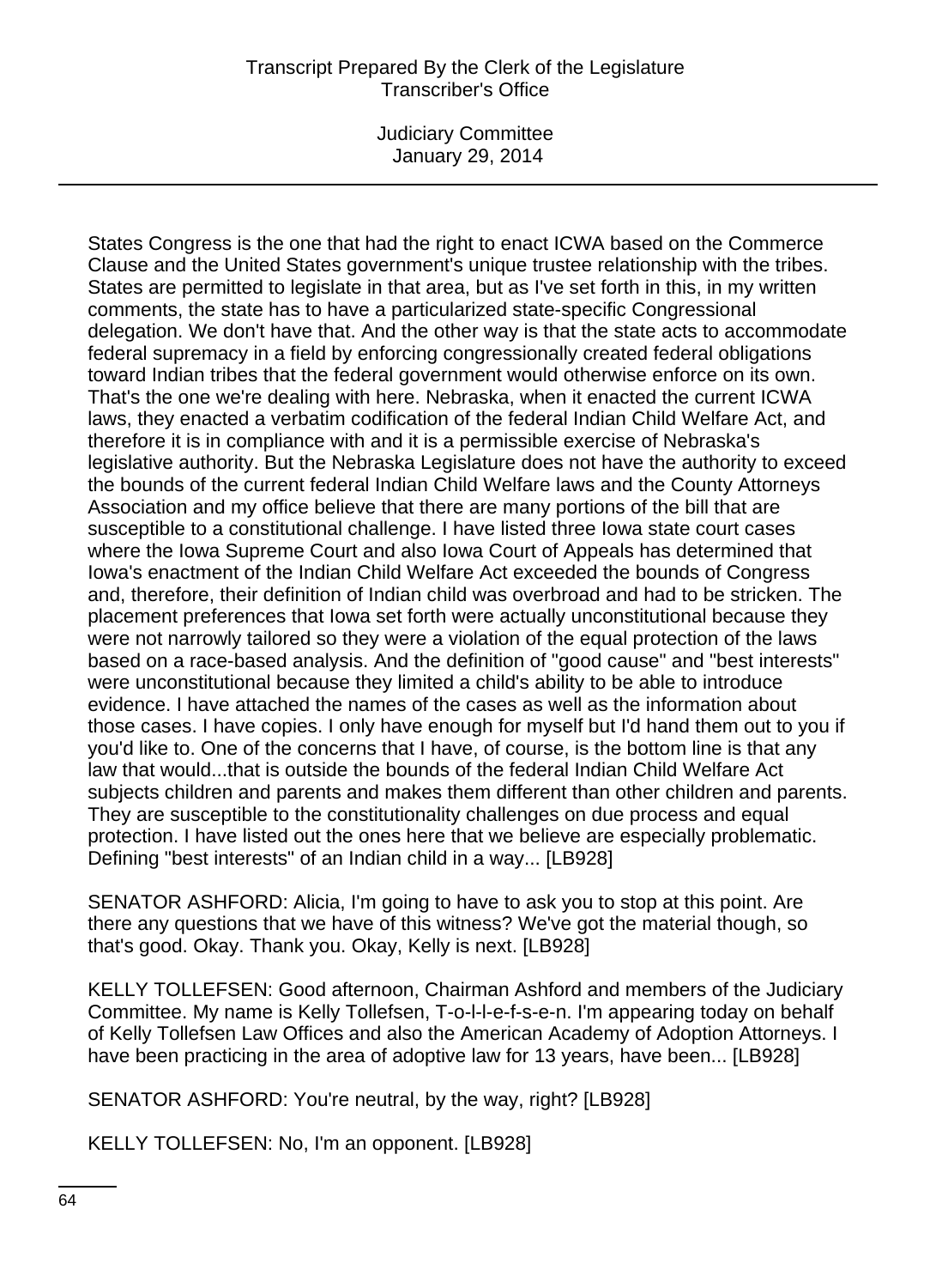States Congress is the one that had the right to enact ICWA based on the Commerce Clause and the United States government's unique trustee relationship with the tribes. States are permitted to legislate in that area, but as I've set forth in this, in my written comments, the state has to have a particularized state-specific Congressional delegation. We don't have that. And the other way is that the state acts to accommodate federal supremacy in a field by enforcing congressionally created federal obligations toward Indian tribes that the federal government would otherwise enforce on its own. That's the one we're dealing with here. Nebraska, when it enacted the current ICWA laws, they enacted a verbatim codification of the federal Indian Child Welfare Act, and therefore it is in compliance with and it is a permissible exercise of Nebraska's legislative authority. But the Nebraska Legislature does not have the authority to exceed the bounds of the current federal Indian Child Welfare laws and the County Attorneys Association and my office believe that there are many portions of the bill that are susceptible to a constitutional challenge. I have listed three Iowa state court cases where the Iowa Supreme Court and also Iowa Court of Appeals has determined that Iowa's enactment of the Indian Child Welfare Act exceeded the bounds of Congress and, therefore, their definition of Indian child was overbroad and had to be stricken. The placement preferences that Iowa set forth were actually unconstitutional because they were not narrowly tailored so they were a violation of the equal protection of the laws based on a race-based analysis. And the definition of "good cause" and "best interests" were unconstitutional because they limited a child's ability to be able to introduce evidence. I have attached the names of the cases as well as the information about those cases. I have copies. I only have enough for myself but I'd hand them out to you if you'd like to. One of the concerns that I have, of course, is the bottom line is that any law that would...that is outside the bounds of the federal Indian Child Welfare Act subjects children and parents and makes them different than other children and parents. They are susceptible to the constitutionality challenges on due process and equal protection. I have listed out the ones here that we believe are especially problematic. Defining "best interests" of an Indian child in a way... [LB928]

SENATOR ASHFORD: Alicia, I'm going to have to ask you to stop at this point. Are there any questions that we have of this witness? We've got the material though, so that's good. Okay. Thank you. Okay, Kelly is next. [LB928]

KELLY TOLLEFSEN: Good afternoon, Chairman Ashford and members of the Judiciary Committee. My name is Kelly Tollefsen, T-o-l-l-e-f-s-e-n. I'm appearing today on behalf of Kelly Tollefsen Law Offices and also the American Academy of Adoption Attorneys. I have been practicing in the area of adoptive law for 13 years, have been... [LB928]

SENATOR ASHFORD: You're neutral, by the way, right? [LB928]

KELLY TOLLEFSEN: No, I'm an opponent. [LB928]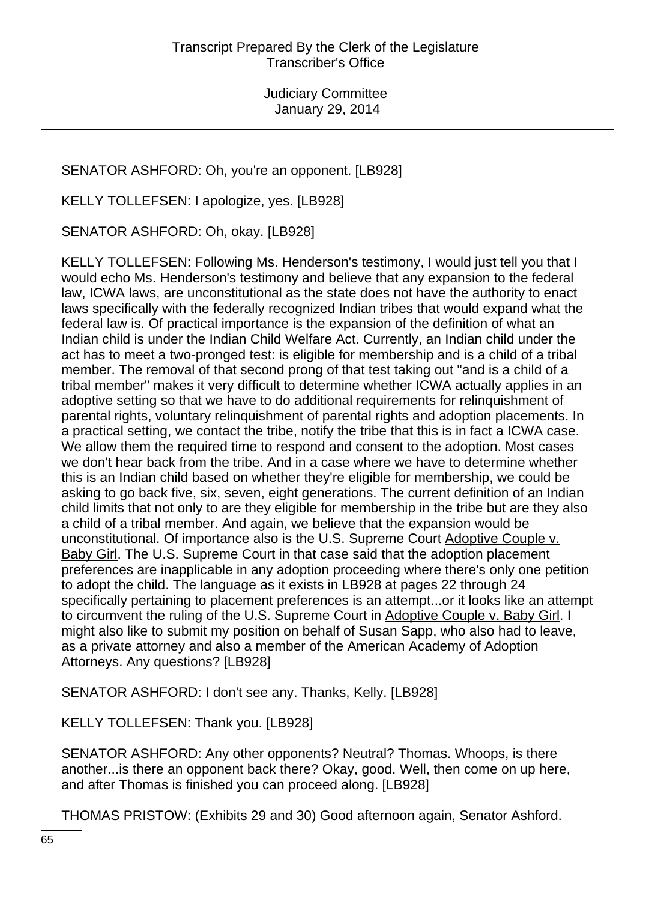SENATOR ASHFORD: Oh, you're an opponent. [LB928]

KELLY TOLLEFSEN: I apologize, yes. [LB928]

SENATOR ASHFORD: Oh, okay. [LB928]

KELLY TOLLEFSEN: Following Ms. Henderson's testimony, I would just tell you that I would echo Ms. Henderson's testimony and believe that any expansion to the federal law, ICWA laws, are unconstitutional as the state does not have the authority to enact laws specifically with the federally recognized Indian tribes that would expand what the federal law is. Of practical importance is the expansion of the definition of what an Indian child is under the Indian Child Welfare Act. Currently, an Indian child under the act has to meet a two-pronged test: is eligible for membership and is a child of a tribal member. The removal of that second prong of that test taking out "and is a child of a tribal member" makes it very difficult to determine whether ICWA actually applies in an adoptive setting so that we have to do additional requirements for relinquishment of parental rights, voluntary relinquishment of parental rights and adoption placements. In a practical setting, we contact the tribe, notify the tribe that this is in fact a ICWA case. We allow them the required time to respond and consent to the adoption. Most cases we don't hear back from the tribe. And in a case where we have to determine whether this is an Indian child based on whether they're eligible for membership, we could be asking to go back five, six, seven, eight generations. The current definition of an Indian child limits that not only to are they eligible for membership in the tribe but are they also a child of a tribal member. And again, we believe that the expansion would be unconstitutional. Of importance also is the U.S. Supreme Court Adoptive Couple v. Baby Girl. The U.S. Supreme Court in that case said that the adoption placement preferences are inapplicable in any adoption proceeding where there's only one petition to adopt the child. The language as it exists in LB928 at pages 22 through 24 specifically pertaining to placement preferences is an attempt...or it looks like an attempt to circumvent the ruling of the U.S. Supreme Court in Adoptive Couple v. Baby Girl. I might also like to submit my position on behalf of Susan Sapp, who also had to leave, as a private attorney and also a member of the American Academy of Adoption Attorneys. Any questions? [LB928]

SENATOR ASHFORD: I don't see any. Thanks, Kelly. [LB928]

KELLY TOLLEFSEN: Thank you. [LB928]

SENATOR ASHFORD: Any other opponents? Neutral? Thomas. Whoops, is there another...is there an opponent back there? Okay, good. Well, then come on up here, and after Thomas is finished you can proceed along. [LB928]

THOMAS PRISTOW: (Exhibits 29 and 30) Good afternoon again, Senator Ashford.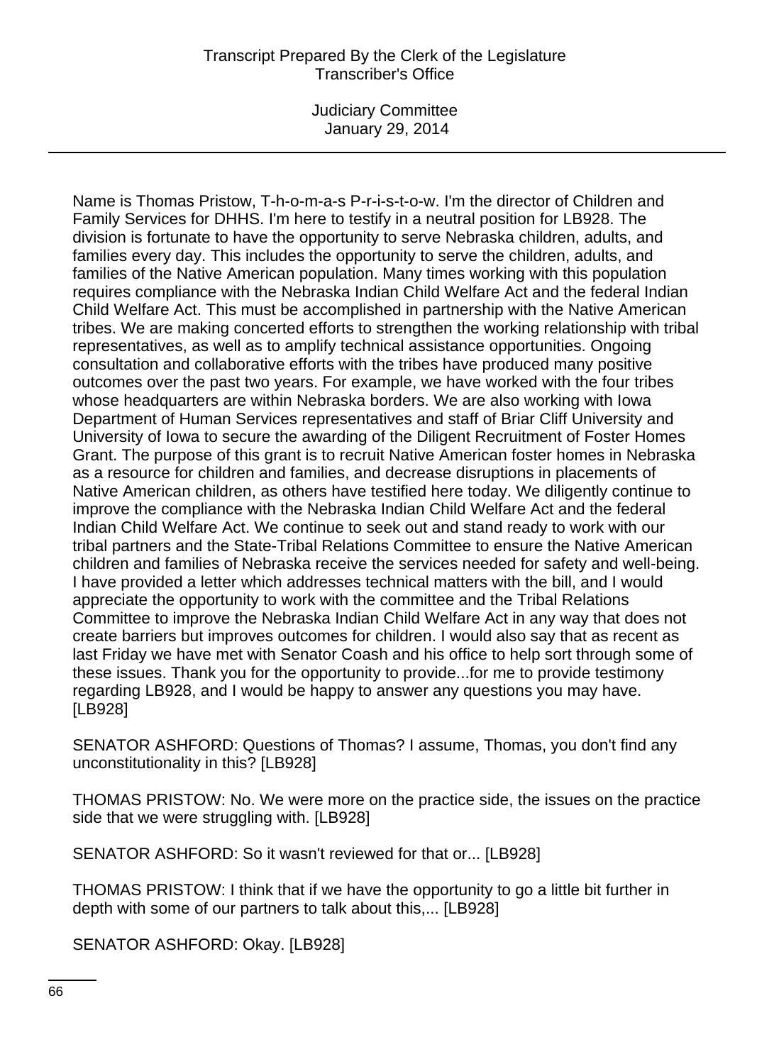Name is Thomas Pristow, T-h-o-m-a-s P-r-i-s-t-o-w. I'm the director of Children and Family Services for DHHS. I'm here to testify in a neutral position for LB928. The division is fortunate to have the opportunity to serve Nebraska children, adults, and families every day. This includes the opportunity to serve the children, adults, and families of the Native American population. Many times working with this population requires compliance with the Nebraska Indian Child Welfare Act and the federal Indian Child Welfare Act. This must be accomplished in partnership with the Native American tribes. We are making concerted efforts to strengthen the working relationship with tribal representatives, as well as to amplify technical assistance opportunities. Ongoing consultation and collaborative efforts with the tribes have produced many positive outcomes over the past two years. For example, we have worked with the four tribes whose headquarters are within Nebraska borders. We are also working with Iowa Department of Human Services representatives and staff of Briar Cliff University and University of Iowa to secure the awarding of the Diligent Recruitment of Foster Homes Grant. The purpose of this grant is to recruit Native American foster homes in Nebraska as a resource for children and families, and decrease disruptions in placements of Native American children, as others have testified here today. We diligently continue to improve the compliance with the Nebraska Indian Child Welfare Act and the federal Indian Child Welfare Act. We continue to seek out and stand ready to work with our tribal partners and the State-Tribal Relations Committee to ensure the Native American children and families of Nebraska receive the services needed for safety and well-being. I have provided a letter which addresses technical matters with the bill, and I would appreciate the opportunity to work with the committee and the Tribal Relations Committee to improve the Nebraska Indian Child Welfare Act in any way that does not create barriers but improves outcomes for children. I would also say that as recent as last Friday we have met with Senator Coash and his office to help sort through some of these issues. Thank you for the opportunity to provide...for me to provide testimony regarding LB928, and I would be happy to answer any questions you may have. [LB928]

SENATOR ASHFORD: Questions of Thomas? I assume, Thomas, you don't find any unconstitutionality in this? [LB928]

THOMAS PRISTOW: No. We were more on the practice side, the issues on the practice side that we were struggling with. [LB928]

SENATOR ASHFORD: So it wasn't reviewed for that or... [LB928]

THOMAS PRISTOW: I think that if we have the opportunity to go a little bit further in depth with some of our partners to talk about this,... [LB928]

SENATOR ASHFORD: Okay. [LB928]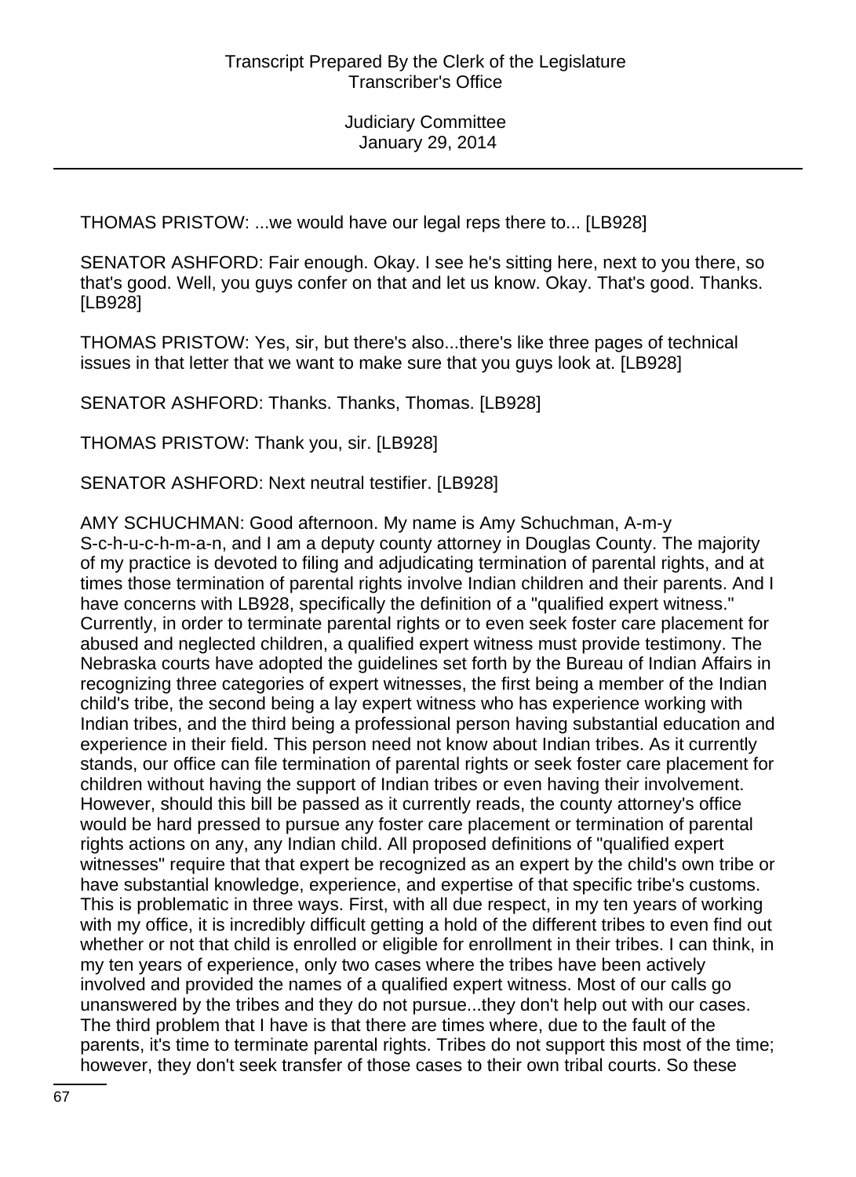THOMAS PRISTOW: ...we would have our legal reps there to... [LB928]

SENATOR ASHFORD: Fair enough. Okay. I see he's sitting here, next to you there, so that's good. Well, you guys confer on that and let us know. Okay. That's good. Thanks. [LB928]

THOMAS PRISTOW: Yes, sir, but there's also...there's like three pages of technical issues in that letter that we want to make sure that you guys look at. [LB928]

SENATOR ASHFORD: Thanks. Thanks, Thomas. [LB928]

THOMAS PRISTOW: Thank you, sir. [LB928]

SENATOR ASHFORD: Next neutral testifier. [LB928]

AMY SCHUCHMAN: Good afternoon. My name is Amy Schuchman, A-m-y S-c-h-u-c-h-m-a-n, and I am a deputy county attorney in Douglas County. The majority of my practice is devoted to filing and adjudicating termination of parental rights, and at times those termination of parental rights involve Indian children and their parents. And I have concerns with LB928, specifically the definition of a "qualified expert witness." Currently, in order to terminate parental rights or to even seek foster care placement for abused and neglected children, a qualified expert witness must provide testimony. The Nebraska courts have adopted the guidelines set forth by the Bureau of Indian Affairs in recognizing three categories of expert witnesses, the first being a member of the Indian child's tribe, the second being a lay expert witness who has experience working with Indian tribes, and the third being a professional person having substantial education and experience in their field. This person need not know about Indian tribes. As it currently stands, our office can file termination of parental rights or seek foster care placement for children without having the support of Indian tribes or even having their involvement. However, should this bill be passed as it currently reads, the county attorney's office would be hard pressed to pursue any foster care placement or termination of parental rights actions on any, any Indian child. All proposed definitions of "qualified expert witnesses" require that that expert be recognized as an expert by the child's own tribe or have substantial knowledge, experience, and expertise of that specific tribe's customs. This is problematic in three ways. First, with all due respect, in my ten years of working with my office, it is incredibly difficult getting a hold of the different tribes to even find out whether or not that child is enrolled or eligible for enrollment in their tribes. I can think, in my ten years of experience, only two cases where the tribes have been actively involved and provided the names of a qualified expert witness. Most of our calls go unanswered by the tribes and they do not pursue...they don't help out with our cases. The third problem that I have is that there are times where, due to the fault of the parents, it's time to terminate parental rights. Tribes do not support this most of the time; however, they don't seek transfer of those cases to their own tribal courts. So these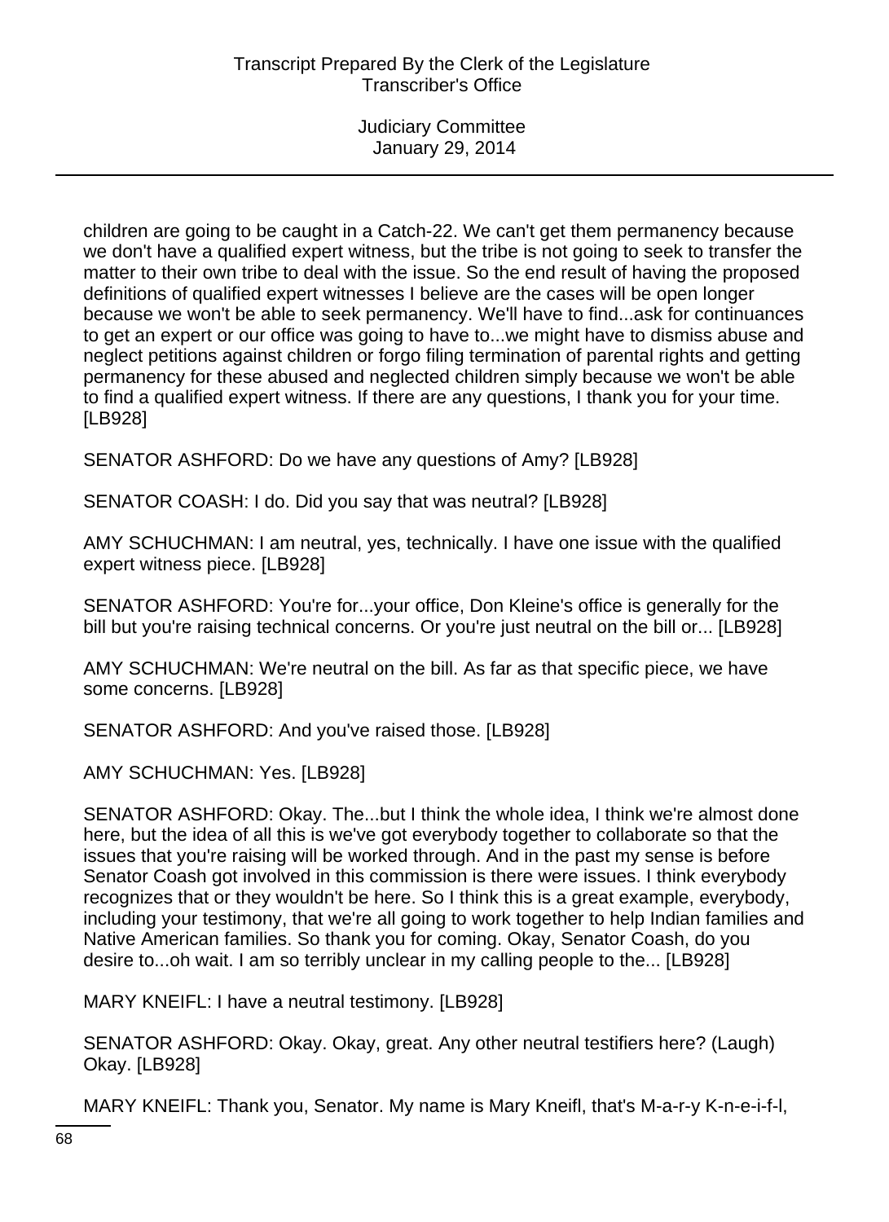children are going to be caught in a Catch-22. We can't get them permanency because we don't have a qualified expert witness, but the tribe is not going to seek to transfer the matter to their own tribe to deal with the issue. So the end result of having the proposed definitions of qualified expert witnesses I believe are the cases will be open longer because we won't be able to seek permanency. We'll have to find...ask for continuances to get an expert or our office was going to have to...we might have to dismiss abuse and neglect petitions against children or forgo filing termination of parental rights and getting permanency for these abused and neglected children simply because we won't be able to find a qualified expert witness. If there are any questions, I thank you for your time. [LB928]

SENATOR ASHFORD: Do we have any questions of Amy? [LB928]

SENATOR COASH: I do. Did you say that was neutral? [LB928]

AMY SCHUCHMAN: I am neutral, yes, technically. I have one issue with the qualified expert witness piece. [LB928]

SENATOR ASHFORD: You're for...your office, Don Kleine's office is generally for the bill but you're raising technical concerns. Or you're just neutral on the bill or... [LB928]

AMY SCHUCHMAN: We're neutral on the bill. As far as that specific piece, we have some concerns. [LB928]

SENATOR ASHFORD: And you've raised those. [LB928]

AMY SCHUCHMAN: Yes. [LB928]

SENATOR ASHFORD: Okay. The...but I think the whole idea, I think we're almost done here, but the idea of all this is we've got everybody together to collaborate so that the issues that you're raising will be worked through. And in the past my sense is before Senator Coash got involved in this commission is there were issues. I think everybody recognizes that or they wouldn't be here. So I think this is a great example, everybody, including your testimony, that we're all going to work together to help Indian families and Native American families. So thank you for coming. Okay, Senator Coash, do you desire to...oh wait. I am so terribly unclear in my calling people to the... [LB928]

MARY KNEIFL: I have a neutral testimony. [LB928]

SENATOR ASHFORD: Okay. Okay, great. Any other neutral testifiers here? (Laugh) Okay. [LB928]

MARY KNEIFL: Thank you, Senator. My name is Mary Kneifl, that's M-a-r-y K-n-e-i-f-l,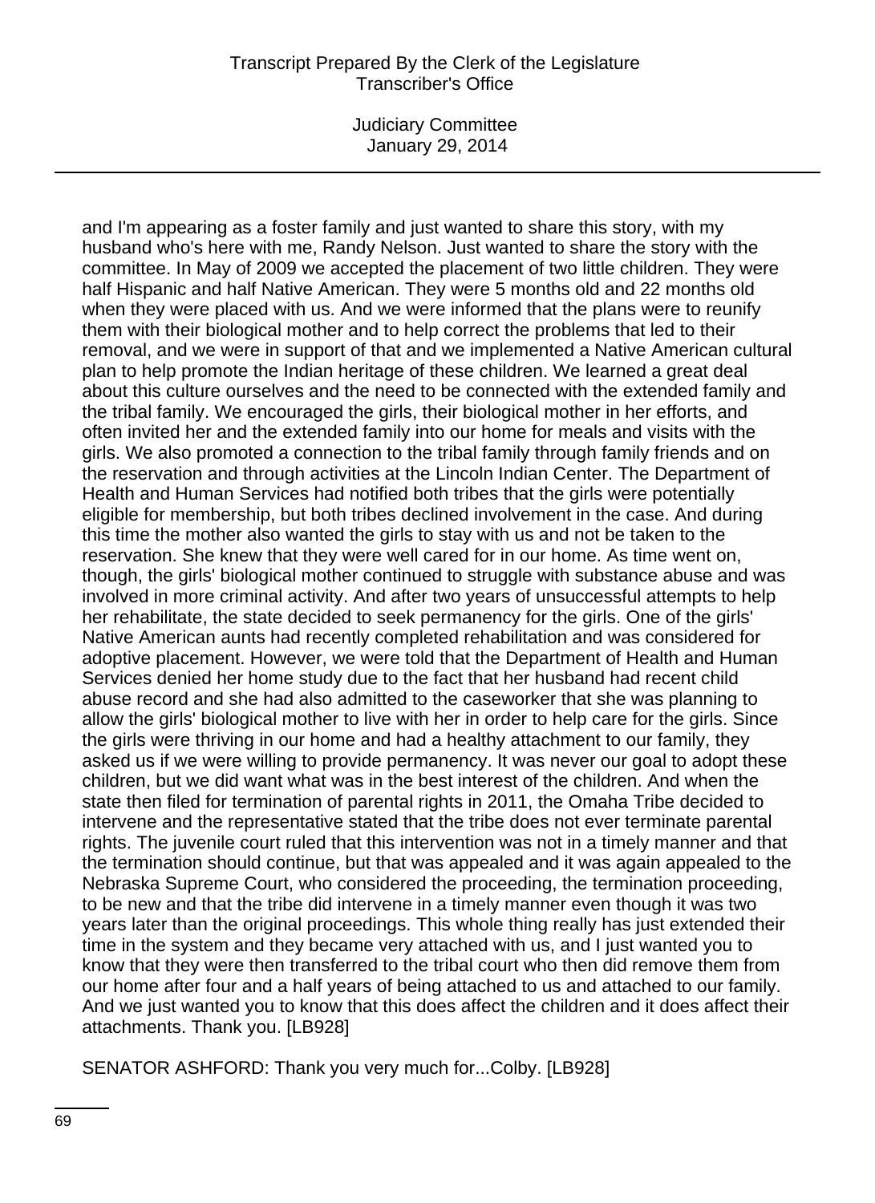and I'm appearing as a foster family and just wanted to share this story, with my husband who's here with me, Randy Nelson. Just wanted to share the story with the committee. In May of 2009 we accepted the placement of two little children. They were half Hispanic and half Native American. They were 5 months old and 22 months old when they were placed with us. And we were informed that the plans were to reunify them with their biological mother and to help correct the problems that led to their removal, and we were in support of that and we implemented a Native American cultural plan to help promote the Indian heritage of these children. We learned a great deal about this culture ourselves and the need to be connected with the extended family and the tribal family. We encouraged the girls, their biological mother in her efforts, and often invited her and the extended family into our home for meals and visits with the girls. We also promoted a connection to the tribal family through family friends and on the reservation and through activities at the Lincoln Indian Center. The Department of Health and Human Services had notified both tribes that the girls were potentially eligible for membership, but both tribes declined involvement in the case. And during this time the mother also wanted the girls to stay with us and not be taken to the reservation. She knew that they were well cared for in our home. As time went on, though, the girls' biological mother continued to struggle with substance abuse and was involved in more criminal activity. And after two years of unsuccessful attempts to help her rehabilitate, the state decided to seek permanency for the girls. One of the girls' Native American aunts had recently completed rehabilitation and was considered for adoptive placement. However, we were told that the Department of Health and Human Services denied her home study due to the fact that her husband had recent child abuse record and she had also admitted to the caseworker that she was planning to allow the girls' biological mother to live with her in order to help care for the girls. Since the girls were thriving in our home and had a healthy attachment to our family, they asked us if we were willing to provide permanency. It was never our goal to adopt these children, but we did want what was in the best interest of the children. And when the state then filed for termination of parental rights in 2011, the Omaha Tribe decided to intervene and the representative stated that the tribe does not ever terminate parental rights. The juvenile court ruled that this intervention was not in a timely manner and that the termination should continue, but that was appealed and it was again appealed to the Nebraska Supreme Court, who considered the proceeding, the termination proceeding, to be new and that the tribe did intervene in a timely manner even though it was two years later than the original proceedings. This whole thing really has just extended their time in the system and they became very attached with us, and I just wanted you to know that they were then transferred to the tribal court who then did remove them from our home after four and a half years of being attached to us and attached to our family. And we just wanted you to know that this does affect the children and it does affect their attachments. Thank you. [LB928]

SENATOR ASHFORD: Thank you very much for...Colby. [LB928]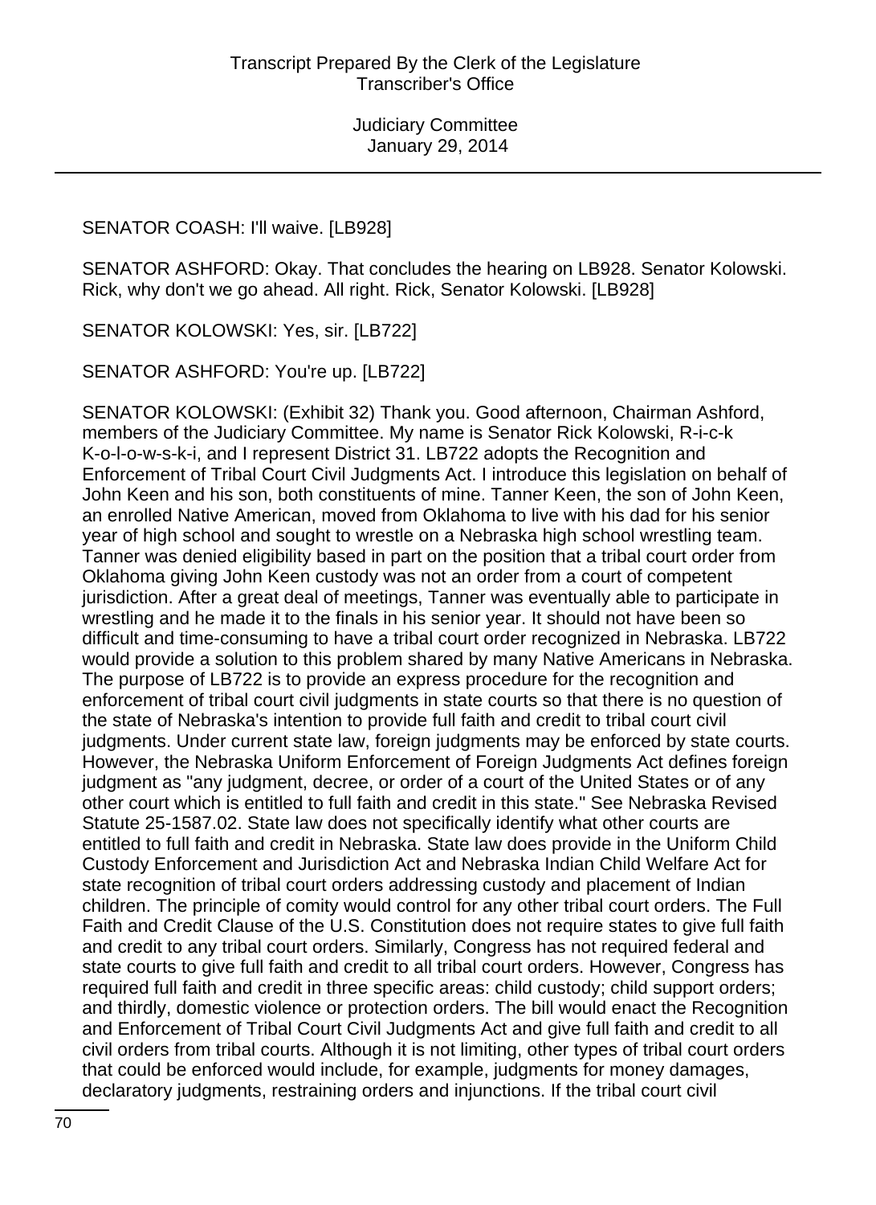SENATOR COASH: I'll waive. [LB928]

SENATOR ASHFORD: Okay. That concludes the hearing on LB928. Senator Kolowski. Rick, why don't we go ahead. All right. Rick, Senator Kolowski. [LB928]

SENATOR KOLOWSKI: Yes, sir. [LB722]

SENATOR ASHFORD: You're up. [LB722]

SENATOR KOLOWSKI: (Exhibit 32) Thank you. Good afternoon, Chairman Ashford, members of the Judiciary Committee. My name is Senator Rick Kolowski, R-i-c-k K-o-l-o-w-s-k-i, and I represent District 31. LB722 adopts the Recognition and Enforcement of Tribal Court Civil Judgments Act. I introduce this legislation on behalf of John Keen and his son, both constituents of mine. Tanner Keen, the son of John Keen, an enrolled Native American, moved from Oklahoma to live with his dad for his senior year of high school and sought to wrestle on a Nebraska high school wrestling team. Tanner was denied eligibility based in part on the position that a tribal court order from Oklahoma giving John Keen custody was not an order from a court of competent jurisdiction. After a great deal of meetings, Tanner was eventually able to participate in wrestling and he made it to the finals in his senior year. It should not have been so difficult and time-consuming to have a tribal court order recognized in Nebraska. LB722 would provide a solution to this problem shared by many Native Americans in Nebraska. The purpose of LB722 is to provide an express procedure for the recognition and enforcement of tribal court civil judgments in state courts so that there is no question of the state of Nebraska's intention to provide full faith and credit to tribal court civil judgments. Under current state law, foreign judgments may be enforced by state courts. However, the Nebraska Uniform Enforcement of Foreign Judgments Act defines foreign judgment as "any judgment, decree, or order of a court of the United States or of any other court which is entitled to full faith and credit in this state." See Nebraska Revised Statute 25-1587.02. State law does not specifically identify what other courts are entitled to full faith and credit in Nebraska. State law does provide in the Uniform Child Custody Enforcement and Jurisdiction Act and Nebraska Indian Child Welfare Act for state recognition of tribal court orders addressing custody and placement of Indian children. The principle of comity would control for any other tribal court orders. The Full Faith and Credit Clause of the U.S. Constitution does not require states to give full faith and credit to any tribal court orders. Similarly, Congress has not required federal and state courts to give full faith and credit to all tribal court orders. However, Congress has required full faith and credit in three specific areas: child custody; child support orders; and thirdly, domestic violence or protection orders. The bill would enact the Recognition and Enforcement of Tribal Court Civil Judgments Act and give full faith and credit to all civil orders from tribal courts. Although it is not limiting, other types of tribal court orders that could be enforced would include, for example, judgments for money damages, declaratory judgments, restraining orders and injunctions. If the tribal court civil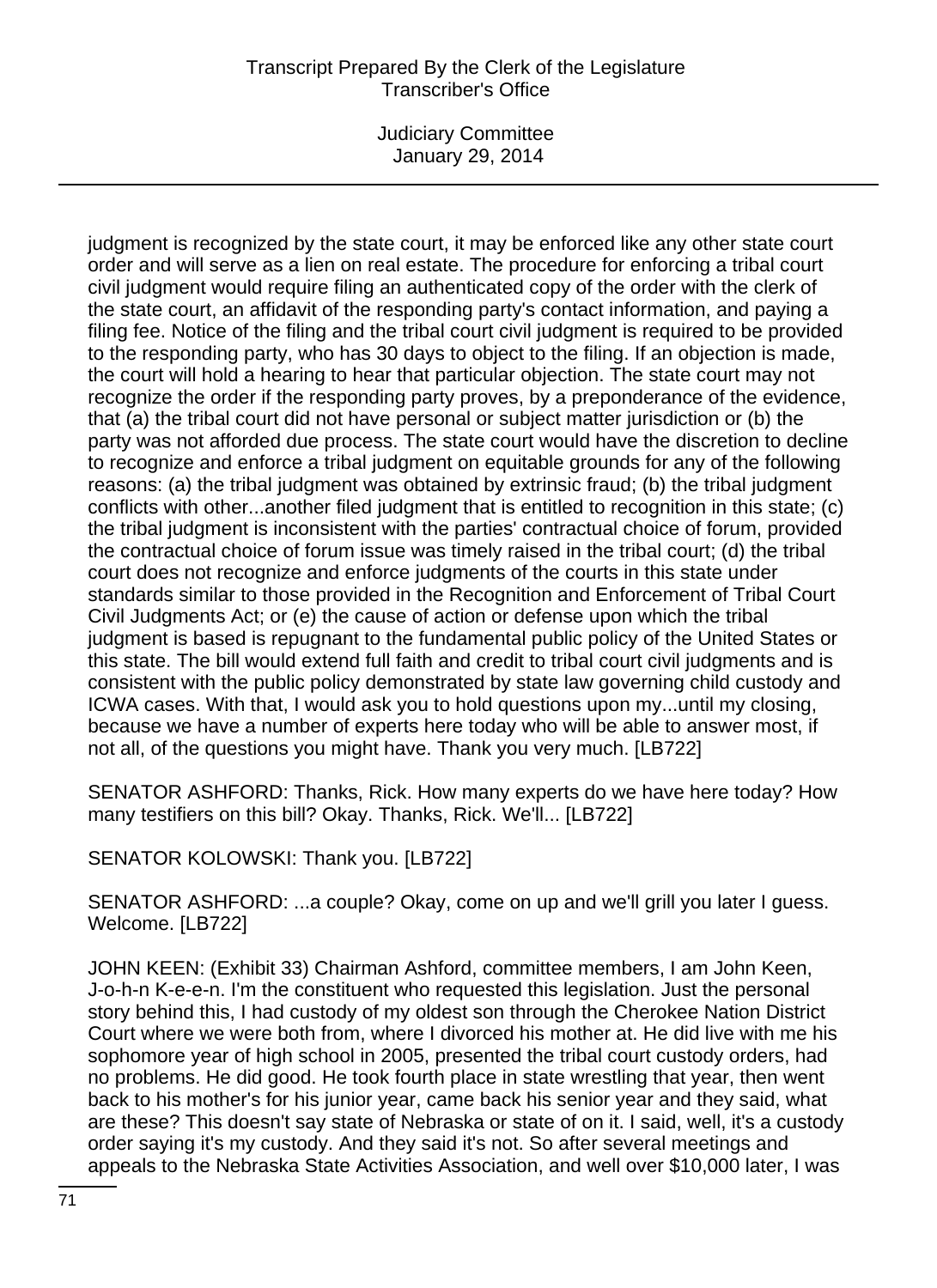judgment is recognized by the state court, it may be enforced like any other state court order and will serve as a lien on real estate. The procedure for enforcing a tribal court civil judgment would require filing an authenticated copy of the order with the clerk of the state court, an affidavit of the responding party's contact information, and paying a filing fee. Notice of the filing and the tribal court civil judgment is required to be provided to the responding party, who has 30 days to object to the filing. If an objection is made, the court will hold a hearing to hear that particular objection. The state court may not recognize the order if the responding party proves, by a preponderance of the evidence, that (a) the tribal court did not have personal or subject matter jurisdiction or (b) the party was not afforded due process. The state court would have the discretion to decline to recognize and enforce a tribal judgment on equitable grounds for any of the following reasons: (a) the tribal judgment was obtained by extrinsic fraud; (b) the tribal judgment conflicts with other...another filed judgment that is entitled to recognition in this state; (c) the tribal judgment is inconsistent with the parties' contractual choice of forum, provided the contractual choice of forum issue was timely raised in the tribal court; (d) the tribal court does not recognize and enforce judgments of the courts in this state under standards similar to those provided in the Recognition and Enforcement of Tribal Court Civil Judgments Act; or (e) the cause of action or defense upon which the tribal judgment is based is repugnant to the fundamental public policy of the United States or this state. The bill would extend full faith and credit to tribal court civil judgments and is consistent with the public policy demonstrated by state law governing child custody and ICWA cases. With that, I would ask you to hold questions upon my...until my closing, because we have a number of experts here today who will be able to answer most, if not all, of the questions you might have. Thank you very much. [LB722]

SENATOR ASHFORD: Thanks, Rick. How many experts do we have here today? How many testifiers on this bill? Okay. Thanks, Rick. We'll... [LB722]

SENATOR KOLOWSKI: Thank you. [LB722]

SENATOR ASHFORD: ...a couple? Okay, come on up and we'll grill you later I guess. Welcome. [LB722]

JOHN KEEN: (Exhibit 33) Chairman Ashford, committee members, I am John Keen, J-o-h-n K-e-e-n. I'm the constituent who requested this legislation. Just the personal story behind this, I had custody of my oldest son through the Cherokee Nation District Court where we were both from, where I divorced his mother at. He did live with me his sophomore year of high school in 2005, presented the tribal court custody orders, had no problems. He did good. He took fourth place in state wrestling that year, then went back to his mother's for his junior year, came back his senior year and they said, what are these? This doesn't say state of Nebraska or state of on it. I said, well, it's a custody order saying it's my custody. And they said it's not. So after several meetings and appeals to the Nebraska State Activities Association, and well over $10,000 later, I was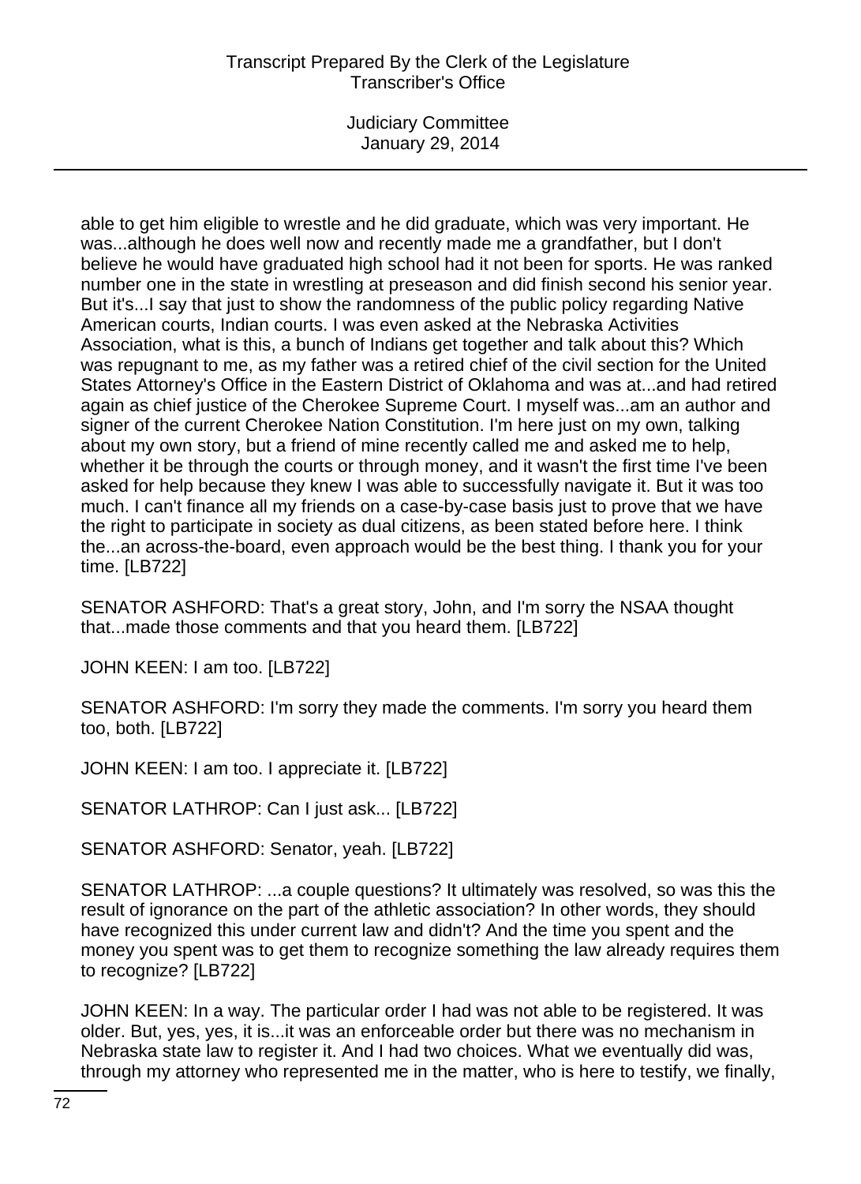able to get him eligible to wrestle and he did graduate, which was very important. He was...although he does well now and recently made me a grandfather, but I don't believe he would have graduated high school had it not been for sports. He was ranked number one in the state in wrestling at preseason and did finish second his senior year. But it's...I say that just to show the randomness of the public policy regarding Native American courts, Indian courts. I was even asked at the Nebraska Activities Association, what is this, a bunch of Indians get together and talk about this? Which was repugnant to me, as my father was a retired chief of the civil section for the United States Attorney's Office in the Eastern District of Oklahoma and was at...and had retired again as chief justice of the Cherokee Supreme Court. I myself was...am an author and signer of the current Cherokee Nation Constitution. I'm here just on my own, talking about my own story, but a friend of mine recently called me and asked me to help, whether it be through the courts or through money, and it wasn't the first time I've been asked for help because they knew I was able to successfully navigate it. But it was too much. I can't finance all my friends on a case-by-case basis just to prove that we have the right to participate in society as dual citizens, as been stated before here. I think the...an across-the-board, even approach would be the best thing. I thank you for your time. [LB722]

SENATOR ASHFORD: That's a great story, John, and I'm sorry the NSAA thought that...made those comments and that you heard them. [LB722]

JOHN KEEN: I am too. [LB722]

SENATOR ASHFORD: I'm sorry they made the comments. I'm sorry you heard them too, both. [LB722]

JOHN KEEN: I am too. I appreciate it. [LB722]

SENATOR LATHROP: Can I just ask... [LB722]

SENATOR ASHFORD: Senator, yeah. [LB722]

SENATOR LATHROP: ...a couple questions? It ultimately was resolved, so was this the result of ignorance on the part of the athletic association? In other words, they should have recognized this under current law and didn't? And the time you spent and the money you spent was to get them to recognize something the law already requires them to recognize? [LB722]

JOHN KEEN: In a way. The particular order I had was not able to be registered. It was older. But, yes, yes, it is...it was an enforceable order but there was no mechanism in Nebraska state law to register it. And I had two choices. What we eventually did was, through my attorney who represented me in the matter, who is here to testify, we finally,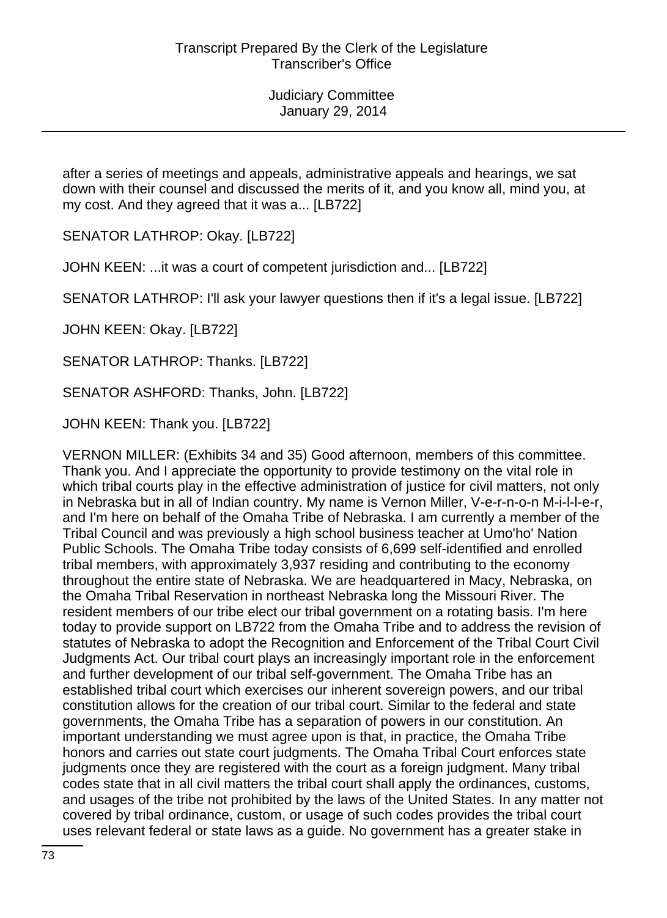after a series of meetings and appeals, administrative appeals and hearings, we sat down with their counsel and discussed the merits of it, and you know all, mind you, at my cost. And they agreed that it was a... [LB722]

SENATOR LATHROP: Okay. [LB722]

JOHN KEEN: ...it was a court of competent jurisdiction and... [LB722]

SENATOR LATHROP: I'll ask your lawyer questions then if it's a legal issue. [LB722]

JOHN KEEN: Okay. [LB722]

SENATOR LATHROP: Thanks. [LB722]

SENATOR ASHFORD: Thanks, John. [LB722]

JOHN KEEN: Thank you. [LB722]

VERNON MILLER: (Exhibits 34 and 35) Good afternoon, members of this committee. Thank you. And I appreciate the opportunity to provide testimony on the vital role in which tribal courts play in the effective administration of justice for civil matters, not only in Nebraska but in all of Indian country. My name is Vernon Miller, V-e-r-n-o-n M-i-l-l-e-r, and I'm here on behalf of the Omaha Tribe of Nebraska. I am currently a member of the Tribal Council and was previously a high school business teacher at Umo'ho' Nation Public Schools. The Omaha Tribe today consists of 6,699 self-identified and enrolled tribal members, with approximately 3,937 residing and contributing to the economy throughout the entire state of Nebraska. We are headquartered in Macy, Nebraska, on the Omaha Tribal Reservation in northeast Nebraska long the Missouri River. The resident members of our tribe elect our tribal government on a rotating basis. I'm here today to provide support on LB722 from the Omaha Tribe and to address the revision of statutes of Nebraska to adopt the Recognition and Enforcement of the Tribal Court Civil Judgments Act. Our tribal court plays an increasingly important role in the enforcement and further development of our tribal self-government. The Omaha Tribe has an established tribal court which exercises our inherent sovereign powers, and our tribal constitution allows for the creation of our tribal court. Similar to the federal and state governments, the Omaha Tribe has a separation of powers in our constitution. An important understanding we must agree upon is that, in practice, the Omaha Tribe honors and carries out state court judgments. The Omaha Tribal Court enforces state judgments once they are registered with the court as a foreign judgment. Many tribal codes state that in all civil matters the tribal court shall apply the ordinances, customs, and usages of the tribe not prohibited by the laws of the United States. In any matter not covered by tribal ordinance, custom, or usage of such codes provides the tribal court uses relevant federal or state laws as a guide. No government has a greater stake in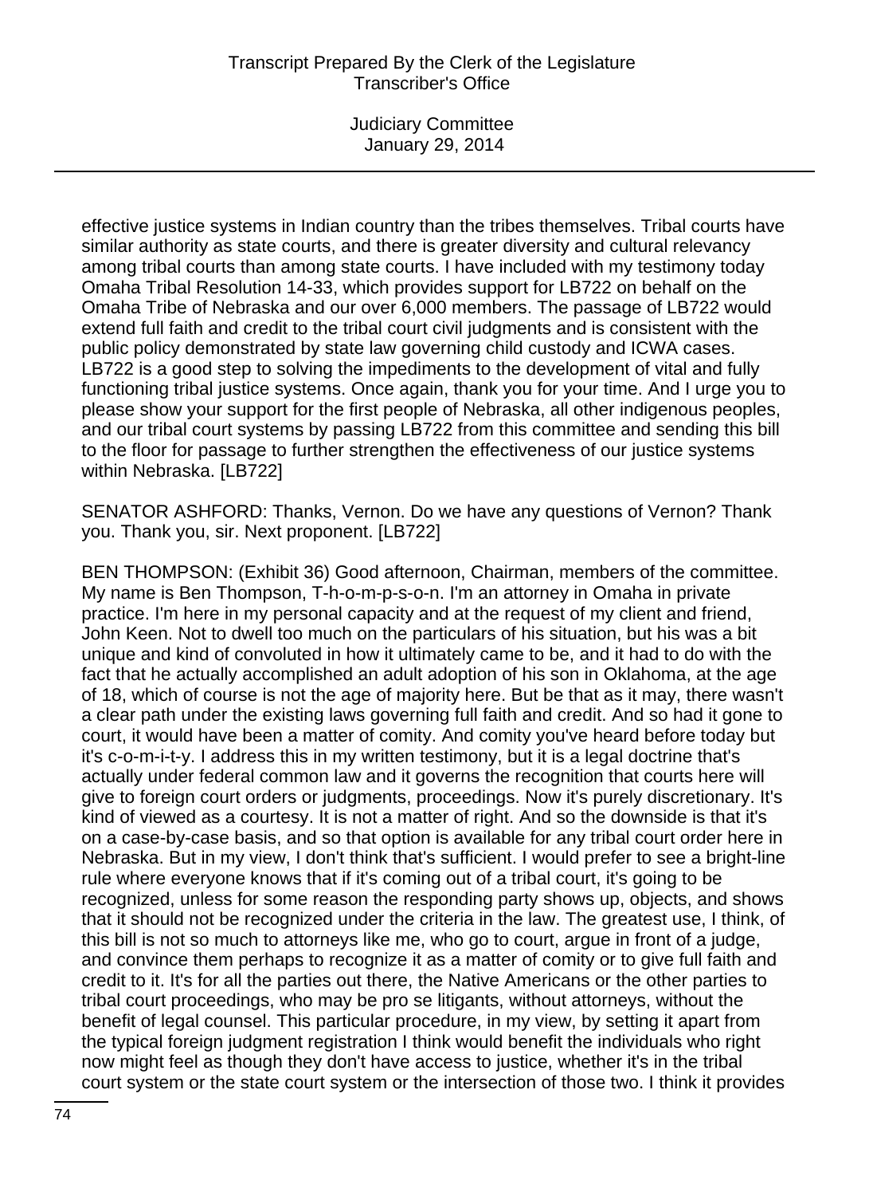effective justice systems in Indian country than the tribes themselves. Tribal courts have similar authority as state courts, and there is greater diversity and cultural relevancy among tribal courts than among state courts. I have included with my testimony today Omaha Tribal Resolution 14-33, which provides support for LB722 on behalf on the Omaha Tribe of Nebraska and our over 6,000 members. The passage of LB722 would extend full faith and credit to the tribal court civil judgments and is consistent with the public policy demonstrated by state law governing child custody and ICWA cases. LB722 is a good step to solving the impediments to the development of vital and fully functioning tribal justice systems. Once again, thank you for your time. And I urge you to please show your support for the first people of Nebraska, all other indigenous peoples, and our tribal court systems by passing LB722 from this committee and sending this bill to the floor for passage to further strengthen the effectiveness of our justice systems within Nebraska. [LB722]

SENATOR ASHFORD: Thanks, Vernon. Do we have any questions of Vernon? Thank you. Thank you, sir. Next proponent. [LB722]

BEN THOMPSON: (Exhibit 36) Good afternoon, Chairman, members of the committee. My name is Ben Thompson, T-h-o-m-p-s-o-n. I'm an attorney in Omaha in private practice. I'm here in my personal capacity and at the request of my client and friend, John Keen. Not to dwell too much on the particulars of his situation, but his was a bit unique and kind of convoluted in how it ultimately came to be, and it had to do with the fact that he actually accomplished an adult adoption of his son in Oklahoma, at the age of 18, which of course is not the age of majority here. But be that as it may, there wasn't a clear path under the existing laws governing full faith and credit. And so had it gone to court, it would have been a matter of comity. And comity you've heard before today but it's c-o-m-i-t-y. I address this in my written testimony, but it is a legal doctrine that's actually under federal common law and it governs the recognition that courts here will give to foreign court orders or judgments, proceedings. Now it's purely discretionary. It's kind of viewed as a courtesy. It is not a matter of right. And so the downside is that it's on a case-by-case basis, and so that option is available for any tribal court order here in Nebraska. But in my view, I don't think that's sufficient. I would prefer to see a bright-line rule where everyone knows that if it's coming out of a tribal court, it's going to be recognized, unless for some reason the responding party shows up, objects, and shows that it should not be recognized under the criteria in the law. The greatest use, I think, of this bill is not so much to attorneys like me, who go to court, argue in front of a judge, and convince them perhaps to recognize it as a matter of comity or to give full faith and credit to it. It's for all the parties out there, the Native Americans or the other parties to tribal court proceedings, who may be pro se litigants, without attorneys, without the benefit of legal counsel. This particular procedure, in my view, by setting it apart from the typical foreign judgment registration I think would benefit the individuals who right now might feel as though they don't have access to justice, whether it's in the tribal court system or the state court system or the intersection of those two. I think it provides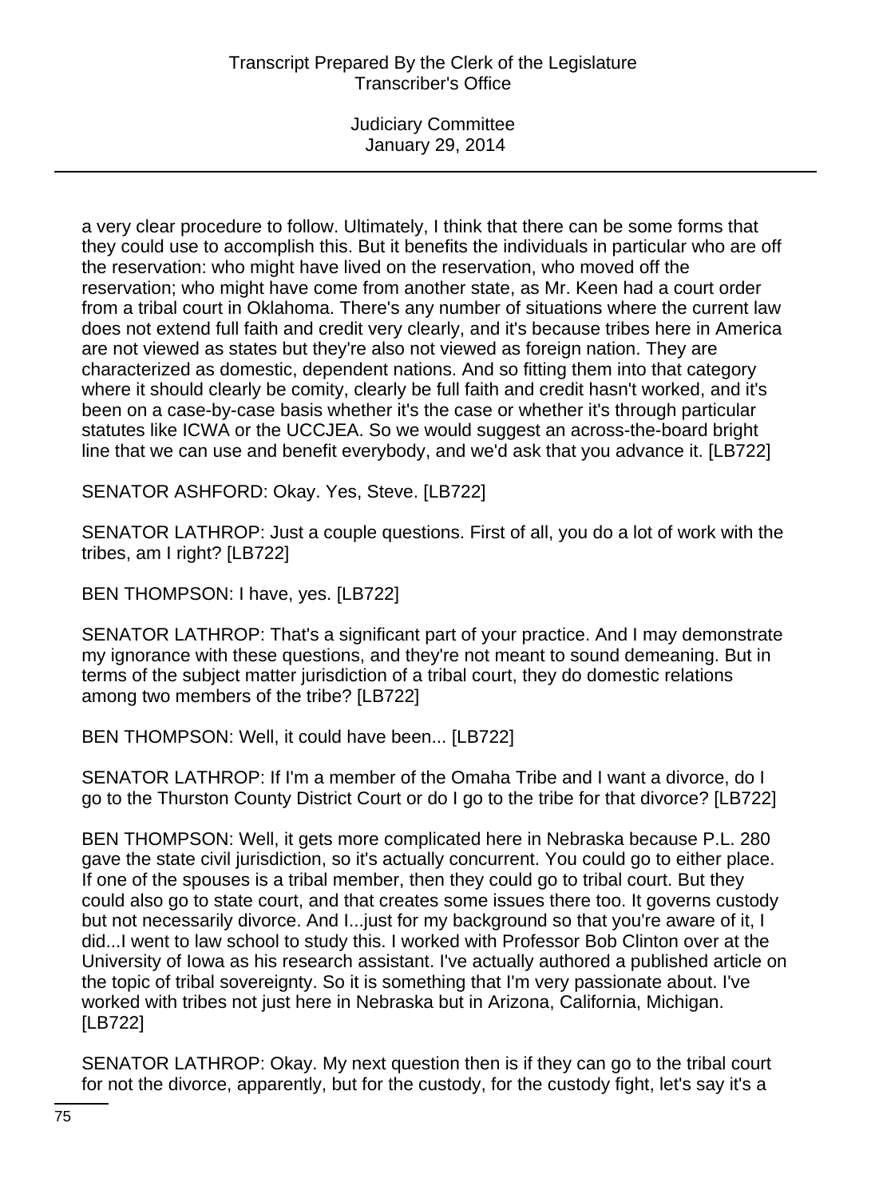a very clear procedure to follow. Ultimately, I think that there can be some forms that they could use to accomplish this. But it benefits the individuals in particular who are off the reservation: who might have lived on the reservation, who moved off the reservation; who might have come from another state, as Mr. Keen had a court order from a tribal court in Oklahoma. There's any number of situations where the current law does not extend full faith and credit very clearly, and it's because tribes here in America are not viewed as states but they're also not viewed as foreign nation. They are characterized as domestic, dependent nations. And so fitting them into that category where it should clearly be comity, clearly be full faith and credit hasn't worked, and it's been on a case-by-case basis whether it's the case or whether it's through particular statutes like ICWA or the UCCJEA. So we would suggest an across-the-board bright line that we can use and benefit everybody, and we'd ask that you advance it. [LB722]

SENATOR ASHFORD: Okay. Yes, Steve. [LB722]

SENATOR LATHROP: Just a couple questions. First of all, you do a lot of work with the tribes, am I right? [LB722]

BEN THOMPSON: I have, yes. [LB722]

SENATOR LATHROP: That's a significant part of your practice. And I may demonstrate my ignorance with these questions, and they're not meant to sound demeaning. But in terms of the subject matter jurisdiction of a tribal court, they do domestic relations among two members of the tribe? [LB722]

BEN THOMPSON: Well, it could have been... [LB722]

SENATOR LATHROP: If I'm a member of the Omaha Tribe and I want a divorce, do I go to the Thurston County District Court or do I go to the tribe for that divorce? [LB722]

BEN THOMPSON: Well, it gets more complicated here in Nebraska because P.L. 280 gave the state civil jurisdiction, so it's actually concurrent. You could go to either place. If one of the spouses is a tribal member, then they could go to tribal court. But they could also go to state court, and that creates some issues there too. It governs custody but not necessarily divorce. And I...just for my background so that you're aware of it, I did...I went to law school to study this. I worked with Professor Bob Clinton over at the University of Iowa as his research assistant. I've actually authored a published article on the topic of tribal sovereignty. So it is something that I'm very passionate about. I've worked with tribes not just here in Nebraska but in Arizona, California, Michigan. [LB722]

SENATOR LATHROP: Okay. My next question then is if they can go to the tribal court for not the divorce, apparently, but for the custody, for the custody fight, let's say it's a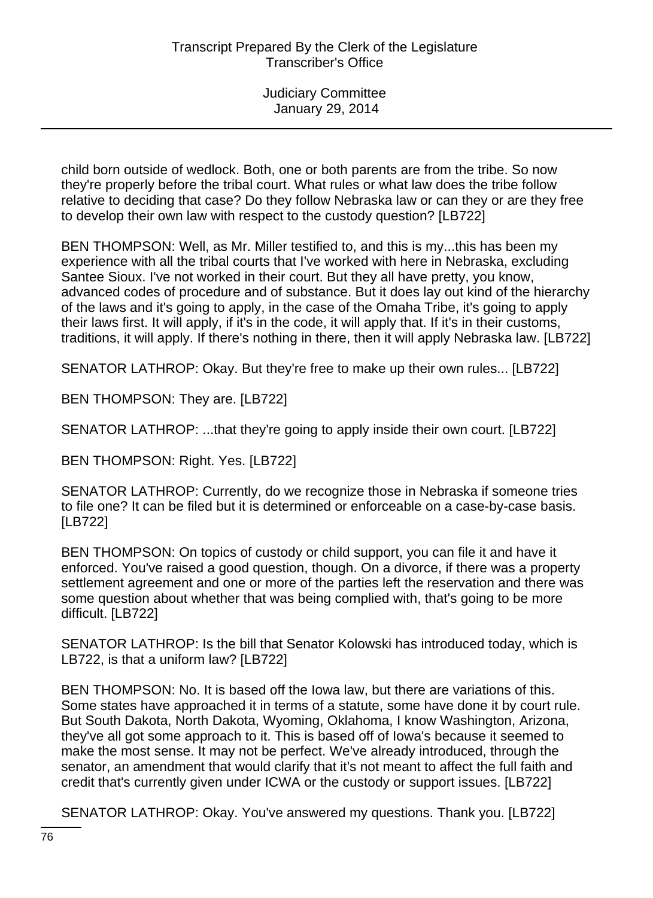child born outside of wedlock. Both, one or both parents are from the tribe. So now they're properly before the tribal court. What rules or what law does the tribe follow relative to deciding that case? Do they follow Nebraska law or can they or are they free to develop their own law with respect to the custody question? [LB722]

BEN THOMPSON: Well, as Mr. Miller testified to, and this is my...this has been my experience with all the tribal courts that I've worked with here in Nebraska, excluding Santee Sioux. I've not worked in their court. But they all have pretty, you know, advanced codes of procedure and of substance. But it does lay out kind of the hierarchy of the laws and it's going to apply, in the case of the Omaha Tribe, it's going to apply their laws first. It will apply, if it's in the code, it will apply that. If it's in their customs, traditions, it will apply. If there's nothing in there, then it will apply Nebraska law. [LB722]

SENATOR LATHROP: Okay. But they're free to make up their own rules... [LB722]

BEN THOMPSON: They are. [LB722]

SENATOR LATHROP: ...that they're going to apply inside their own court. [LB722]

BEN THOMPSON: Right. Yes. [LB722]

SENATOR LATHROP: Currently, do we recognize those in Nebraska if someone tries to file one? It can be filed but it is determined or enforceable on a case-by-case basis. [LB722]

BEN THOMPSON: On topics of custody or child support, you can file it and have it enforced. You've raised a good question, though. On a divorce, if there was a property settlement agreement and one or more of the parties left the reservation and there was some question about whether that was being complied with, that's going to be more difficult. [LB722]

SENATOR LATHROP: Is the bill that Senator Kolowski has introduced today, which is LB722, is that a uniform law? [LB722]

BEN THOMPSON: No. It is based off the Iowa law, but there are variations of this. Some states have approached it in terms of a statute, some have done it by court rule. But South Dakota, North Dakota, Wyoming, Oklahoma, I know Washington, Arizona, they've all got some approach to it. This is based off of Iowa's because it seemed to make the most sense. It may not be perfect. We've already introduced, through the senator, an amendment that would clarify that it's not meant to affect the full faith and credit that's currently given under ICWA or the custody or support issues. [LB722]

SENATOR LATHROP: Okay. You've answered my questions. Thank you. [LB722]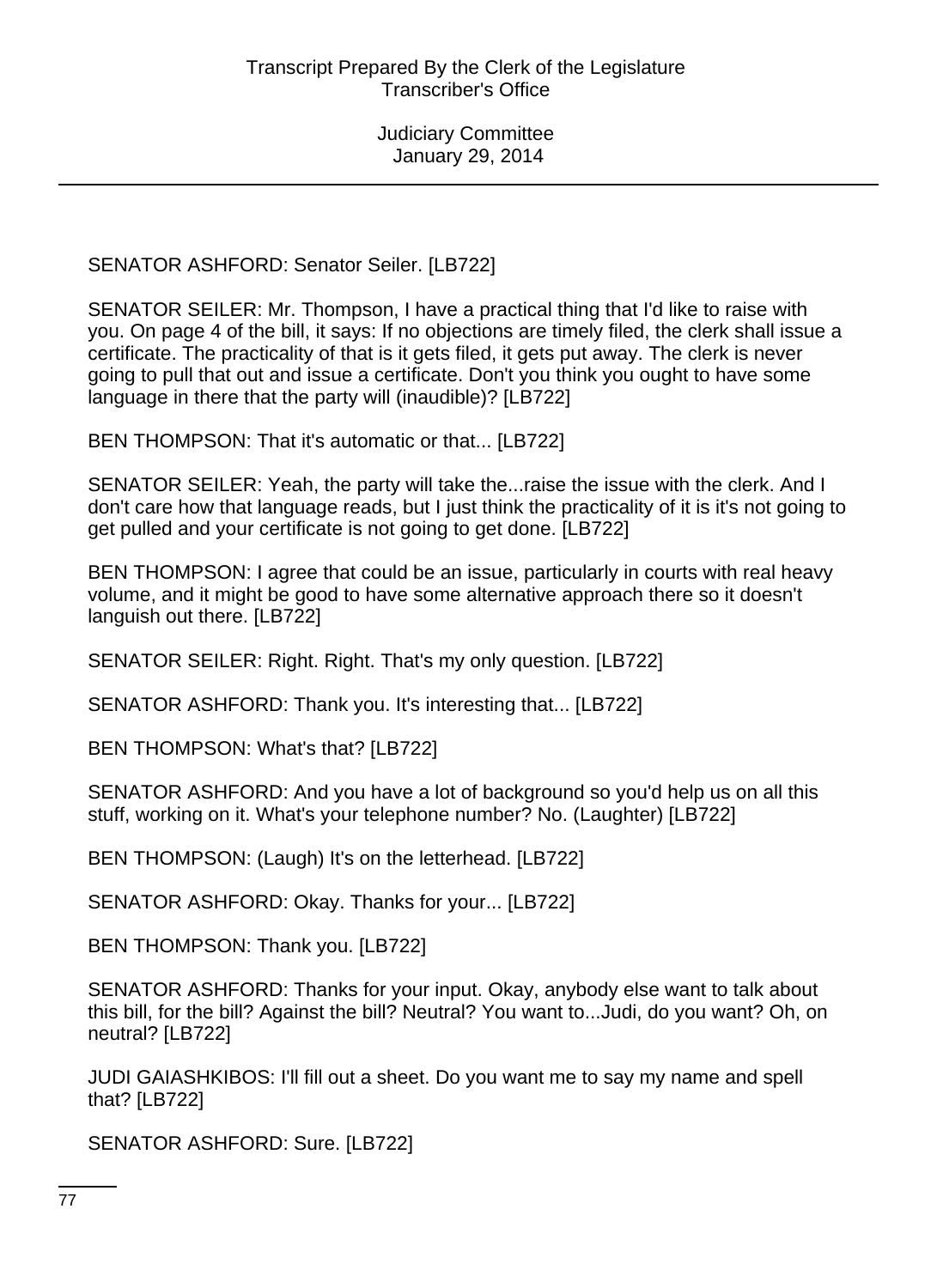SENATOR ASHFORD: Senator Seiler. [LB722]

SENATOR SEILER: Mr. Thompson, I have a practical thing that I'd like to raise with you. On page 4 of the bill, it says: If no objections are timely filed, the clerk shall issue a certificate. The practicality of that is it gets filed, it gets put away. The clerk is never going to pull that out and issue a certificate. Don't you think you ought to have some language in there that the party will (inaudible)? [LB722]

BEN THOMPSON: That it's automatic or that... [LB722]

SENATOR SEILER: Yeah, the party will take the...raise the issue with the clerk. And I don't care how that language reads, but I just think the practicality of it is it's not going to get pulled and your certificate is not going to get done. [LB722]

BEN THOMPSON: I agree that could be an issue, particularly in courts with real heavy volume, and it might be good to have some alternative approach there so it doesn't languish out there. [LB722]

SENATOR SEILER: Right. Right. That's my only question. [LB722]

SENATOR ASHFORD: Thank you. It's interesting that... [LB722]

BEN THOMPSON: What's that? [LB722]

SENATOR ASHFORD: And you have a lot of background so you'd help us on all this stuff, working on it. What's your telephone number? No. (Laughter) [LB722]

BEN THOMPSON: (Laugh) It's on the letterhead. [LB722]

SENATOR ASHFORD: Okay. Thanks for your... [LB722]

BEN THOMPSON: Thank you. [LB722]

SENATOR ASHFORD: Thanks for your input. Okay, anybody else want to talk about this bill, for the bill? Against the bill? Neutral? You want to...Judi, do you want? Oh, on neutral? [LB722]

JUDI GAIASHKIBOS: I'll fill out a sheet. Do you want me to say my name and spell that? [LB722]

SENATOR ASHFORD: Sure. [LB722]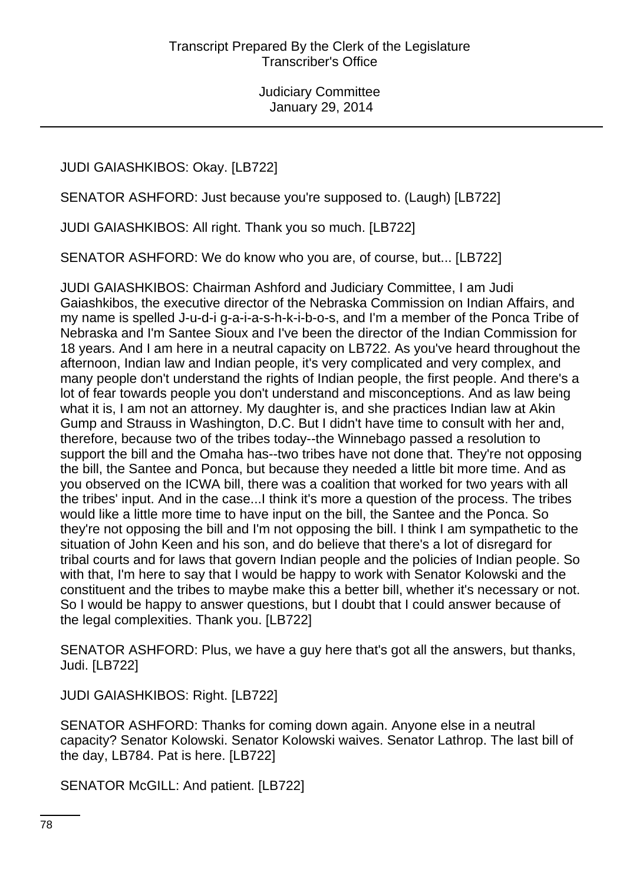JUDI GAIASHKIBOS: Okay. [LB722]

SENATOR ASHFORD: Just because you're supposed to. (Laugh) [LB722]

JUDI GAIASHKIBOS: All right. Thank you so much. [LB722]

SENATOR ASHFORD: We do know who you are, of course, but... [LB722]

JUDI GAIASHKIBOS: Chairman Ashford and Judiciary Committee, I am Judi Gaiashkibos, the executive director of the Nebraska Commission on Indian Affairs, and my name is spelled J-u-d-i g-a-i-a-s-h-k-i-b-o-s, and I'm a member of the Ponca Tribe of Nebraska and I'm Santee Sioux and I've been the director of the Indian Commission for 18 years. And I am here in a neutral capacity on LB722. As you've heard throughout the afternoon, Indian law and Indian people, it's very complicated and very complex, and many people don't understand the rights of Indian people, the first people. And there's a lot of fear towards people you don't understand and misconceptions. And as law being what it is, I am not an attorney. My daughter is, and she practices Indian law at Akin Gump and Strauss in Washington, D.C. But I didn't have time to consult with her and, therefore, because two of the tribes today--the Winnebago passed a resolution to support the bill and the Omaha has--two tribes have not done that. They're not opposing the bill, the Santee and Ponca, but because they needed a little bit more time. And as you observed on the ICWA bill, there was a coalition that worked for two years with all the tribes' input. And in the case...I think it's more a question of the process. The tribes would like a little more time to have input on the bill, the Santee and the Ponca. So they're not opposing the bill and I'm not opposing the bill. I think I am sympathetic to the situation of John Keen and his son, and do believe that there's a lot of disregard for tribal courts and for laws that govern Indian people and the policies of Indian people. So with that, I'm here to say that I would be happy to work with Senator Kolowski and the constituent and the tribes to maybe make this a better bill, whether it's necessary or not. So I would be happy to answer questions, but I doubt that I could answer because of the legal complexities. Thank you. [LB722]

SENATOR ASHFORD: Plus, we have a guy here that's got all the answers, but thanks, Judi. [LB722]

JUDI GAIASHKIBOS: Right. [LB722]

SENATOR ASHFORD: Thanks for coming down again. Anyone else in a neutral capacity? Senator Kolowski. Senator Kolowski waives. Senator Lathrop. The last bill of the day, LB784. Pat is here. [LB722]

SENATOR McGILL: And patient. [LB722]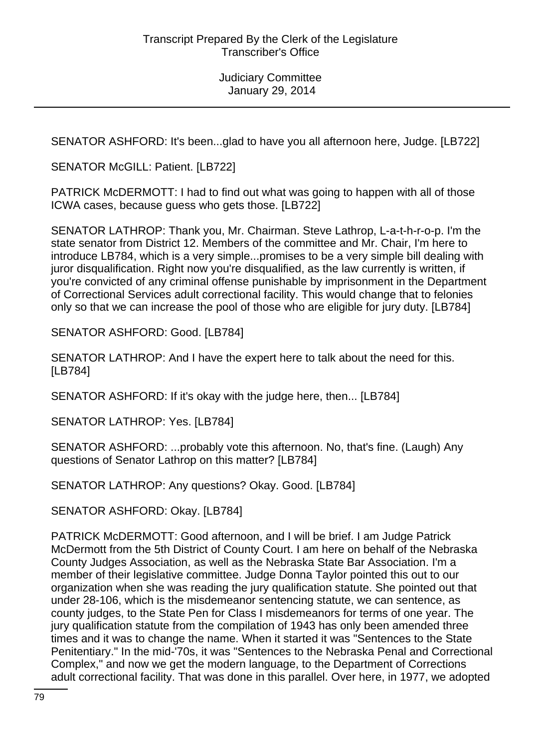SENATOR ASHFORD: It's been...glad to have you all afternoon here, Judge. [LB722]

SENATOR McGILL: Patient. [LB722]

PATRICK McDERMOTT: I had to find out what was going to happen with all of those ICWA cases, because guess who gets those. [LB722]

SENATOR LATHROP: Thank you, Mr. Chairman. Steve Lathrop, L-a-t-h-r-o-p. I'm the state senator from District 12. Members of the committee and Mr. Chair, I'm here to introduce LB784, which is a very simple...promises to be a very simple bill dealing with juror disqualification. Right now you're disqualified, as the law currently is written, if you're convicted of any criminal offense punishable by imprisonment in the Department of Correctional Services adult correctional facility. This would change that to felonies only so that we can increase the pool of those who are eligible for jury duty. [LB784]

SENATOR ASHFORD: Good. [LB784]

SENATOR LATHROP: And I have the expert here to talk about the need for this. [LB784]

SENATOR ASHFORD: If it's okay with the judge here, then... [LB784]

SENATOR LATHROP: Yes. [LB784]

SENATOR ASHFORD: ...probably vote this afternoon. No, that's fine. (Laugh) Any questions of Senator Lathrop on this matter? [LB784]

SENATOR LATHROP: Any questions? Okay. Good. [LB784]

SENATOR ASHFORD: Okay. [LB784]

PATRICK McDERMOTT: Good afternoon, and I will be brief. I am Judge Patrick McDermott from the 5th District of County Court. I am here on behalf of the Nebraska County Judges Association, as well as the Nebraska State Bar Association. I'm a member of their legislative committee. Judge Donna Taylor pointed this out to our organization when she was reading the jury qualification statute. She pointed out that under 28-106, which is the misdemeanor sentencing statute, we can sentence, as county judges, to the State Pen for Class I misdemeanors for terms of one year. The jury qualification statute from the compilation of 1943 has only been amended three times and it was to change the name. When it started it was "Sentences to the State Penitentiary." In the mid-'70s, it was "Sentences to the Nebraska Penal and Correctional Complex," and now we get the modern language, to the Department of Corrections adult correctional facility. That was done in this parallel. Over here, in 1977, we adopted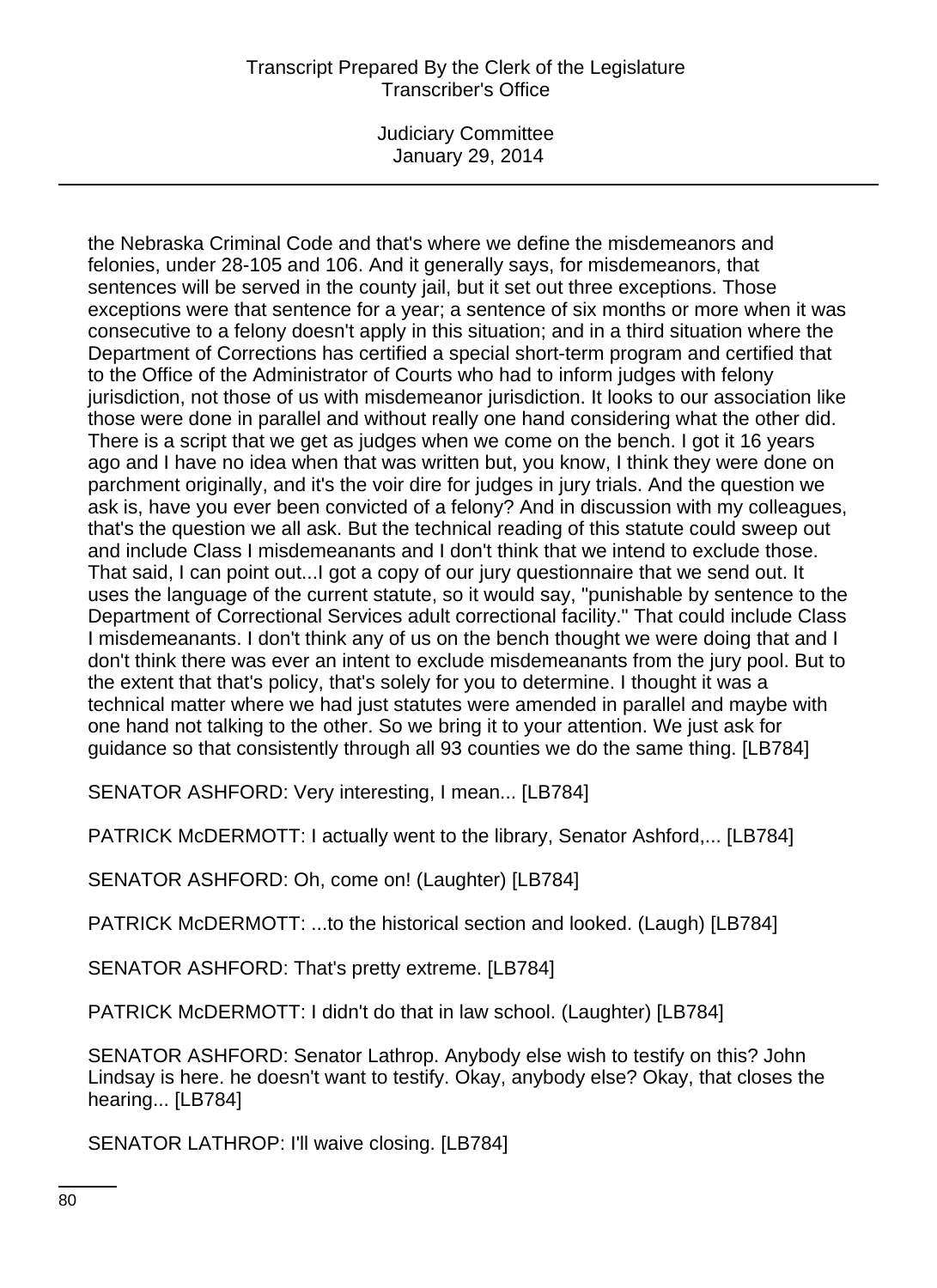the Nebraska Criminal Code and that's where we define the misdemeanors and felonies, under 28-105 and 106. And it generally says, for misdemeanors, that sentences will be served in the county jail, but it set out three exceptions. Those exceptions were that sentence for a year; a sentence of six months or more when it was consecutive to a felony doesn't apply in this situation; and in a third situation where the Department of Corrections has certified a special short-term program and certified that to the Office of the Administrator of Courts who had to inform judges with felony jurisdiction, not those of us with misdemeanor jurisdiction. It looks to our association like those were done in parallel and without really one hand considering what the other did. There is a script that we get as judges when we come on the bench. I got it 16 years ago and I have no idea when that was written but, you know, I think they were done on parchment originally, and it's the voir dire for judges in jury trials. And the question we ask is, have you ever been convicted of a felony? And in discussion with my colleagues, that's the question we all ask. But the technical reading of this statute could sweep out and include Class I misdemeanants and I don't think that we intend to exclude those. That said, I can point out...I got a copy of our jury questionnaire that we send out. It uses the language of the current statute, so it would say, "punishable by sentence to the Department of Correctional Services adult correctional facility." That could include Class I misdemeanants. I don't think any of us on the bench thought we were doing that and I don't think there was ever an intent to exclude misdemeanants from the jury pool. But to the extent that that's policy, that's solely for you to determine. I thought it was a technical matter where we had just statutes were amended in parallel and maybe with one hand not talking to the other. So we bring it to your attention. We just ask for guidance so that consistently through all 93 counties we do the same thing. [LB784]

SENATOR ASHFORD: Very interesting, I mean... [LB784]

PATRICK McDERMOTT: I actually went to the library, Senator Ashford,... [LB784]

SENATOR ASHFORD: Oh, come on! (Laughter) [LB784]

PATRICK McDERMOTT: ...to the historical section and looked. (Laugh) [LB784]

SENATOR ASHFORD: That's pretty extreme. [LB784]

PATRICK McDERMOTT: I didn't do that in law school. (Laughter) [LB784]

SENATOR ASHFORD: Senator Lathrop. Anybody else wish to testify on this? John Lindsay is here. he doesn't want to testify. Okay, anybody else? Okay, that closes the hearing... [LB784]

SENATOR LATHROP: I'll waive closing. [LB784]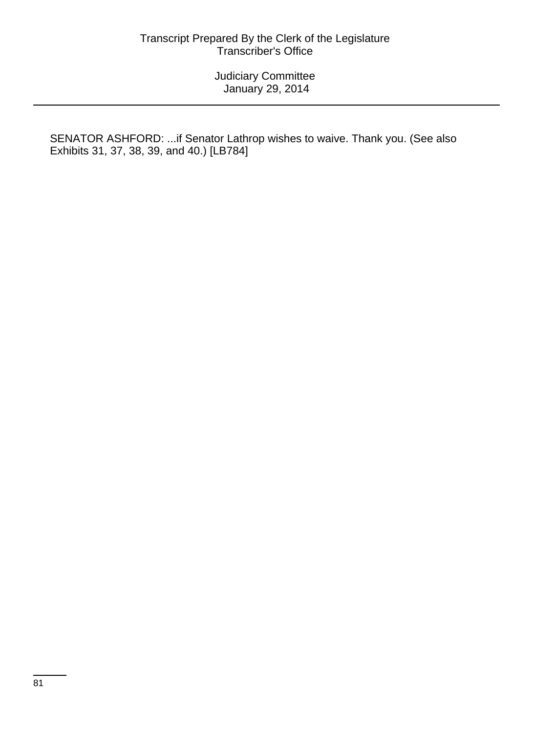SENATOR ASHFORD: ...if Senator Lathrop wishes to waive. Thank you. (See also Exhibits 31, 37, 38, 39, and 40.) [LB784]